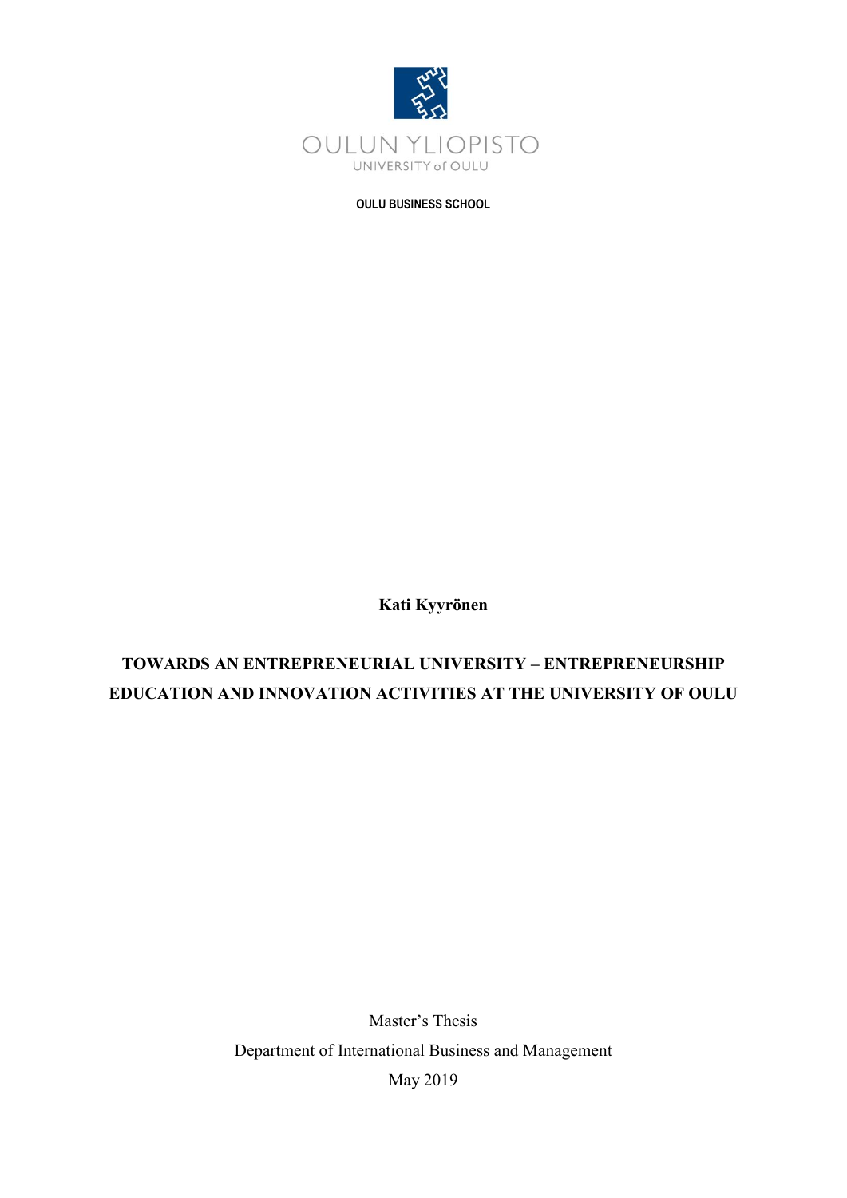OULUN YLIOPISTO

UNIVERSITY of OULU

**OULU BUSINESS SCHOOL**

**Kati Kyyrönen**

# TOWARDS AN ENTREPRENEURIAL UNIVERSITY – ENTREPRENEURSHIP EDUCATION AND INNOVATION ACTIVITIES AT THE UNIVERSITY OF OULU

Master's Thesis

Department of International Business and Management

May 2019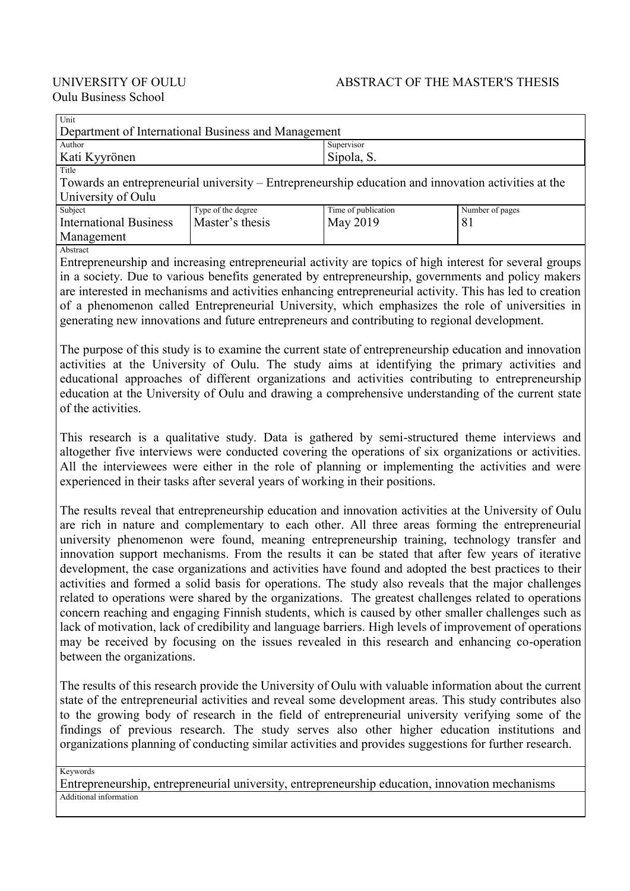UNIVERSITY OF OULU
Oulu Business School

ABSTRACT OF THE MASTER'S THESIS

| Unit | | | |
|---|---|---|---|
| Department of International Business and Management | | | |
| **Author** | | **Supervisor** | |
| Kati Kyyrönen | | Sipola, S. | |
| **Title** | | | |
| Towards an entrepreneurial university – Entrepreneurship education and innovation activities at the University of Oulu | | | |
| **Subject** | **Type of the degree** | **Time of publication** | **Number of pages** |
| International Business Management | Master's thesis | May 2019 | 81 |

**Abstract**

Entrepreneurship and increasing entrepreneurial activity are topics of high interest for several groups in a society. Due to various benefits generated by entrepreneurship, governments and policy makers are interested in mechanisms and activities enhancing entrepreneurial activity. This has led to creation of a phenomenon called Entrepreneurial University, which emphasizes the role of universities in generating new innovations and future entrepreneurs and contributing to regional development.

The purpose of this study is to examine the current state of entrepreneurship education and innovation activities at the University of Oulu. The study aims at identifying the primary activities and educational approaches of different organizations and activities contributing to entrepreneurship education at the University of Oulu and drawing a comprehensive understanding of the current state of the activities.

This research is a qualitative study. Data is gathered by semi-structured theme interviews and altogether five interviews were conducted covering the operations of six organizations or activities. All the interviewees were either in the role of planning or implementing the activities and were experienced in their tasks after several years of working in their positions.

The results reveal that entrepreneurship education and innovation activities at the University of Oulu are rich in nature and complementary to each other. All three areas forming the entrepreneurial university phenomenon were found, meaning entrepreneurship training, technology transfer and innovation support mechanisms. From the results it can be stated that after few years of iterative development, the case organizations and activities have found and adopted the best practices to their activities and formed a solid basis for operations. The study also reveals that the major challenges related to operations were shared by the organizations. The greatest challenges related to operations concern reaching and engaging Finnish students, which is caused by other smaller challenges such as lack of motivation, lack of credibility and language barriers. High levels of improvement of operations may be received by focusing on the issues revealed in this research and enhancing co-operation between the organizations.

The results of this research provide the University of Oulu with valuable information about the current state of the entrepreneurial activities and reveal some development areas. This study contributes also to the growing body of research in the field of entrepreneurial university verifying some of the findings of previous research. The study serves also other higher education institutions and organizations planning of conducting similar activities and provides suggestions for further research.

**Keywords**

Entrepreneurship, entrepreneurial university, entrepreneurship education, innovation mechanisms

**Additional information**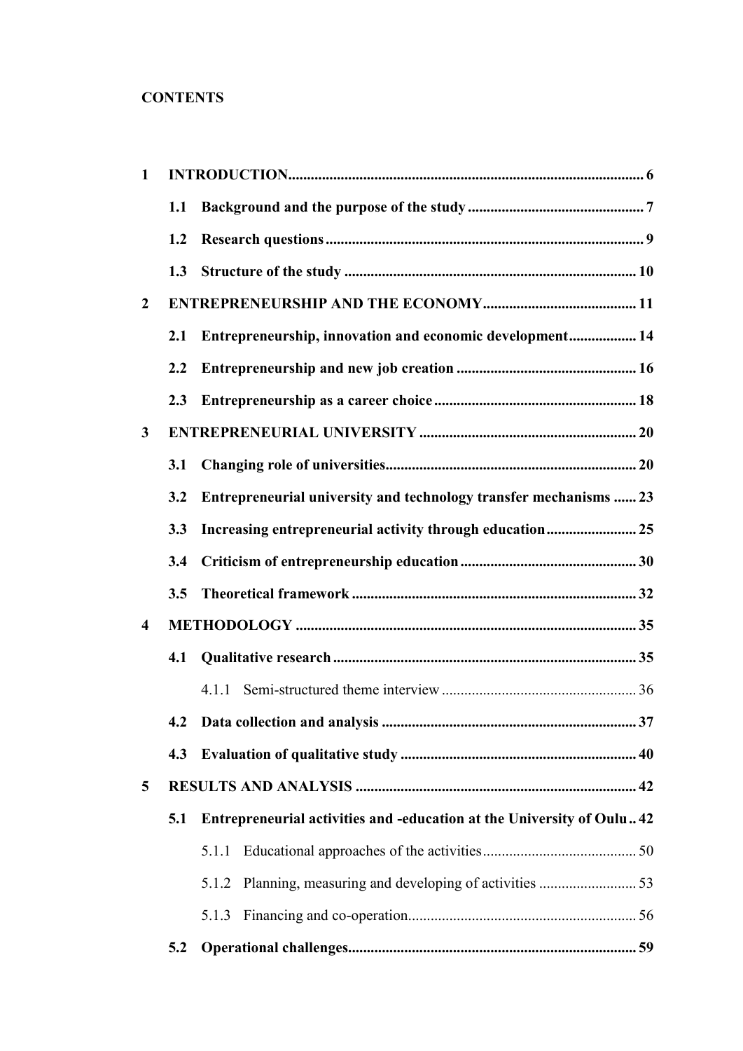**CONTENTS**

1 INTRODUCTION .......... 6
  - 1.1 Background and the purpose of the study .......... 7
  - 1.2 Research questions .......... 9
  - 1.3 Structure of the study .......... 10

2 ENTREPRENEURSHIP AND THE ECONOMY .......... 11
  - 2.1 Entrepreneurship, innovation and economic development .......... 14
  - 2.2 Entrepreneurship and new job creation .......... 16
  - 2.3 Entrepreneurship as a career choice .......... 18

3 ENTREPRENEURIAL UNIVERSITY .......... 20
  - 3.1 Changing role of universities .......... 20
  - 3.2 Entrepreneurial university and technology transfer mechanisms .......... 23
  - 3.3 Increasing entrepreneurial activity through education .......... 25
  - 3.4 Criticism of entrepreneurship education .......... 30
  - 3.5 Theoretical framework .......... 32

4 METHODOLOGY .......... 35
  - 4.1 Qualitative research .......... 35
    - 4.1.1 Semi-structured theme interview .......... 36
  - 4.2 Data collection and analysis .......... 37
  - 4.3 Evaluation of qualitative study .......... 40

5 RESULTS AND ANALYSIS .......... 42
  - 5.1 Entrepreneurial activities and -education at the University of Oulu .......... 42
    - 5.1.1 Educational approaches of the activities .......... 50
    - 5.1.2 Planning, measuring and developing of activities .......... 53
    - 5.1.3 Financing and co-operation .......... 56
  - 5.2 Operational challenges .......... 59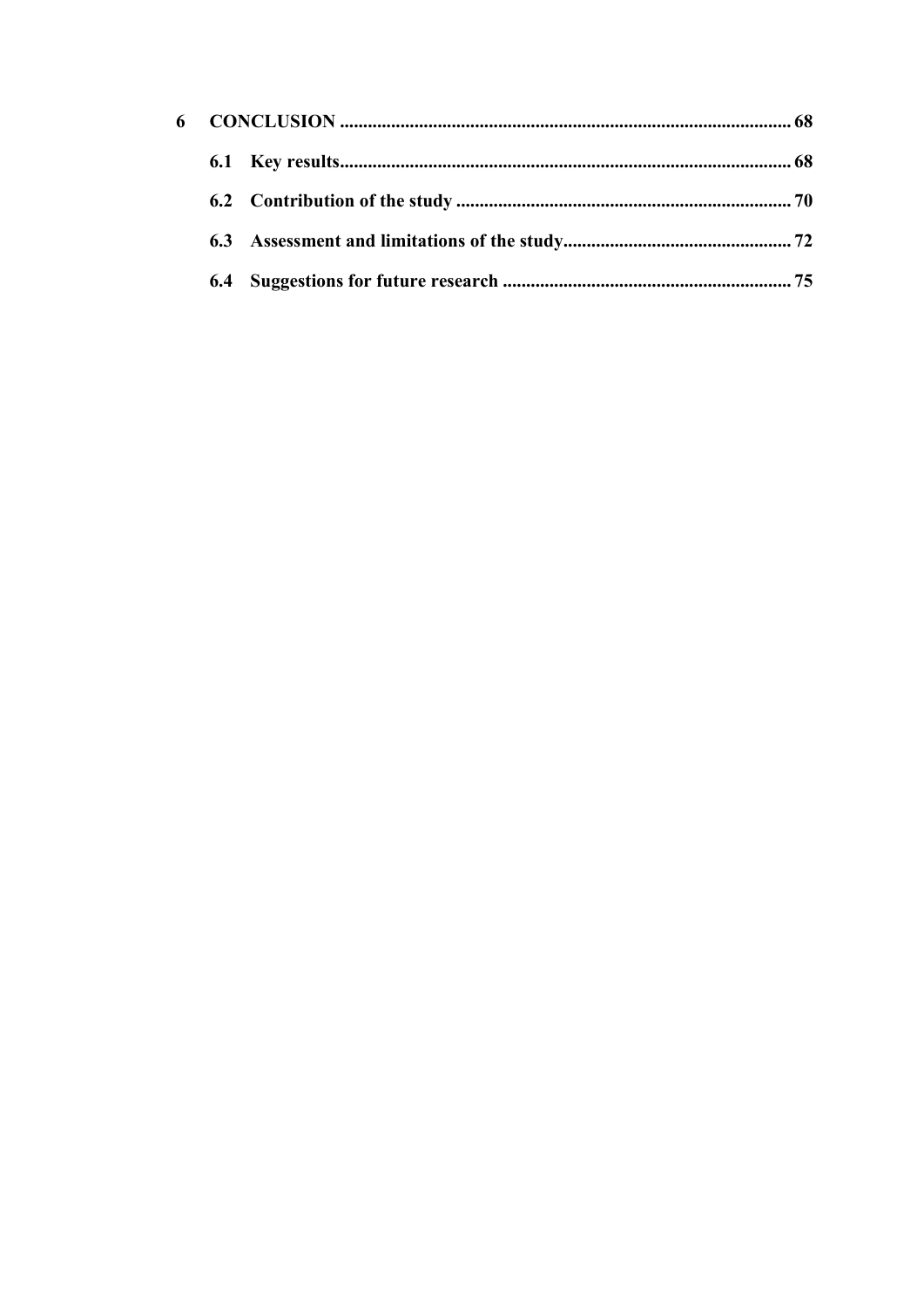6 CONCLUSION ................................................................................................ 68

6.1 Key results................................................................................................ 68

6.2 Contribution of the study ........................................................................ 70

6.3 Assessment and limitations of the study................................................. 72

6.4 Suggestions for future research .............................................................. 75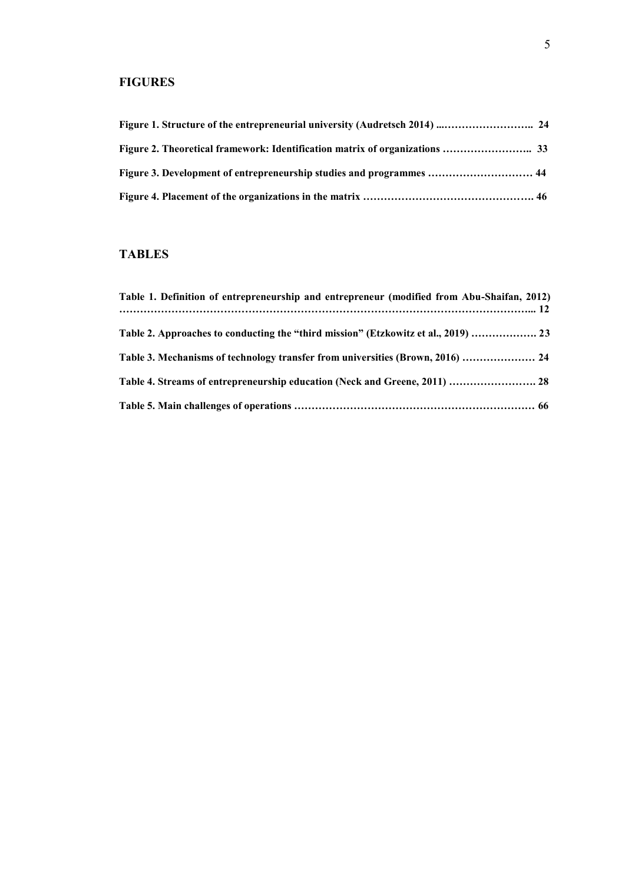## FIGURES

**Figure 1. Structure of the entrepreneurial university (Audretsch 2014) ...…………………….. 24**

**Figure 2. Theoretical framework: Identification matrix of organizations …………………….. 33**

**Figure 3. Development of entrepreneurship studies and programmes ………………………… 44**

**Figure 4. Placement of the organizations in the matrix …………………………………………. 46**

## TABLES

**Table 1. Definition of entrepreneurship and entrepreneur (modified from Abu-Shaifan, 2012) ………………………………………………………………………………………………….. 12**

**Table 2. Approaches to conducting the "third mission" (Etzkowitz et al., 2019) ………………. 23**

**Table 3. Mechanisms of technology transfer from universities (Brown, 2016) ………………… 24**

**Table 4. Streams of entrepreneurship education (Neck and Greene, 2011) ……………………. 28**

**Table 5. Main challenges of operations …………………………………………………………… 66**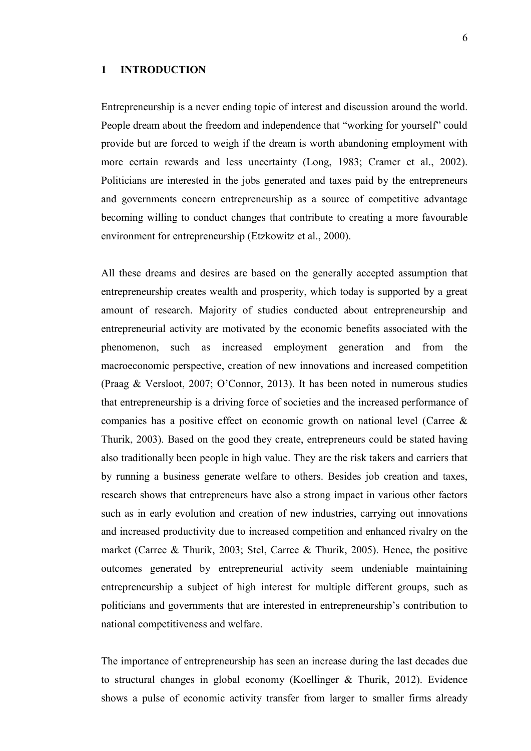# 1 INTRODUCTION

Entrepreneurship is a never ending topic of interest and discussion around the world. People dream about the freedom and independence that "working for yourself" could provide but are forced to weigh if the dream is worth abandoning employment with more certain rewards and less uncertainty (Long, 1983; Cramer et al., 2002). Politicians are interested in the jobs generated and taxes paid by the entrepreneurs and governments concern entrepreneurship as a source of competitive advantage becoming willing to conduct changes that contribute to creating a more favourable environment for entrepreneurship (Etzkowitz et al., 2000).

All these dreams and desires are based on the generally accepted assumption that entrepreneurship creates wealth and prosperity, which today is supported by a great amount of research. Majority of studies conducted about entrepreneurship and entrepreneurial activity are motivated by the economic benefits associated with the phenomenon, such as increased employment generation and from the macroeconomic perspective, creation of new innovations and increased competition (Praag & Versloot, 2007; O'Connor, 2013). It has been noted in numerous studies that entrepreneurship is a driving force of societies and the increased performance of companies has a positive effect on economic growth on national level (Carree & Thurik, 2003). Based on the good they create, entrepreneurs could be stated having also traditionally been people in high value. They are the risk takers and carriers that by running a business generate welfare to others. Besides job creation and taxes, research shows that entrepreneurs have also a strong impact in various other factors such as in early evolution and creation of new industries, carrying out innovations and increased productivity due to increased competition and enhanced rivalry on the market (Carree & Thurik, 2003; Stel, Carree & Thurik, 2005). Hence, the positive outcomes generated by entrepreneurial activity seem undeniable maintaining entrepreneurship a subject of high interest for multiple different groups, such as politicians and governments that are interested in entrepreneurship's contribution to national competitiveness and welfare.

The importance of entrepreneurship has seen an increase during the last decades due to structural changes in global economy (Koellinger & Thurik, 2012). Evidence shows a pulse of economic activity transfer from larger to smaller firms already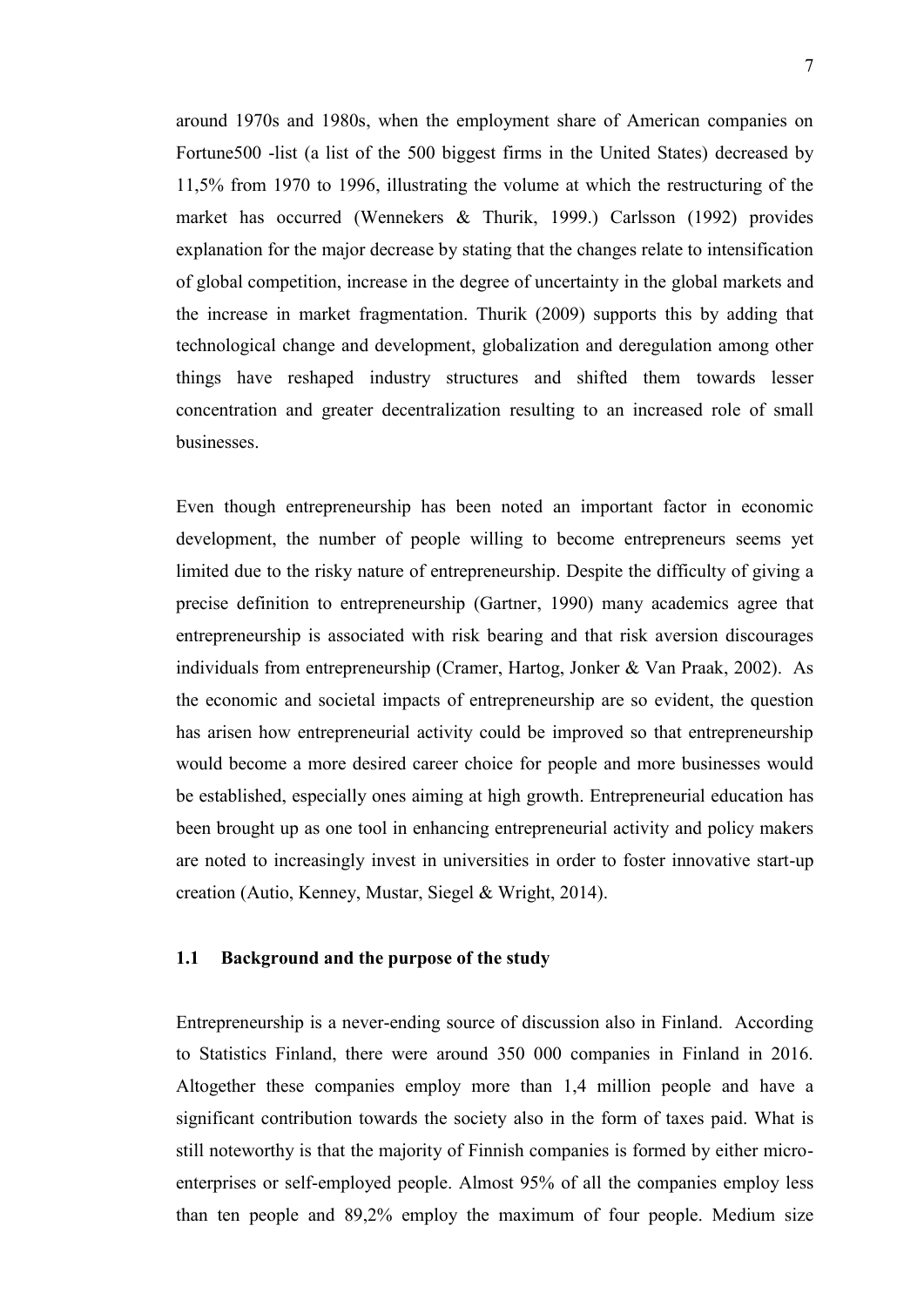around 1970s and 1980s, when the employment share of American companies on Fortune500 -list (a list of the 500 biggest firms in the United States) decreased by 11,5% from 1970 to 1996, illustrating the volume at which the restructuring of the market has occurred (Wennekers & Thurik, 1999.) Carlsson (1992) provides explanation for the major decrease by stating that the changes relate to intensification of global competition, increase in the degree of uncertainty in the global markets and the increase in market fragmentation. Thurik (2009) supports this by adding that technological change and development, globalization and deregulation among other things have reshaped industry structures and shifted them towards lesser concentration and greater decentralization resulting to an increased role of small businesses.

Even though entrepreneurship has been noted an important factor in economic development, the number of people willing to become entrepreneurs seems yet limited due to the risky nature of entrepreneurship. Despite the difficulty of giving a precise definition to entrepreneurship (Gartner, 1990) many academics agree that entrepreneurship is associated with risk bearing and that risk aversion discourages individuals from entrepreneurship (Cramer, Hartog, Jonker & Van Praak, 2002). As the economic and societal impacts of entrepreneurship are so evident, the question has arisen how entrepreneurial activity could be improved so that entrepreneurship would become a more desired career choice for people and more businesses would be established, especially ones aiming at high growth. Entrepreneurial education has been brought up as one tool in enhancing entrepreneurial activity and policy makers are noted to increasingly invest in universities in order to foster innovative start-up creation (Autio, Kenney, Mustar, Siegel & Wright, 2014).

### 1.1 Background and the purpose of the study

Entrepreneurship is a never-ending source of discussion also in Finland. According to Statistics Finland, there were around 350 000 companies in Finland in 2016. Altogether these companies employ more than 1,4 million people and have a significant contribution towards the society also in the form of taxes paid. What is still noteworthy is that the majority of Finnish companies is formed by either micro-enterprises or self-employed people. Almost 95% of all the companies employ less than ten people and 89,2% employ the maximum of four people. Medium size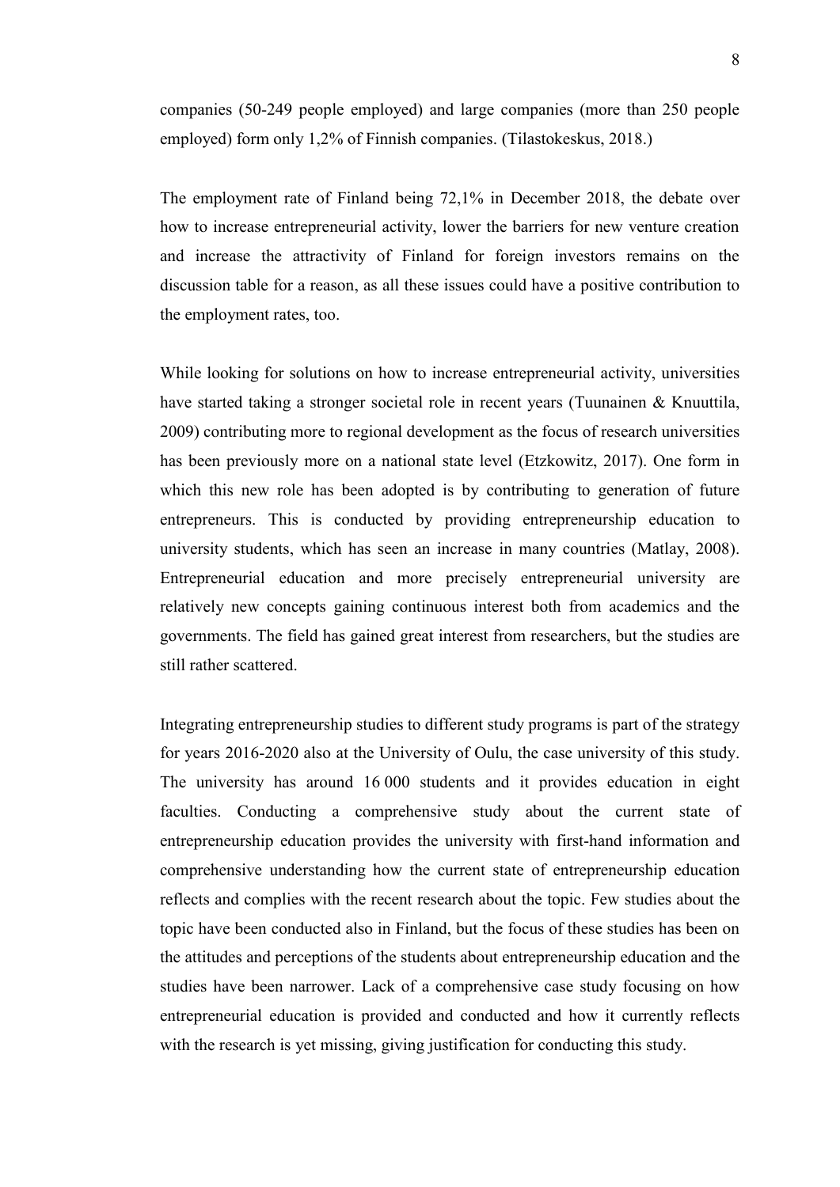companies (50-249 people employed) and large companies (more than 250 people employed) form only 1,2% of Finnish companies. (Tilastokeskus, 2018.)

The employment rate of Finland being 72,1% in December 2018, the debate over how to increase entrepreneurial activity, lower the barriers for new venture creation and increase the attractivity of Finland for foreign investors remains on the discussion table for a reason, as all these issues could have a positive contribution to the employment rates, too.

While looking for solutions on how to increase entrepreneurial activity, universities have started taking a stronger societal role in recent years (Tuunainen & Knuuttila, 2009) contributing more to regional development as the focus of research universities has been previously more on a national state level (Etzkowitz, 2017). One form in which this new role has been adopted is by contributing to generation of future entrepreneurs. This is conducted by providing entrepreneurship education to university students, which has seen an increase in many countries (Matlay, 2008). Entrepreneurial education and more precisely entrepreneurial university are relatively new concepts gaining continuous interest both from academics and the governments. The field has gained great interest from researchers, but the studies are still rather scattered.

Integrating entrepreneurship studies to different study programs is part of the strategy for years 2016-2020 also at the University of Oulu, the case university of this study. The university has around 16 000 students and it provides education in eight faculties. Conducting a comprehensive study about the current state of entrepreneurship education provides the university with first-hand information and comprehensive understanding how the current state of entrepreneurship education reflects and complies with the recent research about the topic. Few studies about the topic have been conducted also in Finland, but the focus of these studies has been on the attitudes and perceptions of the students about entrepreneurship education and the studies have been narrower. Lack of a comprehensive case study focusing on how entrepreneurial education is provided and conducted and how it currently reflects with the research is yet missing, giving justification for conducting this study.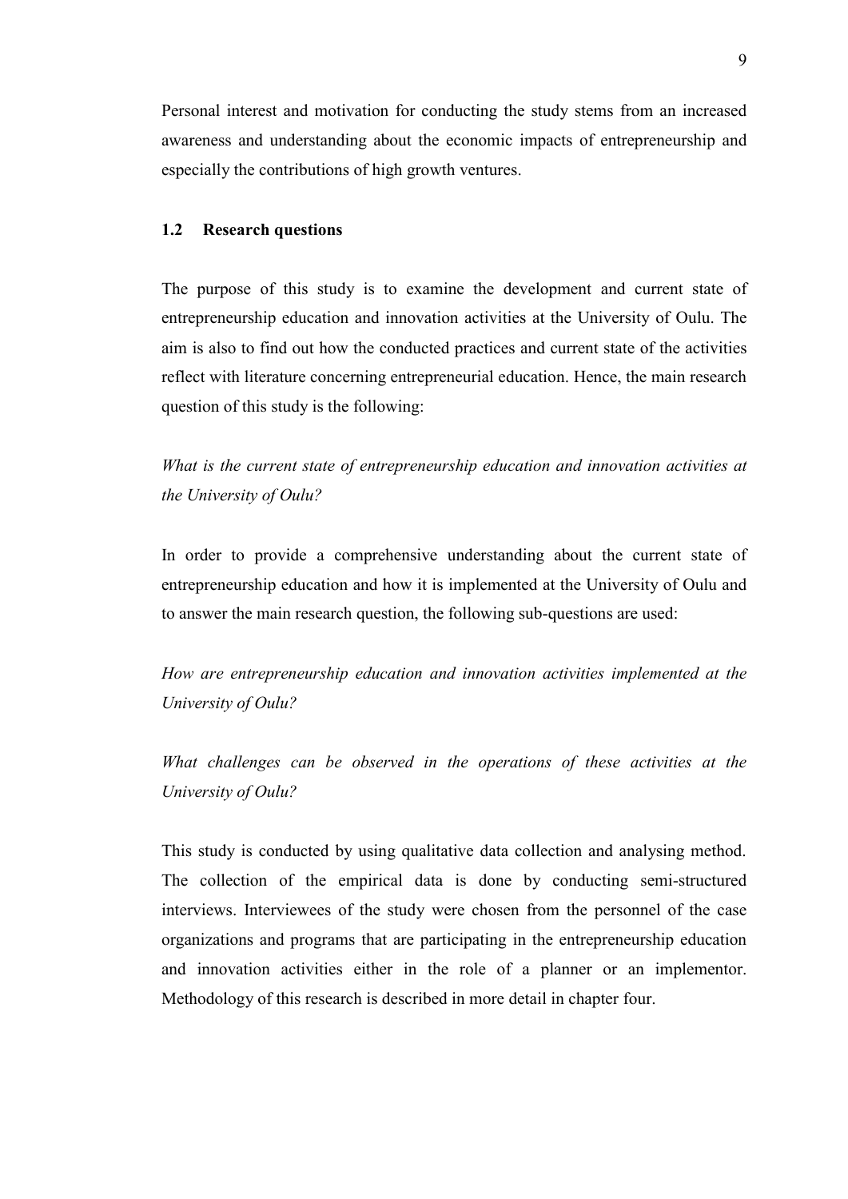Personal interest and motivation for conducting the study stems from an increased awareness and understanding about the economic impacts of entrepreneurship and especially the contributions of high growth ventures.

### 1.2 Research questions

The purpose of this study is to examine the development and current state of entrepreneurship education and innovation activities at the University of Oulu. The aim is also to find out how the conducted practices and current state of the activities reflect with literature concerning entrepreneurial education. Hence, the main research question of this study is the following:

*What is the current state of entrepreneurship education and innovation activities at the University of Oulu?*

In order to provide a comprehensive understanding about the current state of entrepreneurship education and how it is implemented at the University of Oulu and to answer the main research question, the following sub-questions are used:

*How are entrepreneurship education and innovation activities implemented at the University of Oulu?*

*What challenges can be observed in the operations of these activities at the University of Oulu?*

This study is conducted by using qualitative data collection and analysing method. The collection of the empirical data is done by conducting semi-structured interviews. Interviewees of the study were chosen from the personnel of the case organizations and programs that are participating in the entrepreneurship education and innovation activities either in the role of a planner or an implementor. Methodology of this research is described in more detail in chapter four.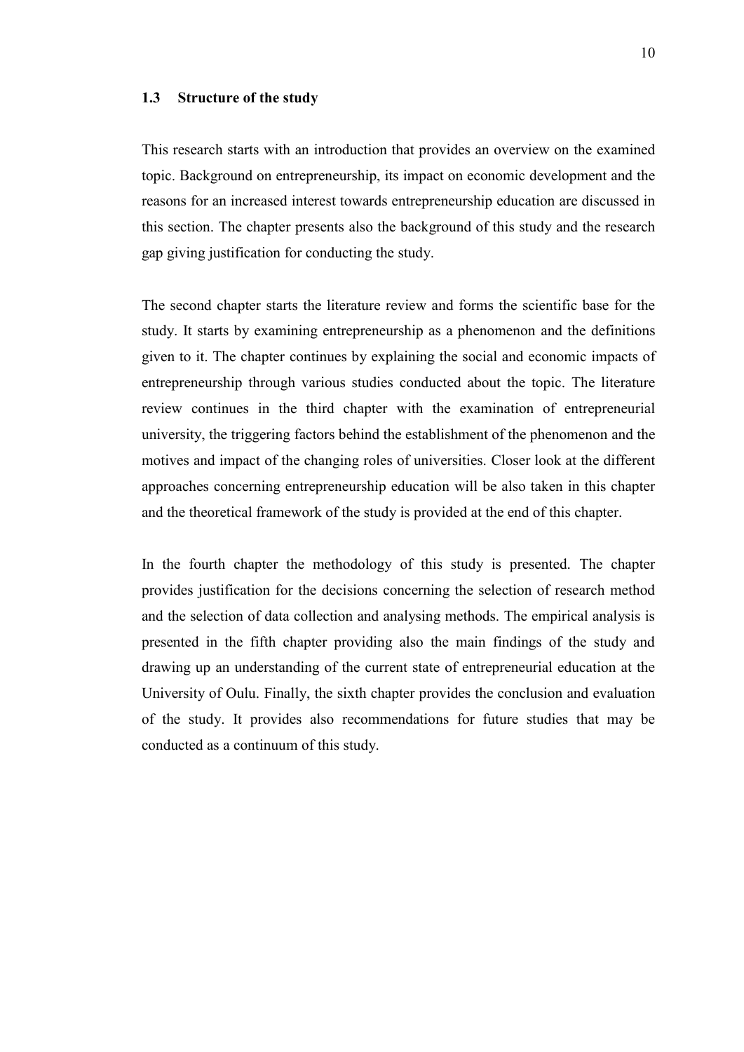## 1.3 Structure of the study

This research starts with an introduction that provides an overview on the examined topic. Background on entrepreneurship, its impact on economic development and the reasons for an increased interest towards entrepreneurship education are discussed in this section. The chapter presents also the background of this study and the research gap giving justification for conducting the study.

The second chapter starts the literature review and forms the scientific base for the study. It starts by examining entrepreneurship as a phenomenon and the definitions given to it. The chapter continues by explaining the social and economic impacts of entrepreneurship through various studies conducted about the topic. The literature review continues in the third chapter with the examination of entrepreneurial university, the triggering factors behind the establishment of the phenomenon and the motives and impact of the changing roles of universities. Closer look at the different approaches concerning entrepreneurship education will be also taken in this chapter and the theoretical framework of the study is provided at the end of this chapter.

In the fourth chapter the methodology of this study is presented. The chapter provides justification for the decisions concerning the selection of research method and the selection of data collection and analysing methods. The empirical analysis is presented in the fifth chapter providing also the main findings of the study and drawing up an understanding of the current state of entrepreneurial education at the University of Oulu. Finally, the sixth chapter provides the conclusion and evaluation of the study. It provides also recommendations for future studies that may be conducted as a continuum of this study.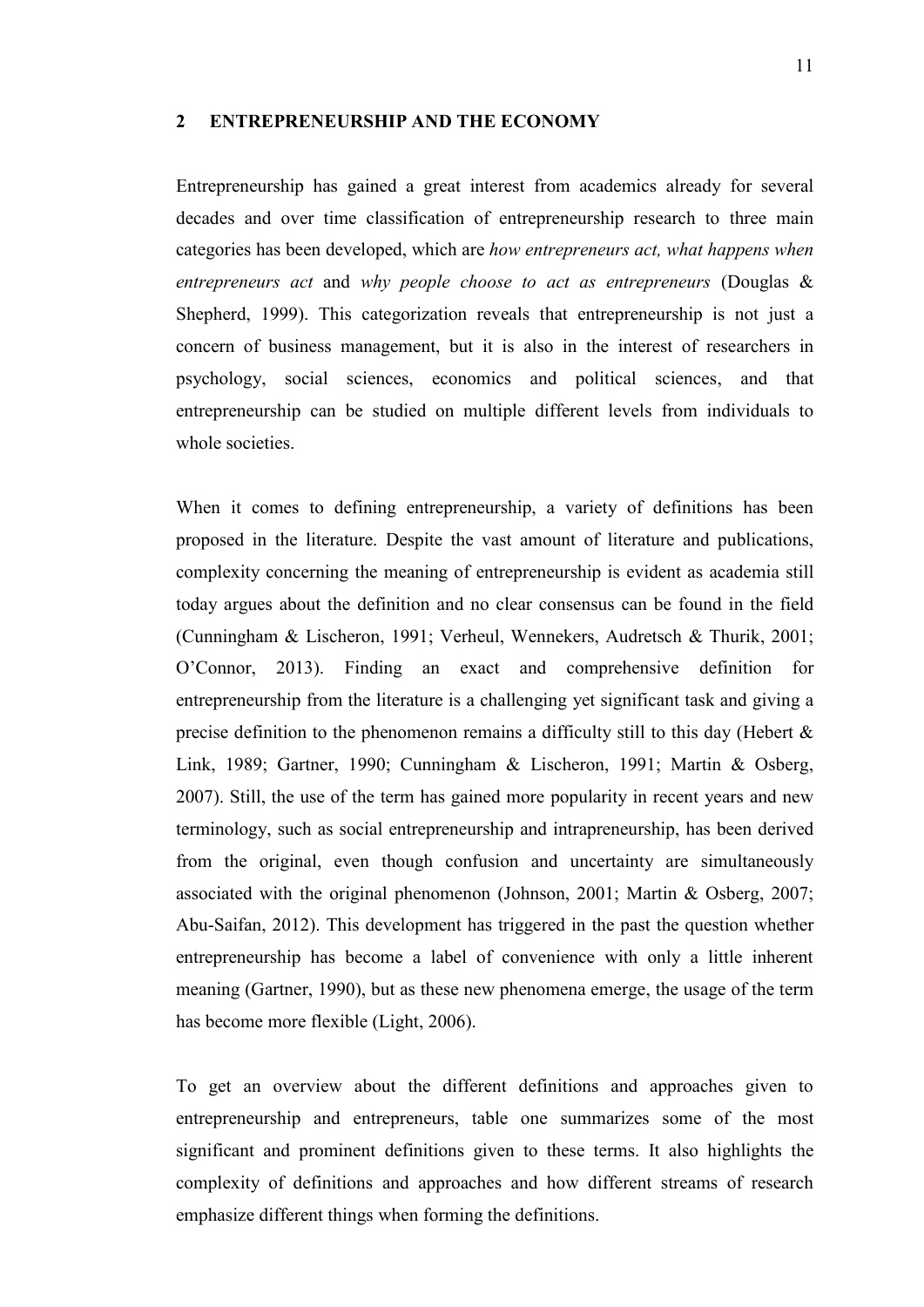# 2 ENTREPRENEURSHIP AND THE ECONOMY

Entrepreneurship has gained a great interest from academics already for several decades and over time classification of entrepreneurship research to three main categories has been developed, which are *how entrepreneurs act, what happens when entrepreneurs act* and *why people choose to act as entrepreneurs* (Douglas & Shepherd, 1999). This categorization reveals that entrepreneurship is not just a concern of business management, but it is also in the interest of researchers in psychology, social sciences, economics and political sciences, and that entrepreneurship can be studied on multiple different levels from individuals to whole societies.

When it comes to defining entrepreneurship, a variety of definitions has been proposed in the literature. Despite the vast amount of literature and publications, complexity concerning the meaning of entrepreneurship is evident as academia still today argues about the definition and no clear consensus can be found in the field (Cunningham & Lischeron, 1991; Verheul, Wennekers, Audretsch & Thurik, 2001; O'Connor, 2013). Finding an exact and comprehensive definition for entrepreneurship from the literature is a challenging yet significant task and giving a precise definition to the phenomenon remains a difficulty still to this day (Hebert & Link, 1989; Gartner, 1990; Cunningham & Lischeron, 1991; Martin & Osberg, 2007). Still, the use of the term has gained more popularity in recent years and new terminology, such as social entrepreneurship and intrapreneurship, has been derived from the original, even though confusion and uncertainty are simultaneously associated with the original phenomenon (Johnson, 2001; Martin & Osberg, 2007; Abu-Saifan, 2012). This development has triggered in the past the question whether entrepreneurship has become a label of convenience with only a little inherent meaning (Gartner, 1990), but as these new phenomena emerge, the usage of the term has become more flexible (Light, 2006).

To get an overview about the different definitions and approaches given to entrepreneurship and entrepreneurs, table one summarizes some of the most significant and prominent definitions given to these terms. It also highlights the complexity of definitions and approaches and how different streams of research emphasize different things when forming the definitions.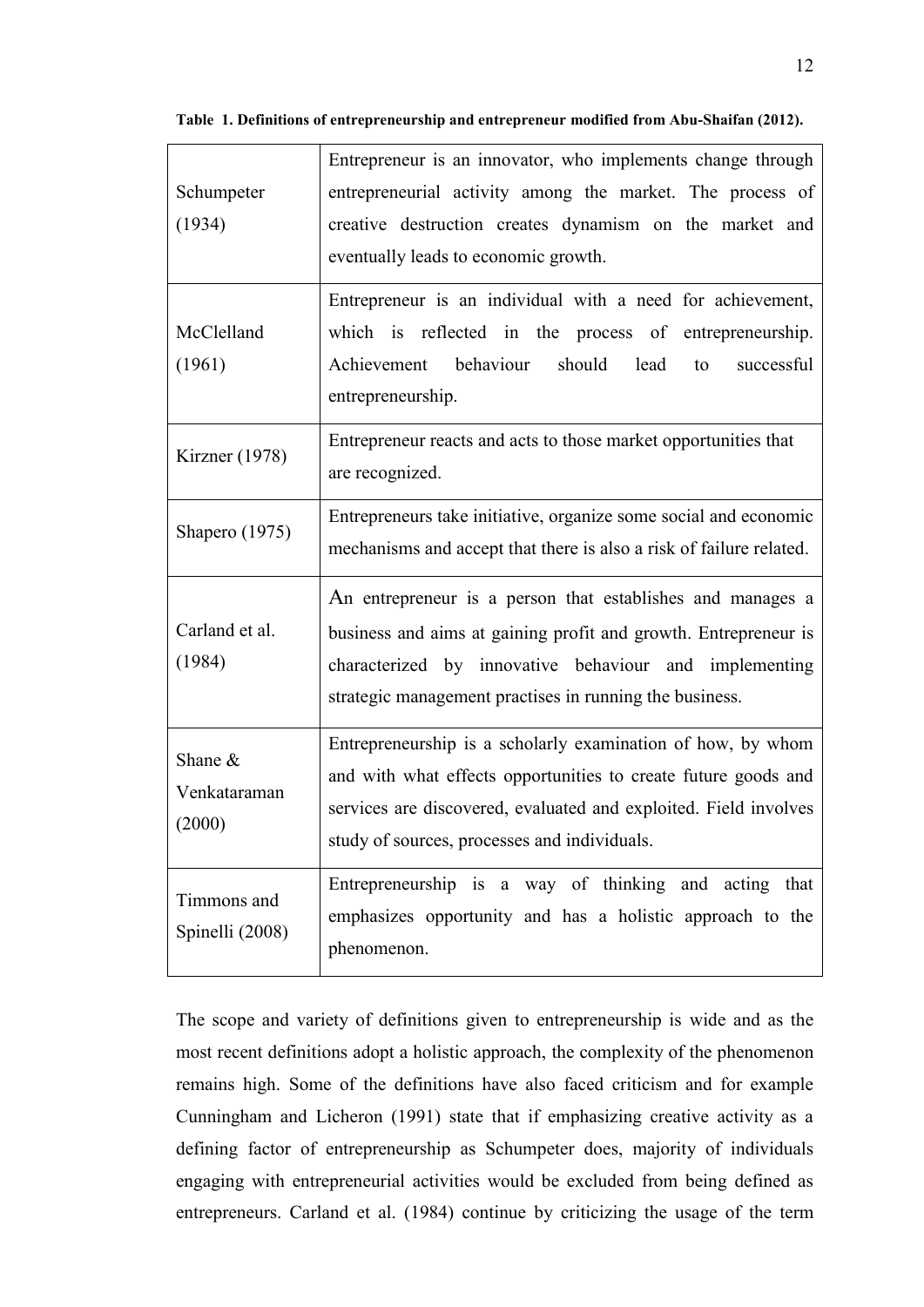**Table 1. Definitions of entrepreneurship and entrepreneur modified from Abu-Shaifan (2012).**

| | |
|---|---|
| Schumpeter (1934) | Entrepreneur is an innovator, who implements change through entrepreneurial activity among the market. The process of creative destruction creates dynamism on the market and eventually leads to economic growth. |
| McClelland (1961) | Entrepreneur is an individual with a need for achievement, which is reflected in the process of entrepreneurship. Achievement behaviour should lead to successful entrepreneurship. |
| Kirzner (1978) | Entrepreneur reacts and acts to those market opportunities that are recognized. |
| Shapero (1975) | Entrepreneurs take initiative, organize some social and economic mechanisms and accept that there is also a risk of failure related. |
| Carland et al. (1984) | An entrepreneur is a person that establishes and manages a business and aims at gaining profit and growth. Entrepreneur is characterized by innovative behaviour and implementing strategic management practises in running the business. |
| Shane & Venkataraman (2000) | Entrepreneurship is a scholarly examination of how, by whom and with what effects opportunities to create future goods and services are discovered, evaluated and exploited. Field involves study of sources, processes and individuals. |
| Timmons and Spinelli (2008) | Entrepreneurship is a way of thinking and acting that emphasizes opportunity and has a holistic approach to the phenomenon. |

The scope and variety of definitions given to entrepreneurship is wide and as the most recent definitions adopt a holistic approach, the complexity of the phenomenon remains high. Some of the definitions have also faced criticism and for example Cunningham and Licheron (1991) state that if emphasizing creative activity as a defining factor of entrepreneurship as Schumpeter does, majority of individuals engaging with entrepreneurial activities would be excluded from being defined as entrepreneurs. Carland et al. (1984) continue by criticizing the usage of the term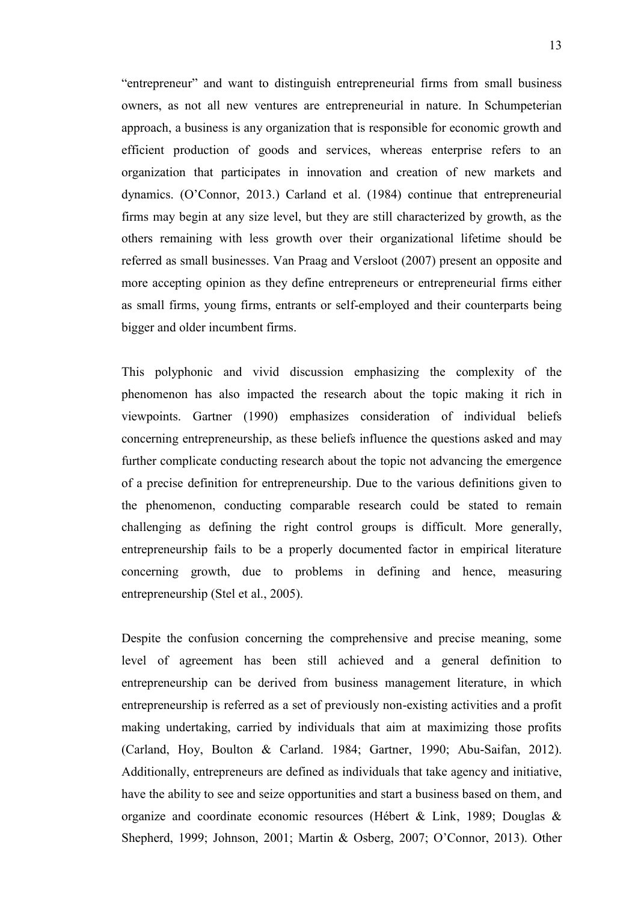"entrepreneur" and want to distinguish entrepreneurial firms from small business owners, as not all new ventures are entrepreneurial in nature. In Schumpeterian approach, a business is any organization that is responsible for economic growth and efficient production of goods and services, whereas enterprise refers to an organization that participates in innovation and creation of new markets and dynamics. (O'Connor, 2013.) Carland et al. (1984) continue that entrepreneurial firms may begin at any size level, but they are still characterized by growth, as the others remaining with less growth over their organizational lifetime should be referred as small businesses. Van Praag and Versloot (2007) present an opposite and more accepting opinion as they define entrepreneurs or entrepreneurial firms either as small firms, young firms, entrants or self-employed and their counterparts being bigger and older incumbent firms.

This polyphonic and vivid discussion emphasizing the complexity of the phenomenon has also impacted the research about the topic making it rich in viewpoints. Gartner (1990) emphasizes consideration of individual beliefs concerning entrepreneurship, as these beliefs influence the questions asked and may further complicate conducting research about the topic not advancing the emergence of a precise definition for entrepreneurship. Due to the various definitions given to the phenomenon, conducting comparable research could be stated to remain challenging as defining the right control groups is difficult. More generally, entrepreneurship fails to be a properly documented factor in empirical literature concerning growth, due to problems in defining and hence, measuring entrepreneurship (Stel et al., 2005).

Despite the confusion concerning the comprehensive and precise meaning, some level of agreement has been still achieved and a general definition to entrepreneurship can be derived from business management literature, in which entrepreneurship is referred as a set of previously non-existing activities and a profit making undertaking, carried by individuals that aim at maximizing those profits (Carland, Hoy, Boulton & Carland. 1984; Gartner, 1990; Abu-Saifan, 2012). Additionally, entrepreneurs are defined as individuals that take agency and initiative, have the ability to see and seize opportunities and start a business based on them, and organize and coordinate economic resources (Hébert & Link, 1989; Douglas & Shepherd, 1999; Johnson, 2001; Martin & Osberg, 2007; O'Connor, 2013). Other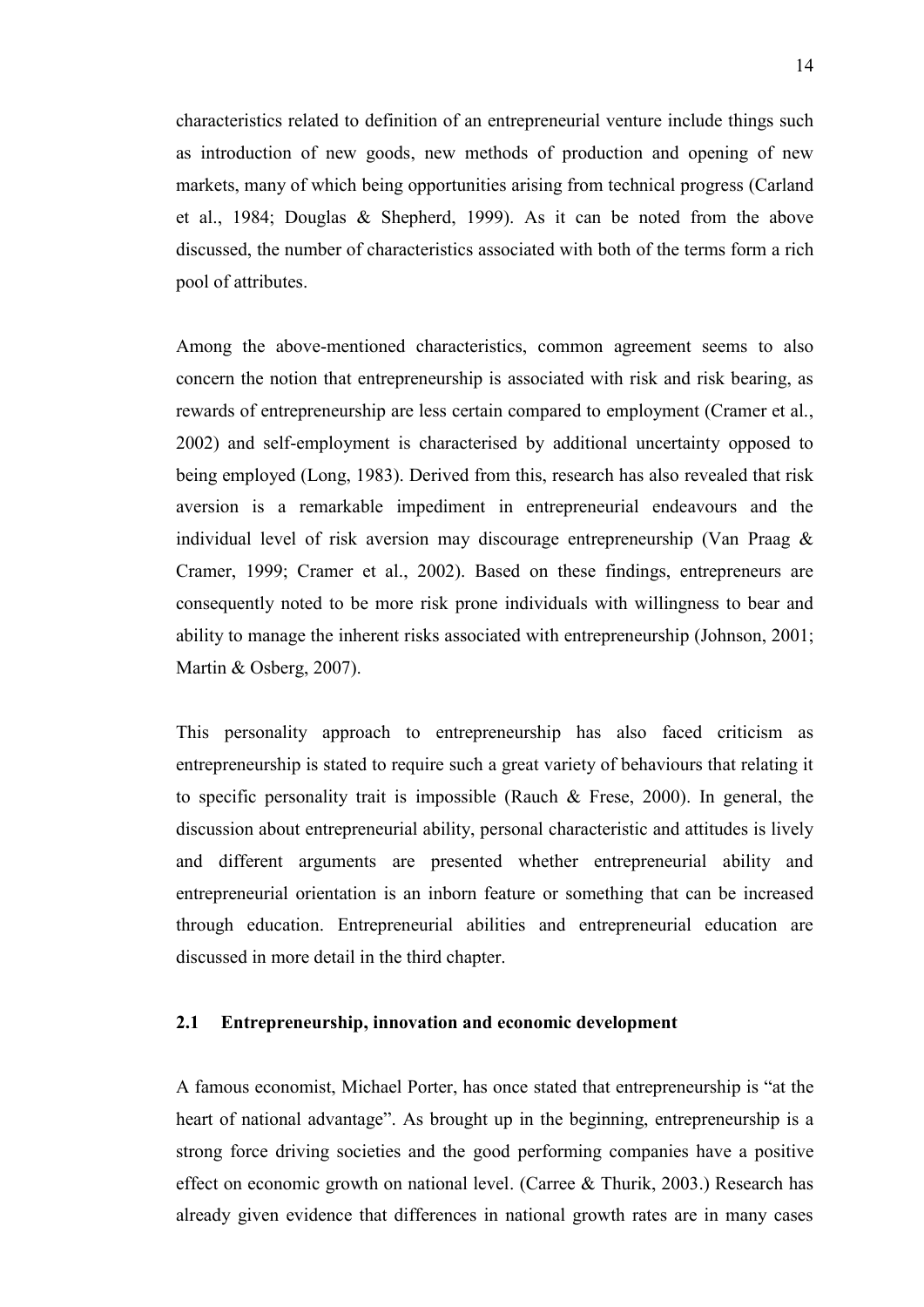characteristics related to definition of an entrepreneurial venture include things such as introduction of new goods, new methods of production and opening of new markets, many of which being opportunities arising from technical progress (Carland et al., 1984; Douglas & Shepherd, 1999). As it can be noted from the above discussed, the number of characteristics associated with both of the terms form a rich pool of attributes.

Among the above-mentioned characteristics, common agreement seems to also concern the notion that entrepreneurship is associated with risk and risk bearing, as rewards of entrepreneurship are less certain compared to employment (Cramer et al., 2002) and self-employment is characterised by additional uncertainty opposed to being employed (Long, 1983). Derived from this, research has also revealed that risk aversion is a remarkable impediment in entrepreneurial endeavours and the individual level of risk aversion may discourage entrepreneurship (Van Praag & Cramer, 1999; Cramer et al., 2002). Based on these findings, entrepreneurs are consequently noted to be more risk prone individuals with willingness to bear and ability to manage the inherent risks associated with entrepreneurship (Johnson, 2001; Martin & Osberg, 2007).

This personality approach to entrepreneurship has also faced criticism as entrepreneurship is stated to require such a great variety of behaviours that relating it to specific personality trait is impossible (Rauch & Frese, 2000). In general, the discussion about entrepreneurial ability, personal characteristic and attitudes is lively and different arguments are presented whether entrepreneurial ability and entrepreneurial orientation is an inborn feature or something that can be increased through education. Entrepreneurial abilities and entrepreneurial education are discussed in more detail in the third chapter.

## 2.1 Entrepreneurship, innovation and economic development

A famous economist, Michael Porter, has once stated that entrepreneurship is "at the heart of national advantage". As brought up in the beginning, entrepreneurship is a strong force driving societies and the good performing companies have a positive effect on economic growth on national level. (Carree & Thurik, 2003.) Research has already given evidence that differences in national growth rates are in many cases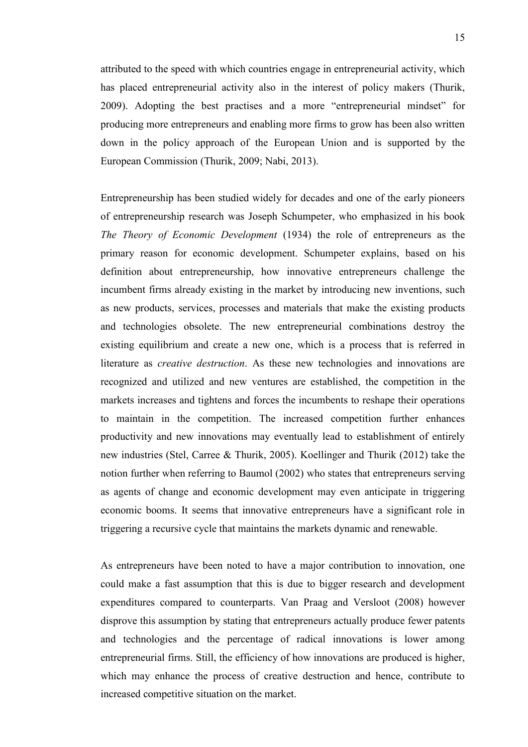attributed to the speed with which countries engage in entrepreneurial activity, which has placed entrepreneurial activity also in the interest of policy makers (Thurik, 2009). Adopting the best practises and a more "entrepreneurial mindset" for producing more entrepreneurs and enabling more firms to grow has been also written down in the policy approach of the European Union and is supported by the European Commission (Thurik, 2009; Nabi, 2013).

Entrepreneurship has been studied widely for decades and one of the early pioneers of entrepreneurship research was Joseph Schumpeter, who emphasized in his book *The Theory of Economic Development* (1934) the role of entrepreneurs as the primary reason for economic development. Schumpeter explains, based on his definition about entrepreneurship, how innovative entrepreneurs challenge the incumbent firms already existing in the market by introducing new inventions, such as new products, services, processes and materials that make the existing products and technologies obsolete. The new entrepreneurial combinations destroy the existing equilibrium and create a new one, which is a process that is referred in literature as *creative destruction*. As these new technologies and innovations are recognized and utilized and new ventures are established, the competition in the markets increases and tightens and forces the incumbents to reshape their operations to maintain in the competition. The increased competition further enhances productivity and new innovations may eventually lead to establishment of entirely new industries (Stel, Carree & Thurik, 2005). Koellinger and Thurik (2012) take the notion further when referring to Baumol (2002) who states that entrepreneurs serving as agents of change and economic development may even anticipate in triggering economic booms. It seems that innovative entrepreneurs have a significant role in triggering a recursive cycle that maintains the markets dynamic and renewable.

As entrepreneurs have been noted to have a major contribution to innovation, one could make a fast assumption that this is due to bigger research and development expenditures compared to counterparts. Van Praag and Versloot (2008) however disprove this assumption by stating that entrepreneurs actually produce fewer patents and technologies and the percentage of radical innovations is lower among entrepreneurial firms. Still, the efficiency of how innovations are produced is higher, which may enhance the process of creative destruction and hence, contribute to increased competitive situation on the market.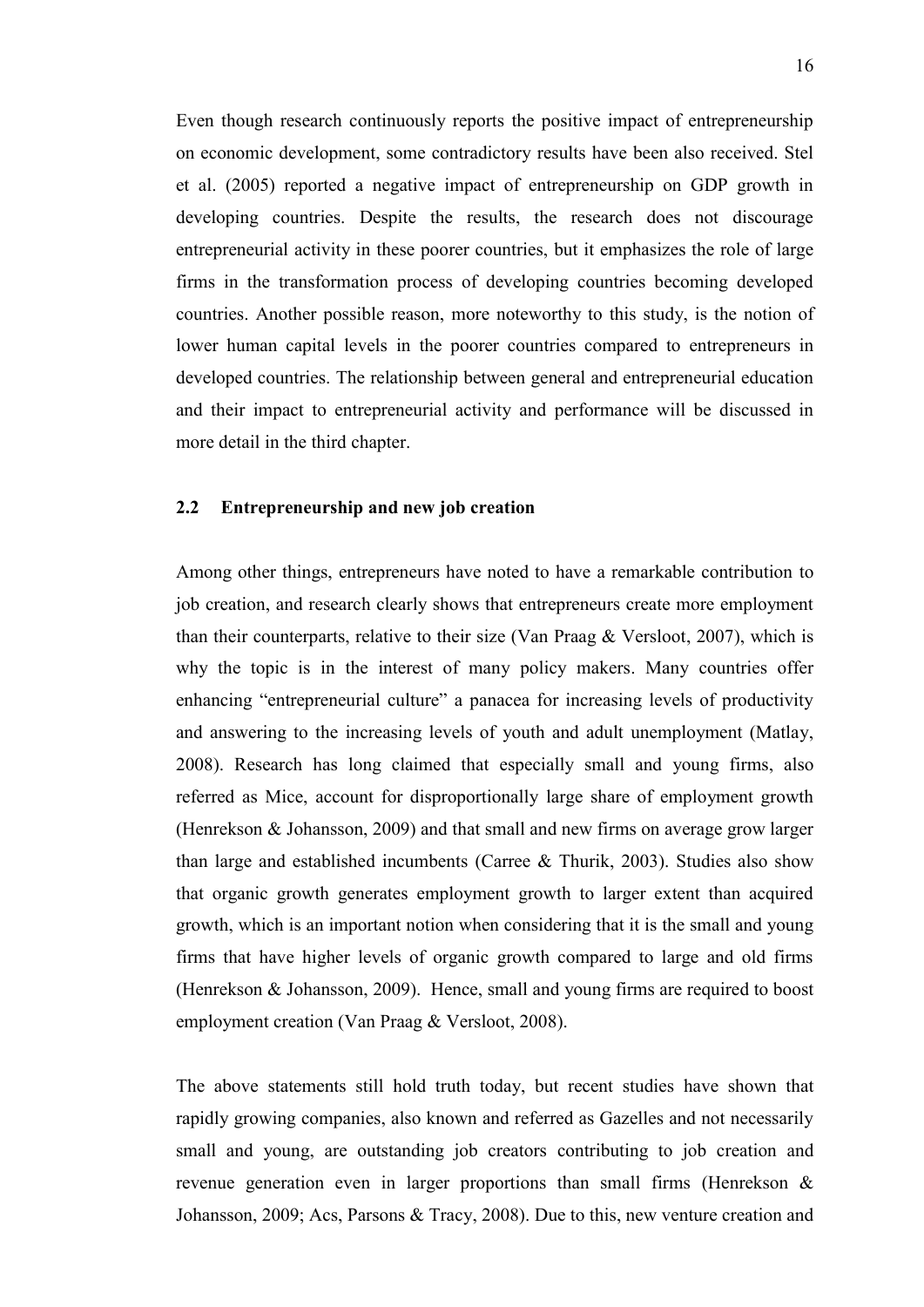Even though research continuously reports the positive impact of entrepreneurship on economic development, some contradictory results have been also received. Stel et al. (2005) reported a negative impact of entrepreneurship on GDP growth in developing countries. Despite the results, the research does not discourage entrepreneurial activity in these poorer countries, but it emphasizes the role of large firms in the transformation process of developing countries becoming developed countries. Another possible reason, more noteworthy to this study, is the notion of lower human capital levels in the poorer countries compared to entrepreneurs in developed countries. The relationship between general and entrepreneurial education and their impact to entrepreneurial activity and performance will be discussed in more detail in the third chapter.

## 2.2 Entrepreneurship and new job creation

Among other things, entrepreneurs have noted to have a remarkable contribution to job creation, and research clearly shows that entrepreneurs create more employment than their counterparts, relative to their size (Van Praag & Versloot, 2007), which is why the topic is in the interest of many policy makers. Many countries offer enhancing "entrepreneurial culture" a panacea for increasing levels of productivity and answering to the increasing levels of youth and adult unemployment (Matlay, 2008). Research has long claimed that especially small and young firms, also referred as Mice, account for disproportionally large share of employment growth (Henrekson & Johansson, 2009) and that small and new firms on average grow larger than large and established incumbents (Carree & Thurik, 2003). Studies also show that organic growth generates employment growth to larger extent than acquired growth, which is an important notion when considering that it is the small and young firms that have higher levels of organic growth compared to large and old firms (Henrekson & Johansson, 2009). Hence, small and young firms are required to boost employment creation (Van Praag & Versloot, 2008).

The above statements still hold truth today, but recent studies have shown that rapidly growing companies, also known and referred as Gazelles and not necessarily small and young, are outstanding job creators contributing to job creation and revenue generation even in larger proportions than small firms (Henrekson & Johansson, 2009; Acs, Parsons & Tracy, 2008). Due to this, new venture creation and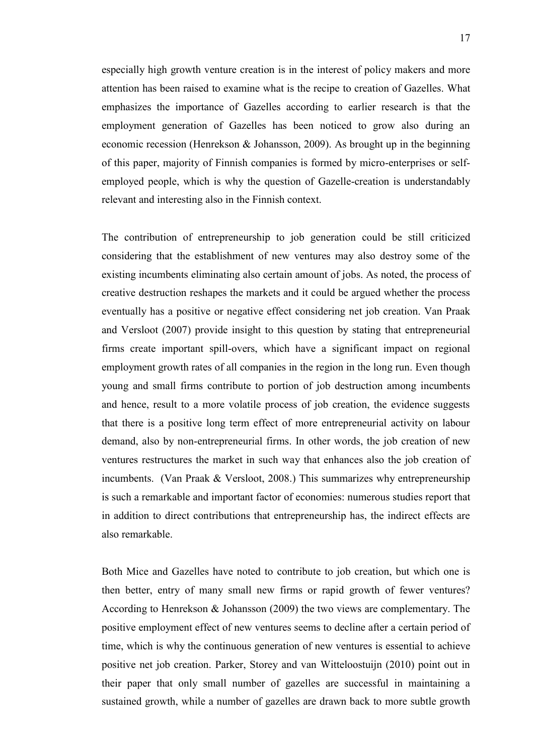especially high growth venture creation is in the interest of policy makers and more attention has been raised to examine what is the recipe to creation of Gazelles. What emphasizes the importance of Gazelles according to earlier research is that the employment generation of Gazelles has been noticed to grow also during an economic recession (Henrekson & Johansson, 2009). As brought up in the beginning of this paper, majority of Finnish companies is formed by micro-enterprises or self-employed people, which is why the question of Gazelle-creation is understandably relevant and interesting also in the Finnish context.

The contribution of entrepreneurship to job generation could be still criticized considering that the establishment of new ventures may also destroy some of the existing incumbents eliminating also certain amount of jobs. As noted, the process of creative destruction reshapes the markets and it could be argued whether the process eventually has a positive or negative effect considering net job creation. Van Praak and Versloot (2007) provide insight to this question by stating that entrepreneurial firms create important spill-overs, which have a significant impact on regional employment growth rates of all companies in the region in the long run. Even though young and small firms contribute to portion of job destruction among incumbents and hence, result to a more volatile process of job creation, the evidence suggests that there is a positive long term effect of more entrepreneurial activity on labour demand, also by non-entrepreneurial firms. In other words, the job creation of new ventures restructures the market in such way that enhances also the job creation of incumbents. (Van Praak & Versloot, 2008.) This summarizes why entrepreneurship is such a remarkable and important factor of economies: numerous studies report that in addition to direct contributions that entrepreneurship has, the indirect effects are also remarkable.

Both Mice and Gazelles have noted to contribute to job creation, but which one is then better, entry of many small new firms or rapid growth of fewer ventures? According to Henrekson & Johansson (2009) the two views are complementary. The positive employment effect of new ventures seems to decline after a certain period of time, which is why the continuous generation of new ventures is essential to achieve positive net job creation. Parker, Storey and van Witteloostuijn (2010) point out in their paper that only small number of gazelles are successful in maintaining a sustained growth, while a number of gazelles are drawn back to more subtle growth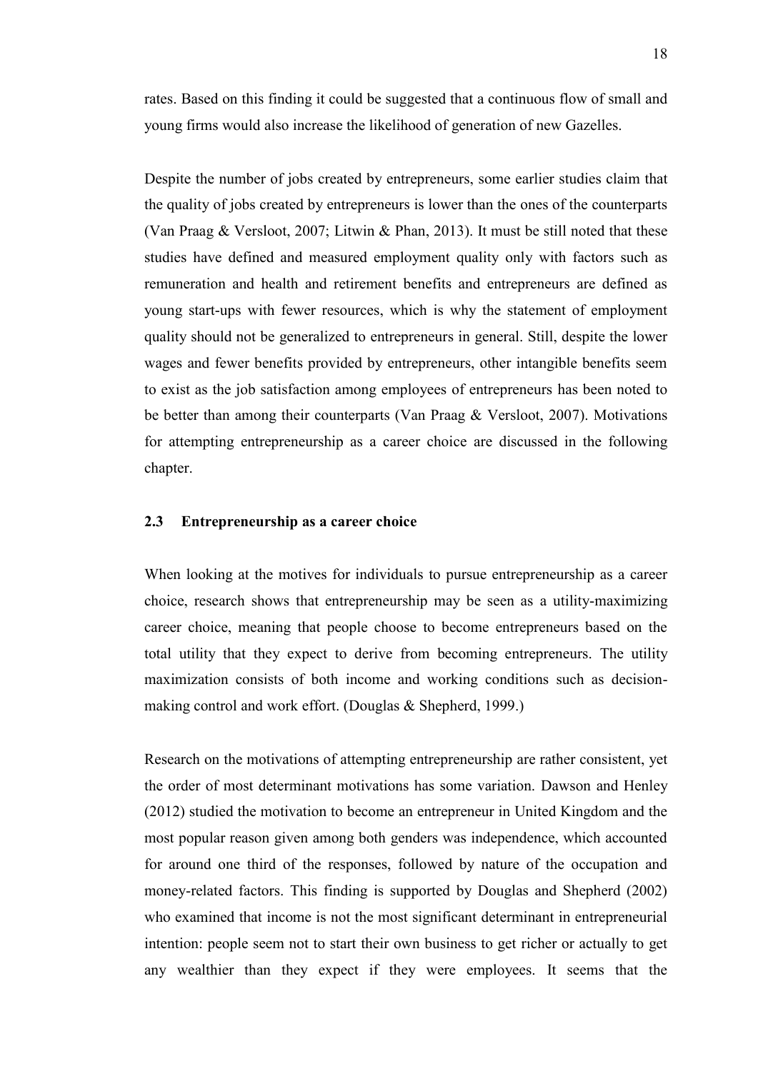rates. Based on this finding it could be suggested that a continuous flow of small and young firms would also increase the likelihood of generation of new Gazelles.

Despite the number of jobs created by entrepreneurs, some earlier studies claim that the quality of jobs created by entrepreneurs is lower than the ones of the counterparts (Van Praag & Versloot, 2007; Litwin & Phan, 2013). It must be still noted that these studies have defined and measured employment quality only with factors such as remuneration and health and retirement benefits and entrepreneurs are defined as young start-ups with fewer resources, which is why the statement of employment quality should not be generalized to entrepreneurs in general. Still, despite the lower wages and fewer benefits provided by entrepreneurs, other intangible benefits seem to exist as the job satisfaction among employees of entrepreneurs has been noted to be better than among their counterparts (Van Praag & Versloot, 2007). Motivations for attempting entrepreneurship as a career choice are discussed in the following chapter.

### 2.3 Entrepreneurship as a career choice

When looking at the motives for individuals to pursue entrepreneurship as a career choice, research shows that entrepreneurship may be seen as a utility-maximizing career choice, meaning that people choose to become entrepreneurs based on the total utility that they expect to derive from becoming entrepreneurs. The utility maximization consists of both income and working conditions such as decision-making control and work effort. (Douglas & Shepherd, 1999.)

Research on the motivations of attempting entrepreneurship are rather consistent, yet the order of most determinant motivations has some variation. Dawson and Henley (2012) studied the motivation to become an entrepreneur in United Kingdom and the most popular reason given among both genders was independence, which accounted for around one third of the responses, followed by nature of the occupation and money-related factors. This finding is supported by Douglas and Shepherd (2002) who examined that income is not the most significant determinant in entrepreneurial intention: people seem not to start their own business to get richer or actually to get any wealthier than they expect if they were employees. It seems that the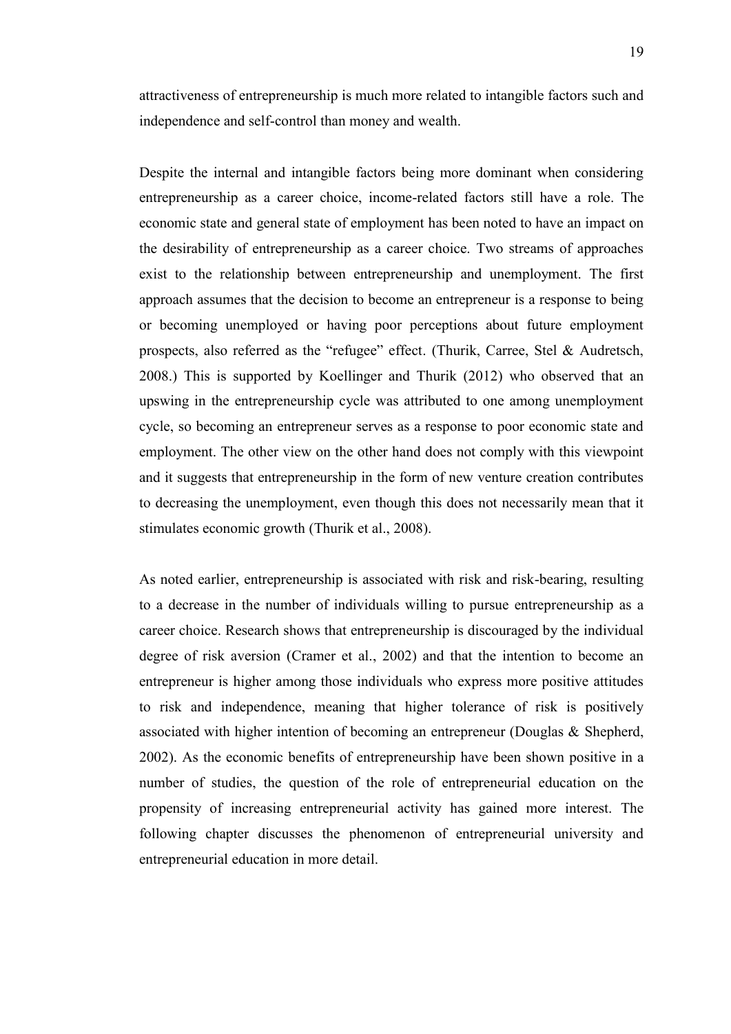attractiveness of entrepreneurship is much more related to intangible factors such and independence and self-control than money and wealth.

Despite the internal and intangible factors being more dominant when considering entrepreneurship as a career choice, income-related factors still have a role. The economic state and general state of employment has been noted to have an impact on the desirability of entrepreneurship as a career choice. Two streams of approaches exist to the relationship between entrepreneurship and unemployment. The first approach assumes that the decision to become an entrepreneur is a response to being or becoming unemployed or having poor perceptions about future employment prospects, also referred as the "refugee" effect. (Thurik, Carree, Stel & Audretsch, 2008.) This is supported by Koellinger and Thurik (2012) who observed that an upswing in the entrepreneurship cycle was attributed to one among unemployment cycle, so becoming an entrepreneur serves as a response to poor economic state and employment. The other view on the other hand does not comply with this viewpoint and it suggests that entrepreneurship in the form of new venture creation contributes to decreasing the unemployment, even though this does not necessarily mean that it stimulates economic growth (Thurik et al., 2008).

As noted earlier, entrepreneurship is associated with risk and risk-bearing, resulting to a decrease in the number of individuals willing to pursue entrepreneurship as a career choice. Research shows that entrepreneurship is discouraged by the individual degree of risk aversion (Cramer et al., 2002) and that the intention to become an entrepreneur is higher among those individuals who express more positive attitudes to risk and independence, meaning that higher tolerance of risk is positively associated with higher intention of becoming an entrepreneur (Douglas & Shepherd, 2002). As the economic benefits of entrepreneurship have been shown positive in a number of studies, the question of the role of entrepreneurial education on the propensity of increasing entrepreneurial activity has gained more interest. The following chapter discusses the phenomenon of entrepreneurial university and entrepreneurial education in more detail.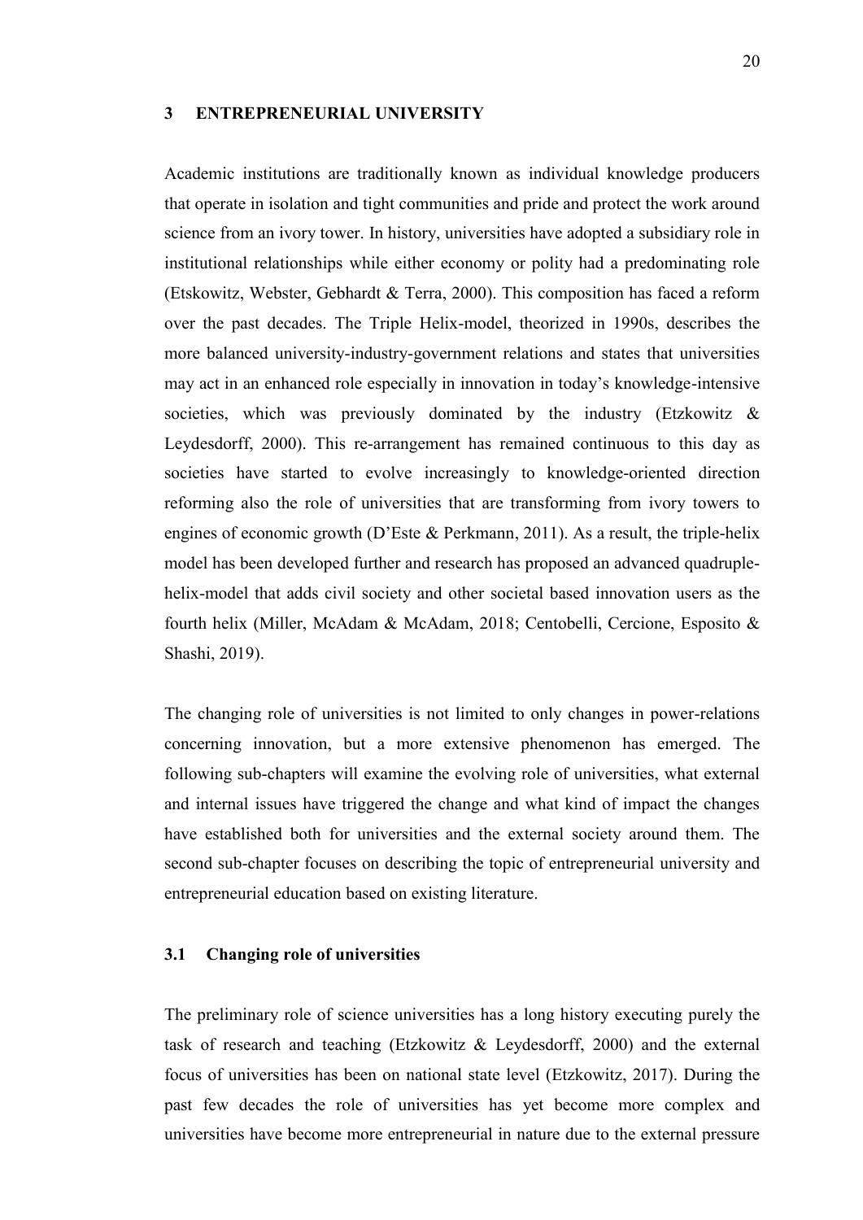# 3 ENTREPRENEURIAL UNIVERSITY

Academic institutions are traditionally known as individual knowledge producers that operate in isolation and tight communities and pride and protect the work around science from an ivory tower. In history, universities have adopted a subsidiary role in institutional relationships while either economy or polity had a predominating role (Etskowitz, Webster, Gebhardt & Terra, 2000). This composition has faced a reform over the past decades. The Triple Helix-model, theorized in 1990s, describes the more balanced university-industry-government relations and states that universities may act in an enhanced role especially in innovation in today's knowledge-intensive societies, which was previously dominated by the industry (Etzkowitz & Leydesdorff, 2000). This re-arrangement has remained continuous to this day as societies have started to evolve increasingly to knowledge-oriented direction reforming also the role of universities that are transforming from ivory towers to engines of economic growth (D'Este & Perkmann, 2011). As a result, the triple-helix model has been developed further and research has proposed an advanced quadruple-helix-model that adds civil society and other societal based innovation users as the fourth helix (Miller, McAdam & McAdam, 2018; Centobelli, Cercione, Esposito & Shashi, 2019).

The changing role of universities is not limited to only changes in power-relations concerning innovation, but a more extensive phenomenon has emerged. The following sub-chapters will examine the evolving role of universities, what external and internal issues have triggered the change and what kind of impact the changes have established both for universities and the external society around them. The second sub-chapter focuses on describing the topic of entrepreneurial university and entrepreneurial education based on existing literature.

## 3.1 Changing role of universities

The preliminary role of science universities has a long history executing purely the task of research and teaching (Etzkowitz & Leydesdorff, 2000) and the external focus of universities has been on national state level (Etzkowitz, 2017). During the past few decades the role of universities has yet become more complex and universities have become more entrepreneurial in nature due to the external pressure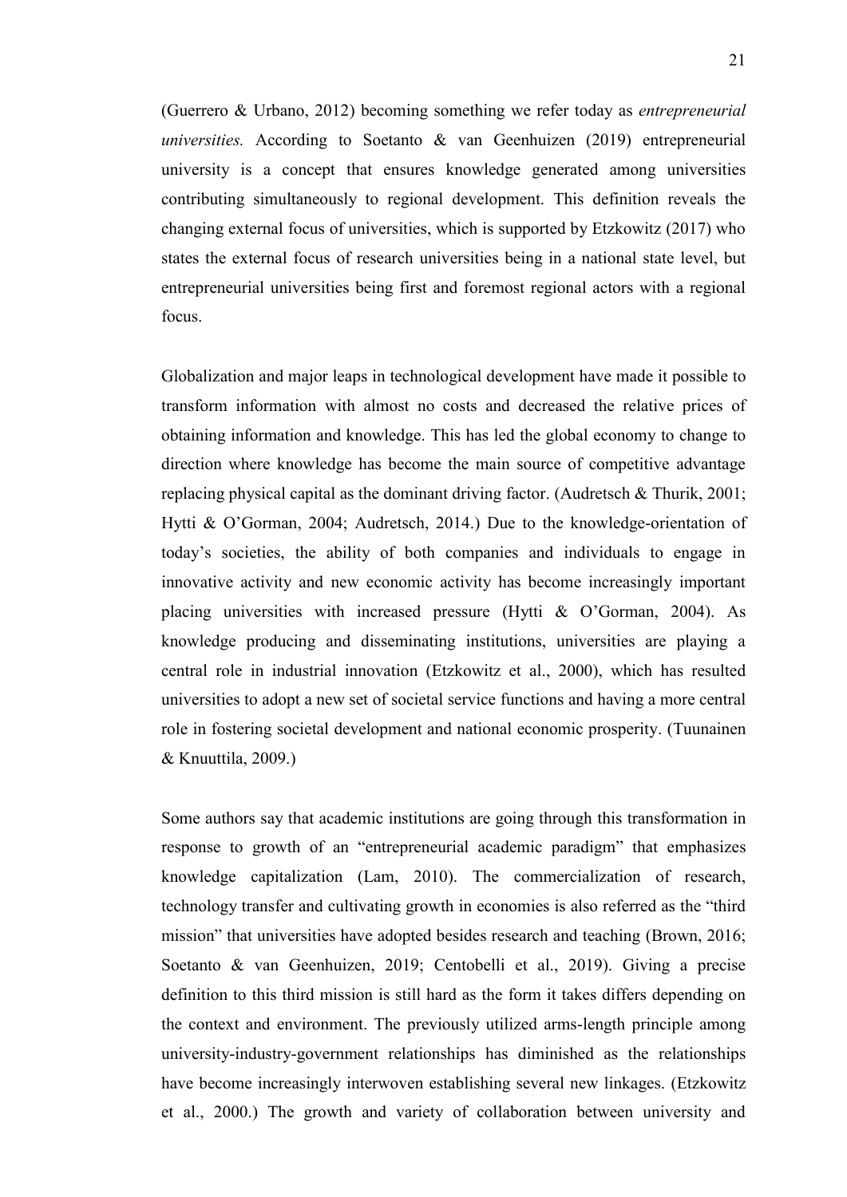(Guerrero & Urbano, 2012) becoming something we refer today as *entrepreneurial universities.* According to Soetanto & van Geenhuizen (2019) entrepreneurial university is a concept that ensures knowledge generated among universities contributing simultaneously to regional development. This definition reveals the changing external focus of universities, which is supported by Etzkowitz (2017) who states the external focus of research universities being in a national state level, but entrepreneurial universities being first and foremost regional actors with a regional focus.

Globalization and major leaps in technological development have made it possible to transform information with almost no costs and decreased the relative prices of obtaining information and knowledge. This has led the global economy to change to direction where knowledge has become the main source of competitive advantage replacing physical capital as the dominant driving factor. (Audretsch & Thurik, 2001; Hytti & O'Gorman, 2004; Audretsch, 2014.) Due to the knowledge-orientation of today's societies, the ability of both companies and individuals to engage in innovative activity and new economic activity has become increasingly important placing universities with increased pressure (Hytti & O'Gorman, 2004). As knowledge producing and disseminating institutions, universities are playing a central role in industrial innovation (Etzkowitz et al., 2000), which has resulted universities to adopt a new set of societal service functions and having a more central role in fostering societal development and national economic prosperity. (Tuunainen & Knuuttila, 2009.)

Some authors say that academic institutions are going through this transformation in response to growth of an "entrepreneurial academic paradigm" that emphasizes knowledge capitalization (Lam, 2010). The commercialization of research, technology transfer and cultivating growth in economies is also referred as the "third mission" that universities have adopted besides research and teaching (Brown, 2016; Soetanto & van Geenhuizen, 2019; Centobelli et al., 2019). Giving a precise definition to this third mission is still hard as the form it takes differs depending on the context and environment. The previously utilized arms-length principle among university-industry-government relationships has diminished as the relationships have become increasingly interwoven establishing several new linkages. (Etzkowitz et al., 2000.) The growth and variety of collaboration between university and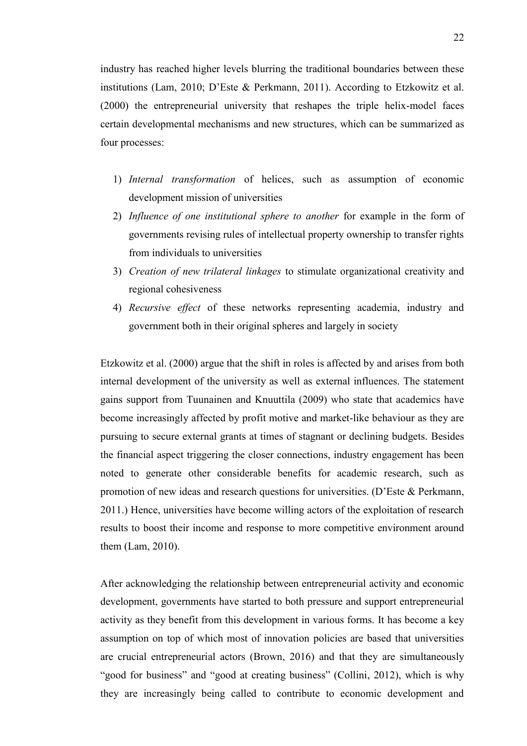industry has reached higher levels blurring the traditional boundaries between these institutions (Lam, 2010; D'Este & Perkmann, 2011). According to Etzkowitz et al. (2000) the entrepreneurial university that reshapes the triple helix-model faces certain developmental mechanisms and new structures, which can be summarized as four processes:

1) *Internal transformation* of helices, such as assumption of economic development mission of universities
2) *Influence of one institutional sphere to another* for example in the form of governments revising rules of intellectual property ownership to transfer rights from individuals to universities
3) *Creation of new trilateral linkages* to stimulate organizational creativity and regional cohesiveness
4) *Recursive effect* of these networks representing academia, industry and government both in their original spheres and largely in society

Etzkowitz et al. (2000) argue that the shift in roles is affected by and arises from both internal development of the university as well as external influences. The statement gains support from Tuunainen and Knuuttila (2009) who state that academics have become increasingly affected by profit motive and market-like behaviour as they are pursuing to secure external grants at times of stagnant or declining budgets. Besides the financial aspect triggering the closer connections, industry engagement has been noted to generate other considerable benefits for academic research, such as promotion of new ideas and research questions for universities. (D'Este & Perkmann, 2011.) Hence, universities have become willing actors of the exploitation of research results to boost their income and response to more competitive environment around them (Lam, 2010).

After acknowledging the relationship between entrepreneurial activity and economic development, governments have started to both pressure and support entrepreneurial activity as they benefit from this development in various forms. It has become a key assumption on top of which most of innovation policies are based that universities are crucial entrepreneurial actors (Brown, 2016) and that they are simultaneously "good for business" and "good at creating business" (Collini, 2012), which is why they are increasingly being called to contribute to economic development and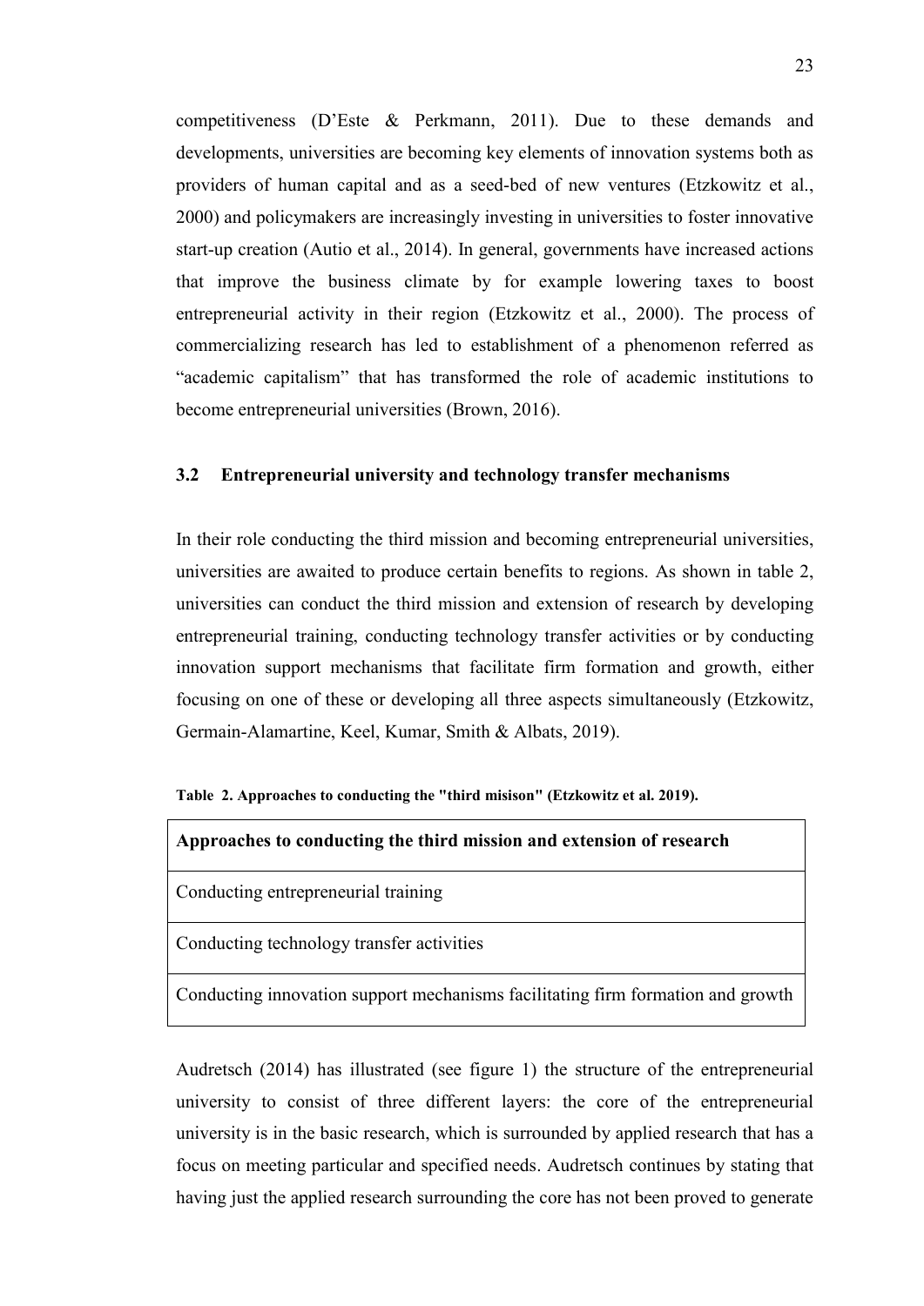competitiveness (D'Este & Perkmann, 2011). Due to these demands and developments, universities are becoming key elements of innovation systems both as providers of human capital and as a seed-bed of new ventures (Etzkowitz et al., 2000) and policymakers are increasingly investing in universities to foster innovative start-up creation (Autio et al., 2014). In general, governments have increased actions that improve the business climate by for example lowering taxes to boost entrepreneurial activity in their region (Etzkowitz et al., 2000). The process of commercializing research has led to establishment of a phenomenon referred as "academic capitalism" that has transformed the role of academic institutions to become entrepreneurial universities (Brown, 2016).

### 3.2 Entrepreneurial university and technology transfer mechanisms

In their role conducting the third mission and becoming entrepreneurial universities, universities are awaited to produce certain benefits to regions. As shown in table 2, universities can conduct the third mission and extension of research by developing entrepreneurial training, conducting technology transfer activities or by conducting innovation support mechanisms that facilitate firm formation and growth, either focusing on one of these or developing all three aspects simultaneously (Etzkowitz, Germain-Alamartine, Keel, Kumar, Smith & Albats, 2019).

**Table 2. Approaches to conducting the "third misison" (Etzkowitz et al. 2019).**

| **Approaches to conducting the third mission and extension of research** |
|---|
| Conducting entrepreneurial training |
| Conducting technology transfer activities |
| Conducting innovation support mechanisms facilitating firm formation and growth |

Audretsch (2014) has illustrated (see figure 1) the structure of the entrepreneurial university to consist of three different layers: the core of the entrepreneurial university is in the basic research, which is surrounded by applied research that has a focus on meeting particular and specified needs. Audretsch continues by stating that having just the applied research surrounding the core has not been proved to generate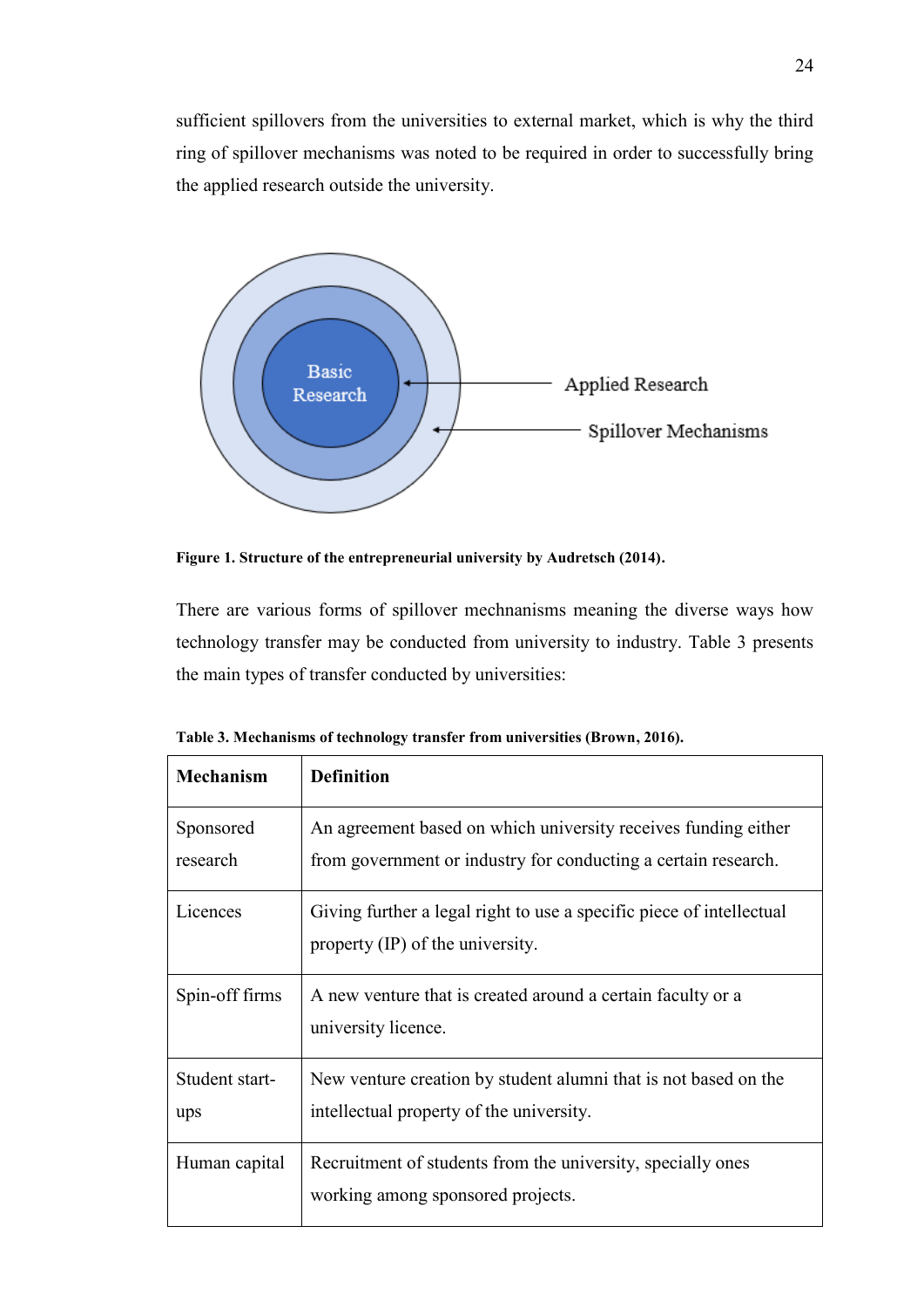sufficient spillovers from the universities to external market, which is why the third ring of spillover mechanisms was noted to be required in order to successfully bring the applied research outside the university.

**Figure 1. Structure of the entrepreneurial university by Audretsch (2014).**

There are various forms of spillover mechnanisms meaning the diverse ways how technology transfer may be conducted from university to industry. Table 3 presents the main types of transfer conducted by universities:

**Table 3. Mechanisms of technology transfer from universities (Brown, 2016).**

| Mechanism | Definition |
|---|---|
| Sponsored research | An agreement based on which university receives funding either from government or industry for conducting a certain research. |
| Licences | Giving further a legal right to use a specific piece of intellectual property (IP) of the university. |
| Spin-off firms | A new venture that is created around a certain faculty or a university licence. |
| Student start-ups | New venture creation by student alumni that is not based on the intellectual property of the university. |
| Human capital | Recruitment of students from the university, specially ones working among sponsored projects. |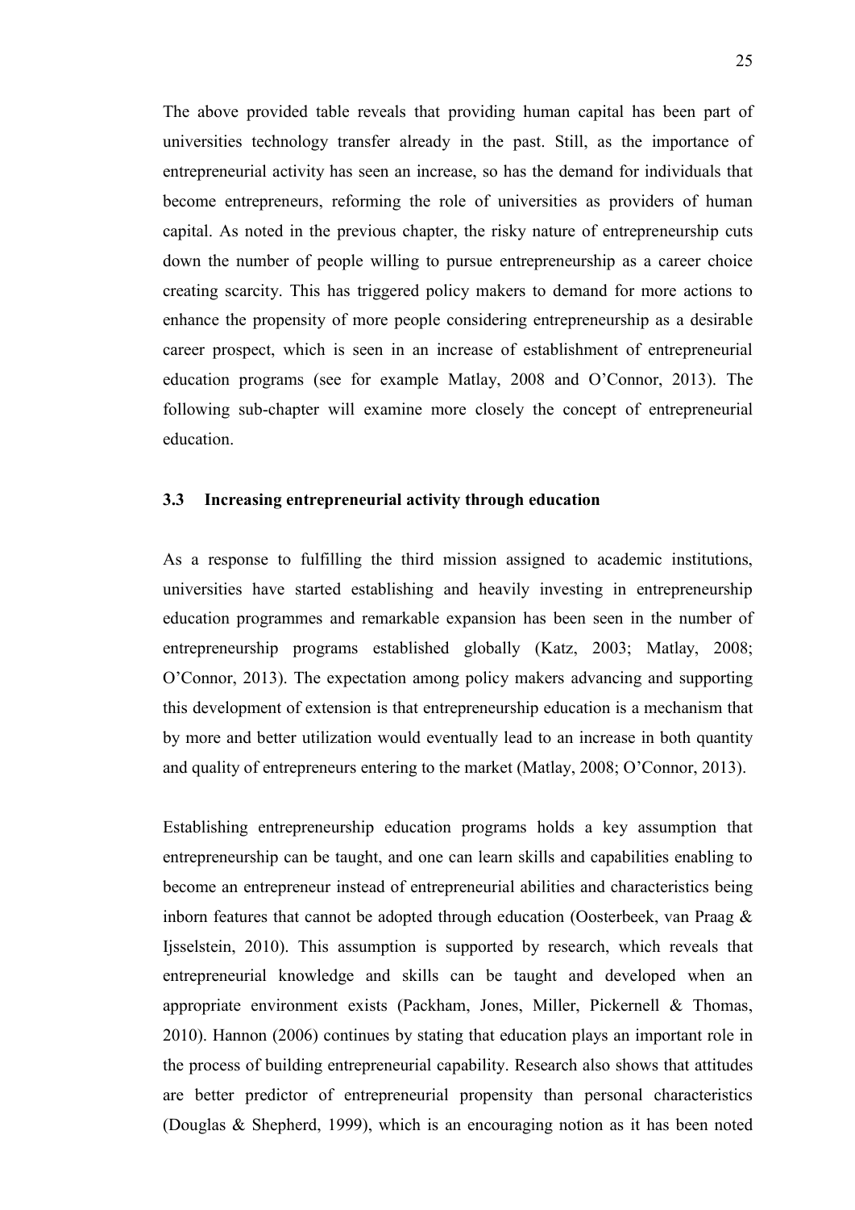The above provided table reveals that providing human capital has been part of universities technology transfer already in the past. Still, as the importance of entrepreneurial activity has seen an increase, so has the demand for individuals that become entrepreneurs, reforming the role of universities as providers of human capital. As noted in the previous chapter, the risky nature of entrepreneurship cuts down the number of people willing to pursue entrepreneurship as a career choice creating scarcity. This has triggered policy makers to demand for more actions to enhance the propensity of more people considering entrepreneurship as a desirable career prospect, which is seen in an increase of establishment of entrepreneurial education programs (see for example Matlay, 2008 and O'Connor, 2013). The following sub-chapter will examine more closely the concept of entrepreneurial education.

### 3.3 Increasing entrepreneurial activity through education

As a response to fulfilling the third mission assigned to academic institutions, universities have started establishing and heavily investing in entrepreneurship education programmes and remarkable expansion has been seen in the number of entrepreneurship programs established globally (Katz, 2003; Matlay, 2008; O'Connor, 2013). The expectation among policy makers advancing and supporting this development of extension is that entrepreneurship education is a mechanism that by more and better utilization would eventually lead to an increase in both quantity and quality of entrepreneurs entering to the market (Matlay, 2008; O'Connor, 2013).

Establishing entrepreneurship education programs holds a key assumption that entrepreneurship can be taught, and one can learn skills and capabilities enabling to become an entrepreneur instead of entrepreneurial abilities and characteristics being inborn features that cannot be adopted through education (Oosterbeek, van Praag & Ijsselstein, 2010). This assumption is supported by research, which reveals that entrepreneurial knowledge and skills can be taught and developed when an appropriate environment exists (Packham, Jones, Miller, Pickernell & Thomas, 2010). Hannon (2006) continues by stating that education plays an important role in the process of building entrepreneurial capability. Research also shows that attitudes are better predictor of entrepreneurial propensity than personal characteristics (Douglas & Shepherd, 1999), which is an encouraging notion as it has been noted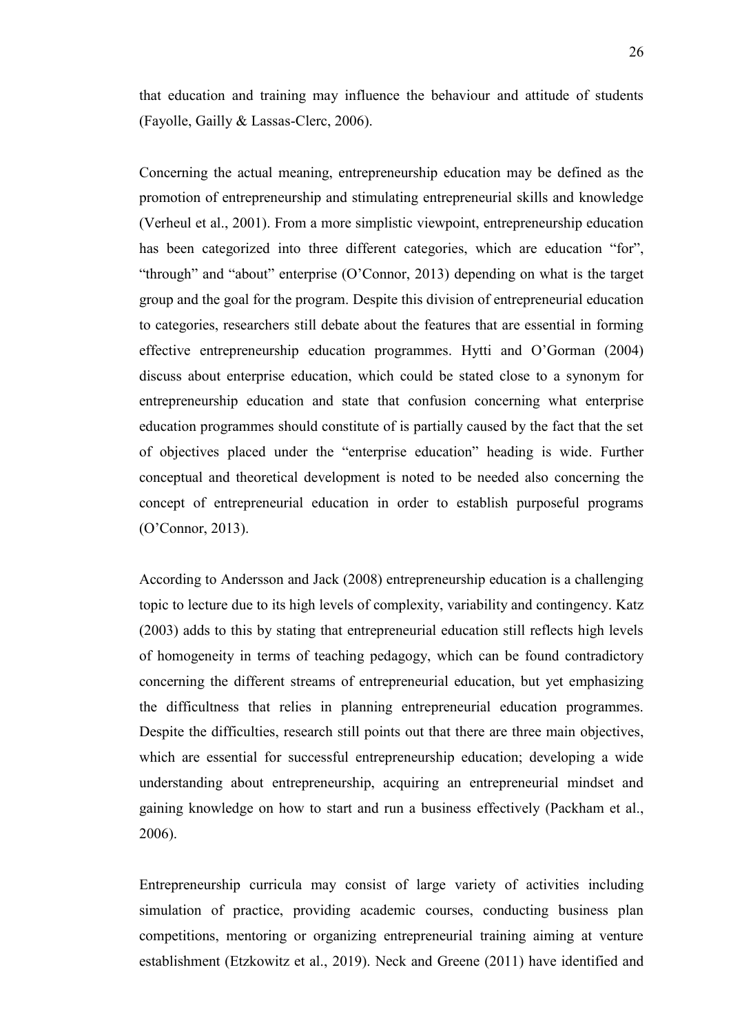that education and training may influence the behaviour and attitude of students (Fayolle, Gailly & Lassas-Clerc, 2006).

Concerning the actual meaning, entrepreneurship education may be defined as the promotion of entrepreneurship and stimulating entrepreneurial skills and knowledge (Verheul et al., 2001). From a more simplistic viewpoint, entrepreneurship education has been categorized into three different categories, which are education "for", "through" and "about" enterprise (O'Connor, 2013) depending on what is the target group and the goal for the program. Despite this division of entrepreneurial education to categories, researchers still debate about the features that are essential in forming effective entrepreneurship education programmes. Hytti and O'Gorman (2004) discuss about enterprise education, which could be stated close to a synonym for entrepreneurship education and state that confusion concerning what enterprise education programmes should constitute of is partially caused by the fact that the set of objectives placed under the "enterprise education" heading is wide. Further conceptual and theoretical development is noted to be needed also concerning the concept of entrepreneurial education in order to establish purposeful programs (O'Connor, 2013).

According to Andersson and Jack (2008) entrepreneurship education is a challenging topic to lecture due to its high levels of complexity, variability and contingency. Katz (2003) adds to this by stating that entrepreneurial education still reflects high levels of homogeneity in terms of teaching pedagogy, which can be found contradictory concerning the different streams of entrepreneurial education, but yet emphasizing the difficultness that relies in planning entrepreneurial education programmes. Despite the difficulties, research still points out that there are three main objectives, which are essential for successful entrepreneurship education; developing a wide understanding about entrepreneurship, acquiring an entrepreneurial mindset and gaining knowledge on how to start and run a business effectively (Packham et al., 2006).

Entrepreneurship curricula may consist of large variety of activities including simulation of practice, providing academic courses, conducting business plan competitions, mentoring or organizing entrepreneurial training aiming at venture establishment (Etzkowitz et al., 2019). Neck and Greene (2011) have identified and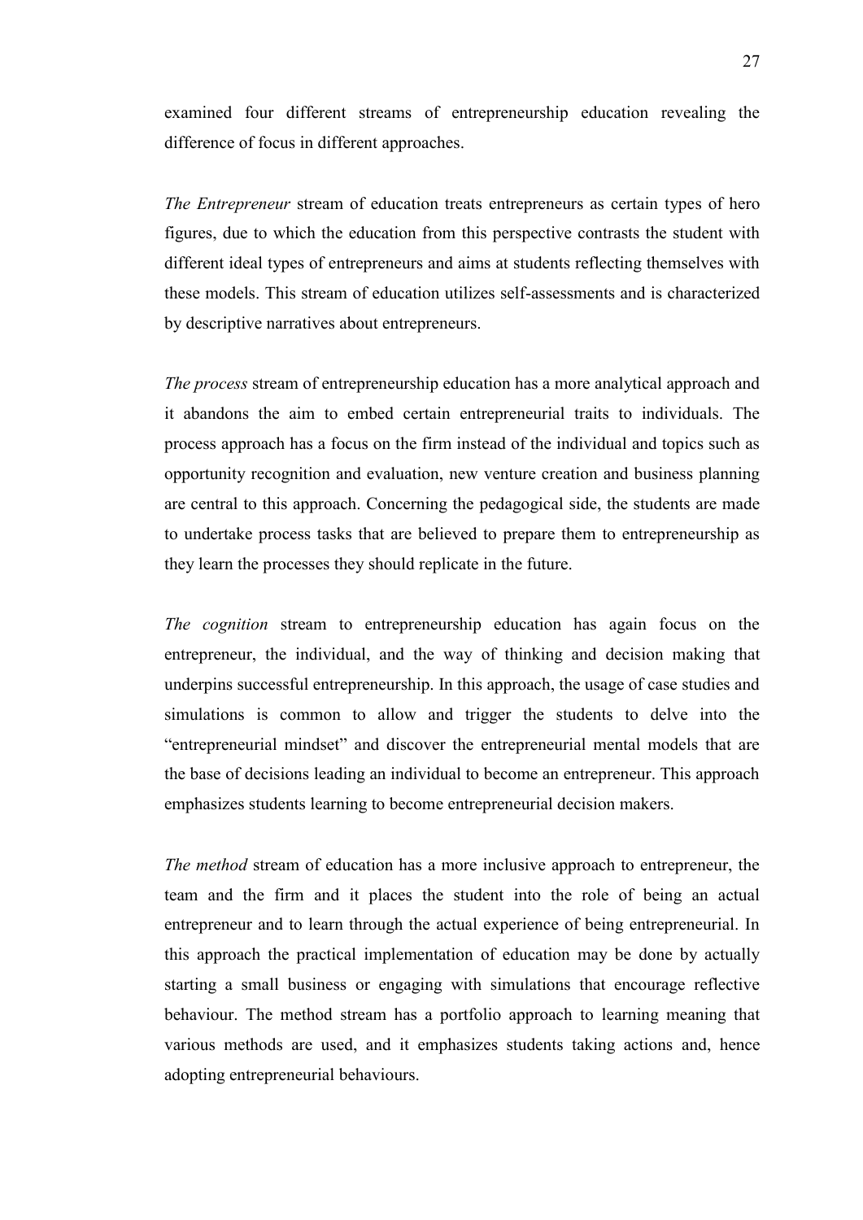examined four different streams of entrepreneurship education revealing the difference of focus in different approaches.

*The Entrepreneur* stream of education treats entrepreneurs as certain types of hero figures, due to which the education from this perspective contrasts the student with different ideal types of entrepreneurs and aims at students reflecting themselves with these models. This stream of education utilizes self-assessments and is characterized by descriptive narratives about entrepreneurs.

*The process* stream of entrepreneurship education has a more analytical approach and it abandons the aim to embed certain entrepreneurial traits to individuals. The process approach has a focus on the firm instead of the individual and topics such as opportunity recognition and evaluation, new venture creation and business planning are central to this approach. Concerning the pedagogical side, the students are made to undertake process tasks that are believed to prepare them to entrepreneurship as they learn the processes they should replicate in the future.

*The cognition* stream to entrepreneurship education has again focus on the entrepreneur, the individual, and the way of thinking and decision making that underpins successful entrepreneurship. In this approach, the usage of case studies and simulations is common to allow and trigger the students to delve into the "entrepreneurial mindset" and discover the entrepreneurial mental models that are the base of decisions leading an individual to become an entrepreneur. This approach emphasizes students learning to become entrepreneurial decision makers.

*The method* stream of education has a more inclusive approach to entrepreneur, the team and the firm and it places the student into the role of being an actual entrepreneur and to learn through the actual experience of being entrepreneurial. In this approach the practical implementation of education may be done by actually starting a small business or engaging with simulations that encourage reflective behaviour. The method stream has a portfolio approach to learning meaning that various methods are used, and it emphasizes students taking actions and, hence adopting entrepreneurial behaviours.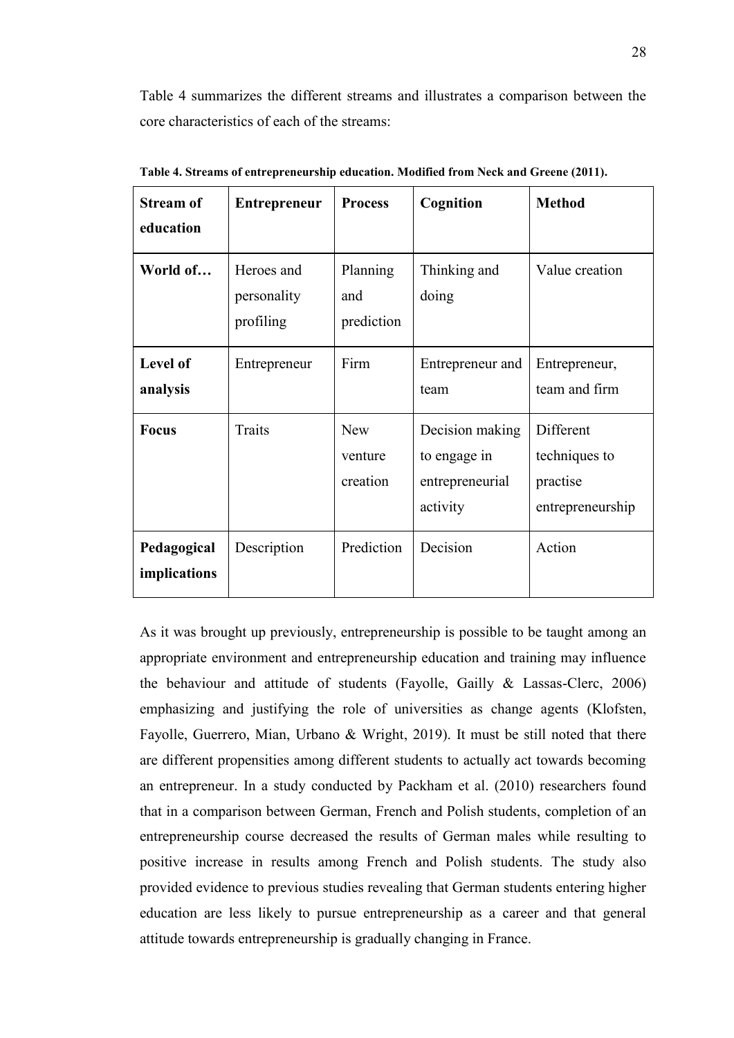Table 4 summarizes the different streams and illustrates a comparison between the core characteristics of each of the streams:

**Table 4. Streams of entrepreneurship education. Modified from Neck and Greene (2011).**

| **Stream of education** | **Entrepreneur** | **Process** | **Cognition** | **Method** |
|---|---|---|---|---|
| **World of…** | Heroes and personality profiling | Planning and prediction | Thinking and doing | Value creation |
| **Level of analysis** | Entrepreneur | Firm | Entrepreneur and team | Entrepreneur, team and firm |
| **Focus** | Traits | New venture creation | Decision making to engage in entrepreneurial activity | Different techniques to practise entrepreneurship |
| **Pedagogical implications** | Description | Prediction | Decision | Action |

As it was brought up previously, entrepreneurship is possible to be taught among an appropriate environment and entrepreneurship education and training may influence the behaviour and attitude of students (Fayolle, Gailly & Lassas-Clerc, 2006) emphasizing and justifying the role of universities as change agents (Klofsten, Fayolle, Guerrero, Mian, Urbano & Wright, 2019). It must be still noted that there are different propensities among different students to actually act towards becoming an entrepreneur. In a study conducted by Packham et al. (2010) researchers found that in a comparison between German, French and Polish students, completion of an entrepreneurship course decreased the results of German males while resulting to positive increase in results among French and Polish students. The study also provided evidence to previous studies revealing that German students entering higher education are less likely to pursue entrepreneurship as a career and that general attitude towards entrepreneurship is gradually changing in France.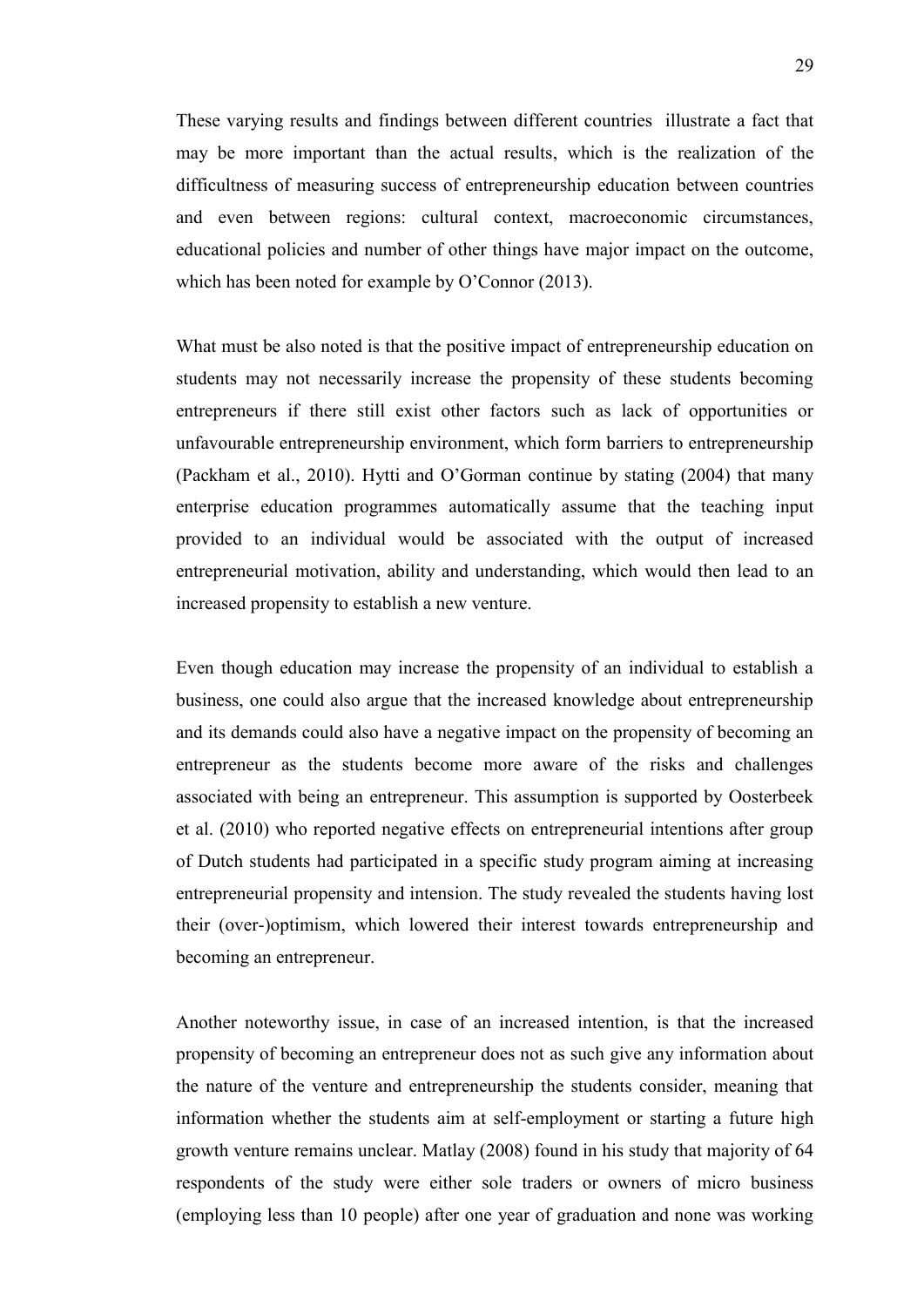These varying results and findings between different countries illustrate a fact that may be more important than the actual results, which is the realization of the difficultness of measuring success of entrepreneurship education between countries and even between regions: cultural context, macroeconomic circumstances, educational policies and number of other things have major impact on the outcome, which has been noted for example by O'Connor (2013).

What must be also noted is that the positive impact of entrepreneurship education on students may not necessarily increase the propensity of these students becoming entrepreneurs if there still exist other factors such as lack of opportunities or unfavourable entrepreneurship environment, which form barriers to entrepreneurship (Packham et al., 2010). Hytti and O'Gorman continue by stating (2004) that many enterprise education programmes automatically assume that the teaching input provided to an individual would be associated with the output of increased entrepreneurial motivation, ability and understanding, which would then lead to an increased propensity to establish a new venture.

Even though education may increase the propensity of an individual to establish a business, one could also argue that the increased knowledge about entrepreneurship and its demands could also have a negative impact on the propensity of becoming an entrepreneur as the students become more aware of the risks and challenges associated with being an entrepreneur. This assumption is supported by Oosterbeek et al. (2010) who reported negative effects on entrepreneurial intentions after group of Dutch students had participated in a specific study program aiming at increasing entrepreneurial propensity and intension. The study revealed the students having lost their (over-)optimism, which lowered their interest towards entrepreneurship and becoming an entrepreneur.

Another noteworthy issue, in case of an increased intention, is that the increased propensity of becoming an entrepreneur does not as such give any information about the nature of the venture and entrepreneurship the students consider, meaning that information whether the students aim at self-employment or starting a future high growth venture remains unclear. Matlay (2008) found in his study that majority of 64 respondents of the study were either sole traders or owners of micro business (employing less than 10 people) after one year of graduation and none was working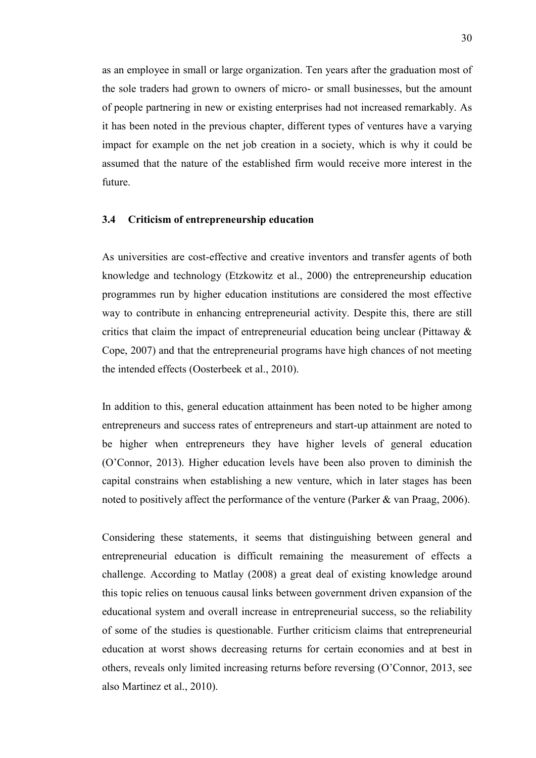as an employee in small or large organization. Ten years after the graduation most of the sole traders had grown to owners of micro- or small businesses, but the amount of people partnering in new or existing enterprises had not increased remarkably. As it has been noted in the previous chapter, different types of ventures have a varying impact for example on the net job creation in a society, which is why it could be assumed that the nature of the established firm would receive more interest in the future.

### 3.4 Criticism of entrepreneurship education

As universities are cost-effective and creative inventors and transfer agents of both knowledge and technology (Etzkowitz et al., 2000) the entrepreneurship education programmes run by higher education institutions are considered the most effective way to contribute in enhancing entrepreneurial activity. Despite this, there are still critics that claim the impact of entrepreneurial education being unclear (Pittaway & Cope, 2007) and that the entrepreneurial programs have high chances of not meeting the intended effects (Oosterbeek et al., 2010).

In addition to this, general education attainment has been noted to be higher among entrepreneurs and success rates of entrepreneurs and start-up attainment are noted to be higher when entrepreneurs they have higher levels of general education (O'Connor, 2013). Higher education levels have been also proven to diminish the capital constrains when establishing a new venture, which in later stages has been noted to positively affect the performance of the venture (Parker & van Praag, 2006).

Considering these statements, it seems that distinguishing between general and entrepreneurial education is difficult remaining the measurement of effects a challenge. According to Matlay (2008) a great deal of existing knowledge around this topic relies on tenuous causal links between government driven expansion of the educational system and overall increase in entrepreneurial success, so the reliability of some of the studies is questionable. Further criticism claims that entrepreneurial education at worst shows decreasing returns for certain economies and at best in others, reveals only limited increasing returns before reversing (O'Connor, 2013, see also Martinez et al., 2010).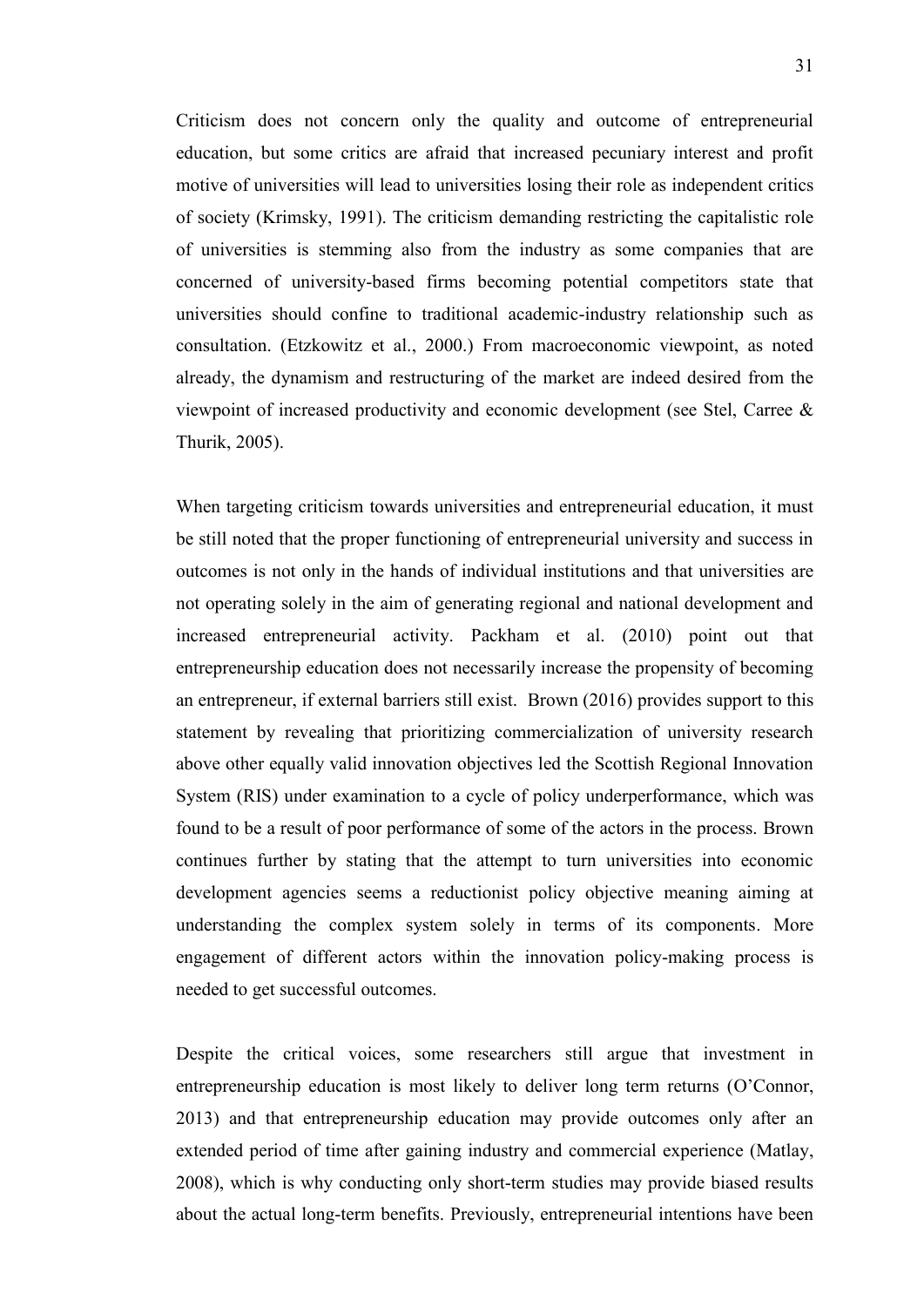Criticism does not concern only the quality and outcome of entrepreneurial education, but some critics are afraid that increased pecuniary interest and profit motive of universities will lead to universities losing their role as independent critics of society (Krimsky, 1991). The criticism demanding restricting the capitalistic role of universities is stemming also from the industry as some companies that are concerned of university-based firms becoming potential competitors state that universities should confine to traditional academic-industry relationship such as consultation. (Etzkowitz et al., 2000.) From macroeconomic viewpoint, as noted already, the dynamism and restructuring of the market are indeed desired from the viewpoint of increased productivity and economic development (see Stel, Carree & Thurik, 2005).

When targeting criticism towards universities and entrepreneurial education, it must be still noted that the proper functioning of entrepreneurial university and success in outcomes is not only in the hands of individual institutions and that universities are not operating solely in the aim of generating regional and national development and increased entrepreneurial activity. Packham et al. (2010) point out that entrepreneurship education does not necessarily increase the propensity of becoming an entrepreneur, if external barriers still exist. Brown (2016) provides support to this statement by revealing that prioritizing commercialization of university research above other equally valid innovation objectives led the Scottish Regional Innovation System (RIS) under examination to a cycle of policy underperformance, which was found to be a result of poor performance of some of the actors in the process. Brown continues further by stating that the attempt to turn universities into economic development agencies seems a reductionist policy objective meaning aiming at understanding the complex system solely in terms of its components. More engagement of different actors within the innovation policy-making process is needed to get successful outcomes.

Despite the critical voices, some researchers still argue that investment in entrepreneurship education is most likely to deliver long term returns (O'Connor, 2013) and that entrepreneurship education may provide outcomes only after an extended period of time after gaining industry and commercial experience (Matlay, 2008), which is why conducting only short-term studies may provide biased results about the actual long-term benefits. Previously, entrepreneurial intentions have been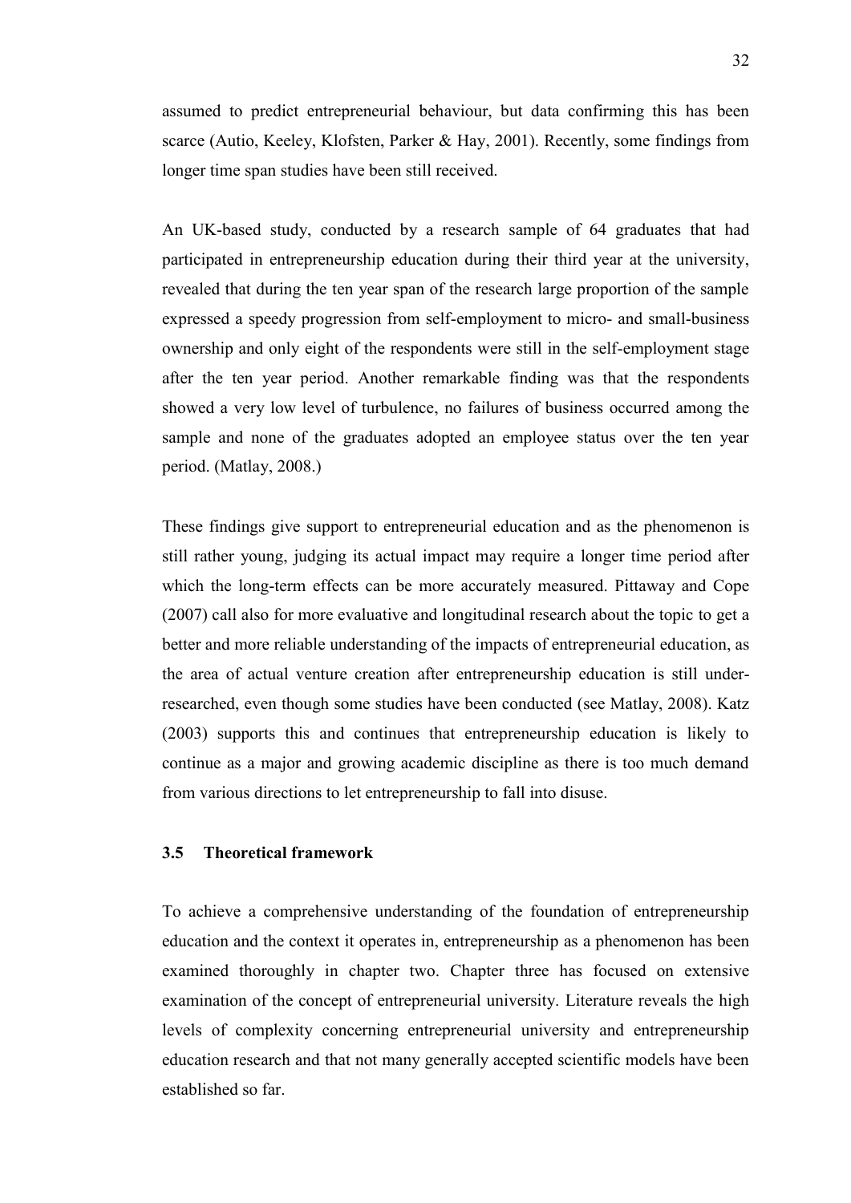assumed to predict entrepreneurial behaviour, but data confirming this has been scarce (Autio, Keeley, Klofsten, Parker & Hay, 2001). Recently, some findings from longer time span studies have been still received.

An UK-based study, conducted by a research sample of 64 graduates that had participated in entrepreneurship education during their third year at the university, revealed that during the ten year span of the research large proportion of the sample expressed a speedy progression from self-employment to micro- and small-business ownership and only eight of the respondents were still in the self-employment stage after the ten year period. Another remarkable finding was that the respondents showed a very low level of turbulence, no failures of business occurred among the sample and none of the graduates adopted an employee status over the ten year period. (Matlay, 2008.)

These findings give support to entrepreneurial education and as the phenomenon is still rather young, judging its actual impact may require a longer time period after which the long-term effects can be more accurately measured. Pittaway and Cope (2007) call also for more evaluative and longitudinal research about the topic to get a better and more reliable understanding of the impacts of entrepreneurial education, as the area of actual venture creation after entrepreneurship education is still under-researched, even though some studies have been conducted (see Matlay, 2008). Katz (2003) supports this and continues that entrepreneurship education is likely to continue as a major and growing academic discipline as there is too much demand from various directions to let entrepreneurship to fall into disuse.

### 3.5 Theoretical framework

To achieve a comprehensive understanding of the foundation of entrepreneurship education and the context it operates in, entrepreneurship as a phenomenon has been examined thoroughly in chapter two. Chapter three has focused on extensive examination of the concept of entrepreneurial university. Literature reveals the high levels of complexity concerning entrepreneurial university and entrepreneurship education research and that not many generally accepted scientific models have been established so far.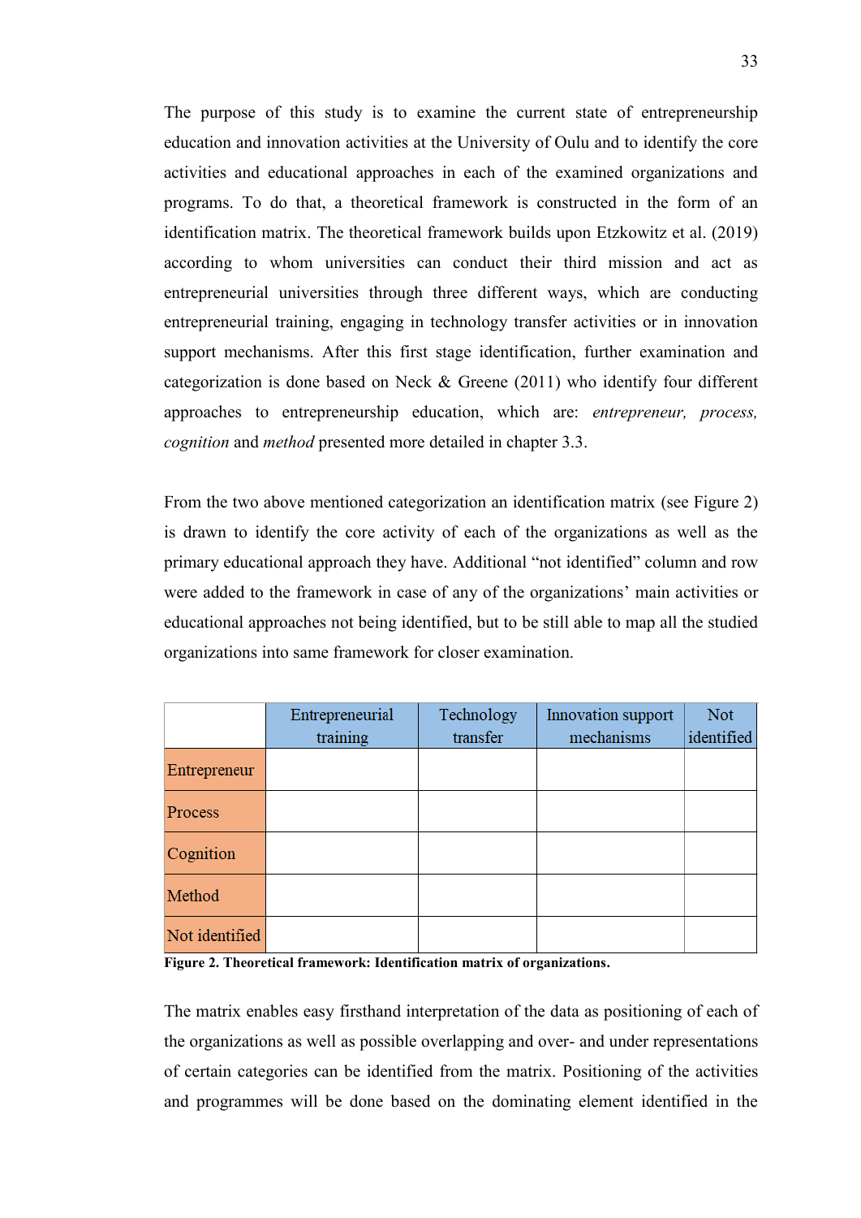The purpose of this study is to examine the current state of entrepreneurship education and innovation activities at the University of Oulu and to identify the core activities and educational approaches in each of the examined organizations and programs. To do that, a theoretical framework is constructed in the form of an identification matrix. The theoretical framework builds upon Etzkowitz et al. (2019) according to whom universities can conduct their third mission and act as entrepreneurial universities through three different ways, which are conducting entrepreneurial training, engaging in technology transfer activities or in innovation support mechanisms. After this first stage identification, further examination and categorization is done based on Neck & Greene (2011) who identify four different approaches to entrepreneurship education, which are: *entrepreneur, process, cognition* and *method* presented more detailed in chapter 3.3.

From the two above mentioned categorization an identification matrix (see Figure 2) is drawn to identify the core activity of each of the organizations as well as the primary educational approach they have. Additional "not identified" column and row were added to the framework in case of any of the organizations' main activities or educational approaches not being identified, but to be still able to map all the studied organizations into same framework for closer examination.

| | Entrepreneurial training | Technology transfer | Innovation support mechanisms | Not identified |
|---|---|---|---|---|
| Entrepreneur | | | | |
| Process | | | | |
| Cognition | | | | |
| Method | | | | |
| Not identified | | | | |

**Figure 2. Theoretical framework: Identification matrix of organizations.**

The matrix enables easy firsthand interpretation of the data as positioning of each of the organizations as well as possible overlapping and over- and under representations of certain categories can be identified from the matrix. Positioning of the activities and programmes will be done based on the dominating element identified in the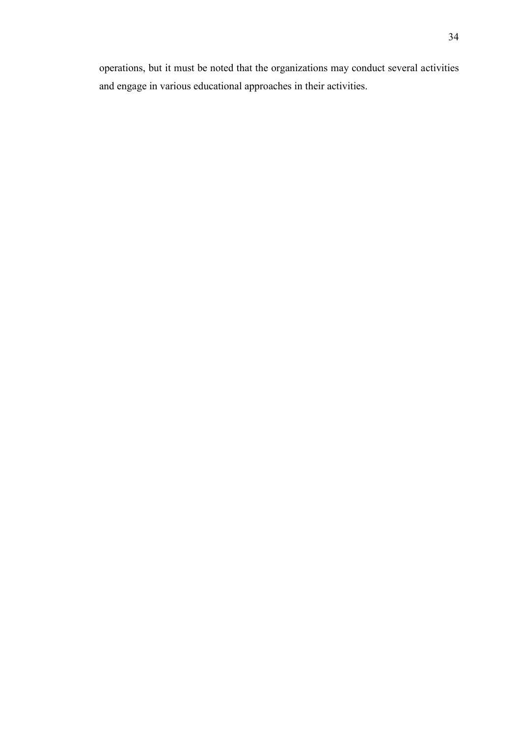operations, but it must be noted that the organizations may conduct several activities and engage in various educational approaches in their activities.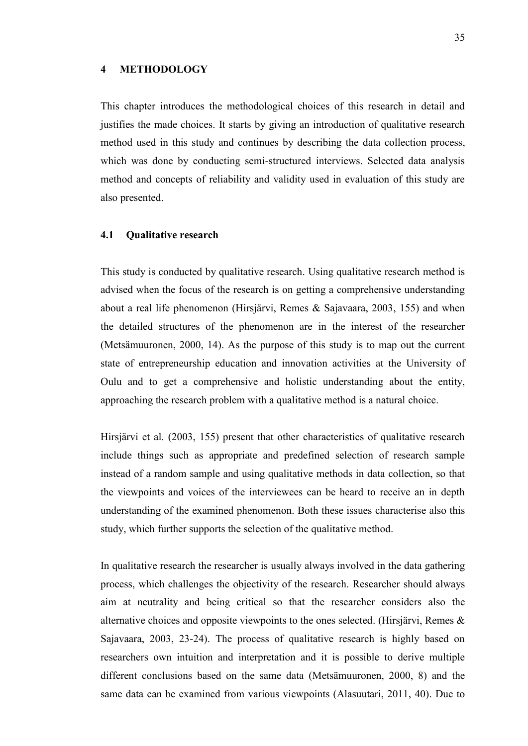# 4 METHODOLOGY

This chapter introduces the methodological choices of this research in detail and justifies the made choices. It starts by giving an introduction of qualitative research method used in this study and continues by describing the data collection process, which was done by conducting semi-structured interviews. Selected data analysis method and concepts of reliability and validity used in evaluation of this study are also presented.

## 4.1 Qualitative research

This study is conducted by qualitative research. Using qualitative research method is advised when the focus of the research is on getting a comprehensive understanding about a real life phenomenon (Hirsjärvi, Remes & Sajavaara, 2003, 155) and when the detailed structures of the phenomenon are in the interest of the researcher (Metsämuuronen, 2000, 14). As the purpose of this study is to map out the current state of entrepreneurship education and innovation activities at the University of Oulu and to get a comprehensive and holistic understanding about the entity, approaching the research problem with a qualitative method is a natural choice.

Hirsjärvi et al. (2003, 155) present that other characteristics of qualitative research include things such as appropriate and predefined selection of research sample instead of a random sample and using qualitative methods in data collection, so that the viewpoints and voices of the interviewees can be heard to receive an in depth understanding of the examined phenomenon. Both these issues characterise also this study, which further supports the selection of the qualitative method.

In qualitative research the researcher is usually always involved in the data gathering process, which challenges the objectivity of the research. Researcher should always aim at neutrality and being critical so that the researcher considers also the alternative choices and opposite viewpoints to the ones selected. (Hirsjärvi, Remes & Sajavaara, 2003, 23-24). The process of qualitative research is highly based on researchers own intuition and interpretation and it is possible to derive multiple different conclusions based on the same data (Metsämuuronen, 2000, 8) and the same data can be examined from various viewpoints (Alasuutari, 2011, 40). Due to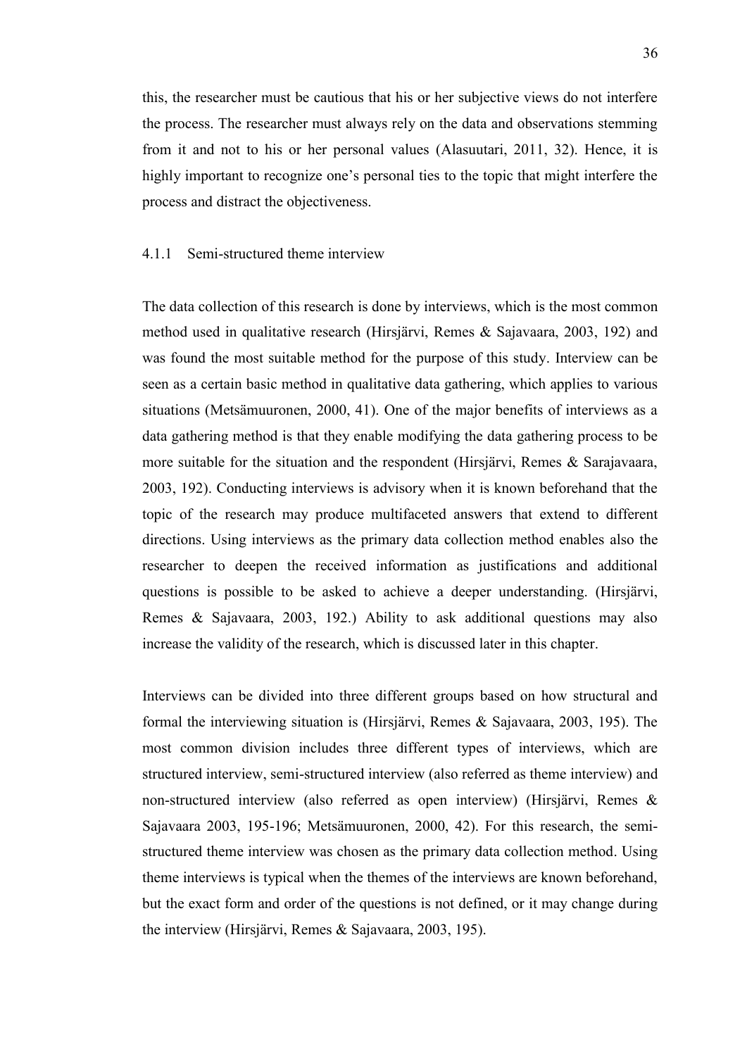this, the researcher must be cautious that his or her subjective views do not interfere the process. The researcher must always rely on the data and observations stemming from it and not to his or her personal values (Alasuutari, 2011, 32). Hence, it is highly important to recognize one's personal ties to the topic that might interfere the process and distract the objectiveness.

### 4.1.1 Semi-structured theme interview

The data collection of this research is done by interviews, which is the most common method used in qualitative research (Hirsjärvi, Remes & Sajavaara, 2003, 192) and was found the most suitable method for the purpose of this study. Interview can be seen as a certain basic method in qualitative data gathering, which applies to various situations (Metsämuuronen, 2000, 41). One of the major benefits of interviews as a data gathering method is that they enable modifying the data gathering process to be more suitable for the situation and the respondent (Hirsjärvi, Remes & Sarajavaara, 2003, 192). Conducting interviews is advisory when it is known beforehand that the topic of the research may produce multifaceted answers that extend to different directions. Using interviews as the primary data collection method enables also the researcher to deepen the received information as justifications and additional questions is possible to be asked to achieve a deeper understanding. (Hirsjärvi, Remes & Sajavaara, 2003, 192.) Ability to ask additional questions may also increase the validity of the research, which is discussed later in this chapter.

Interviews can be divided into three different groups based on how structural and formal the interviewing situation is (Hirsjärvi, Remes & Sajavaara, 2003, 195). The most common division includes three different types of interviews, which are structured interview, semi-structured interview (also referred as theme interview) and non-structured interview (also referred as open interview) (Hirsjärvi, Remes & Sajavaara 2003, 195-196; Metsämuuronen, 2000, 42). For this research, the semi-structured theme interview was chosen as the primary data collection method. Using theme interviews is typical when the themes of the interviews are known beforehand, but the exact form and order of the questions is not defined, or it may change during the interview (Hirsjärvi, Remes & Sajavaara, 2003, 195).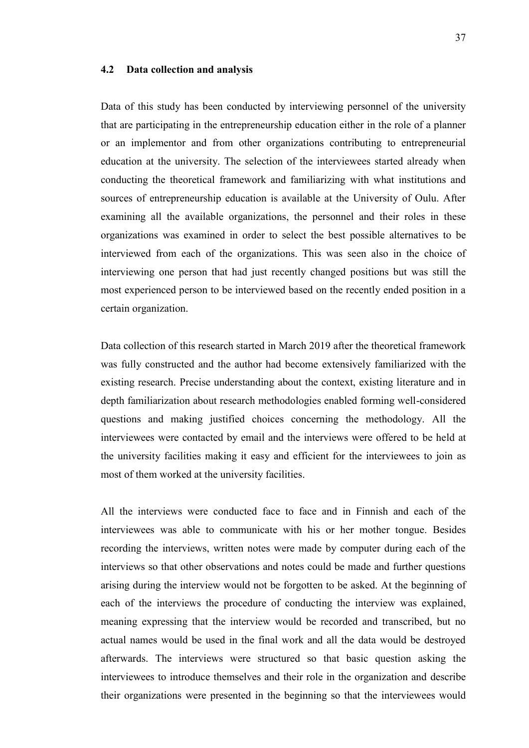### 4.2 Data collection and analysis

Data of this study has been conducted by interviewing personnel of the university that are participating in the entrepreneurship education either in the role of a planner or an implementor and from other organizations contributing to entrepreneurial education at the university. The selection of the interviewees started already when conducting the theoretical framework and familiarizing with what institutions and sources of entrepreneurship education is available at the University of Oulu. After examining all the available organizations, the personnel and their roles in these organizations was examined in order to select the best possible alternatives to be interviewed from each of the organizations. This was seen also in the choice of interviewing one person that had just recently changed positions but was still the most experienced person to be interviewed based on the recently ended position in a certain organization.

Data collection of this research started in March 2019 after the theoretical framework was fully constructed and the author had become extensively familiarized with the existing research. Precise understanding about the context, existing literature and in depth familiarization about research methodologies enabled forming well-considered questions and making justified choices concerning the methodology. All the interviewees were contacted by email and the interviews were offered to be held at the university facilities making it easy and efficient for the interviewees to join as most of them worked at the university facilities.

All the interviews were conducted face to face and in Finnish and each of the interviewees was able to communicate with his or her mother tongue. Besides recording the interviews, written notes were made by computer during each of the interviews so that other observations and notes could be made and further questions arising during the interview would not be forgotten to be asked. At the beginning of each of the interviews the procedure of conducting the interview was explained, meaning expressing that the interview would be recorded and transcribed, but no actual names would be used in the final work and all the data would be destroyed afterwards. The interviews were structured so that basic question asking the interviewees to introduce themselves and their role in the organization and describe their organizations were presented in the beginning so that the interviewees would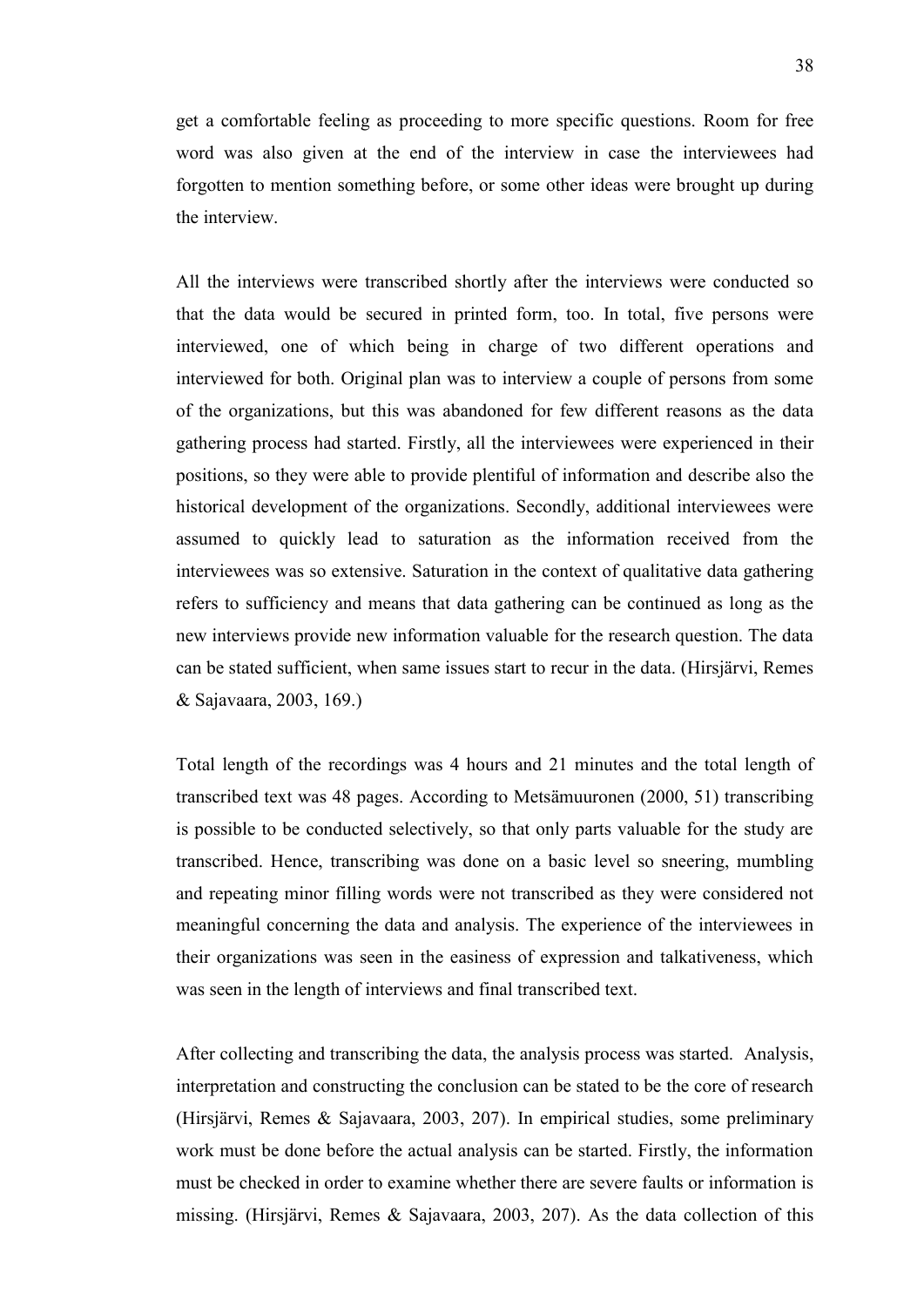get a comfortable feeling as proceeding to more specific questions. Room for free word was also given at the end of the interview in case the interviewees had forgotten to mention something before, or some other ideas were brought up during the interview.

All the interviews were transcribed shortly after the interviews were conducted so that the data would be secured in printed form, too. In total, five persons were interviewed, one of which being in charge of two different operations and interviewed for both. Original plan was to interview a couple of persons from some of the organizations, but this was abandoned for few different reasons as the data gathering process had started. Firstly, all the interviewees were experienced in their positions, so they were able to provide plentiful of information and describe also the historical development of the organizations. Secondly, additional interviewees were assumed to quickly lead to saturation as the information received from the interviewees was so extensive. Saturation in the context of qualitative data gathering refers to sufficiency and means that data gathering can be continued as long as the new interviews provide new information valuable for the research question. The data can be stated sufficient, when same issues start to recur in the data. (Hirsjärvi, Remes & Sajavaara, 2003, 169.)

Total length of the recordings was 4 hours and 21 minutes and the total length of transcribed text was 48 pages. According to Metsämuuronen (2000, 51) transcribing is possible to be conducted selectively, so that only parts valuable for the study are transcribed. Hence, transcribing was done on a basic level so sneering, mumbling and repeating minor filling words were not transcribed as they were considered not meaningful concerning the data and analysis. The experience of the interviewees in their organizations was seen in the easiness of expression and talkativeness, which was seen in the length of interviews and final transcribed text.

After collecting and transcribing the data, the analysis process was started. Analysis, interpretation and constructing the conclusion can be stated to be the core of research (Hirsjärvi, Remes & Sajavaara, 2003, 207). In empirical studies, some preliminary work must be done before the actual analysis can be started. Firstly, the information must be checked in order to examine whether there are severe faults or information is missing. (Hirsjärvi, Remes & Sajavaara, 2003, 207). As the data collection of this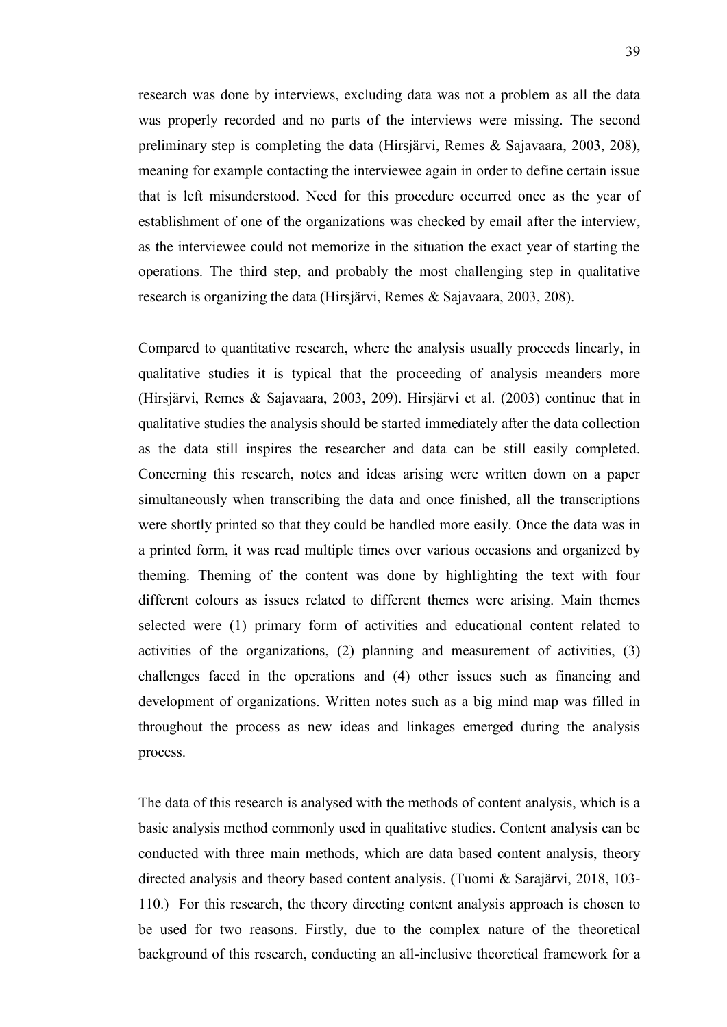research was done by interviews, excluding data was not a problem as all the data was properly recorded and no parts of the interviews were missing. The second preliminary step is completing the data (Hirsjärvi, Remes & Sajavaara, 2003, 208), meaning for example contacting the interviewee again in order to define certain issue that is left misunderstood. Need for this procedure occurred once as the year of establishment of one of the organizations was checked by email after the interview, as the interviewee could not memorize in the situation the exact year of starting the operations. The third step, and probably the most challenging step in qualitative research is organizing the data (Hirsjärvi, Remes & Sajavaara, 2003, 208).

Compared to quantitative research, where the analysis usually proceeds linearly, in qualitative studies it is typical that the proceeding of analysis meanders more (Hirsjärvi, Remes & Sajavaara, 2003, 209). Hirsjärvi et al. (2003) continue that in qualitative studies the analysis should be started immediately after the data collection as the data still inspires the researcher and data can be still easily completed. Concerning this research, notes and ideas arising were written down on a paper simultaneously when transcribing the data and once finished, all the transcriptions were shortly printed so that they could be handled more easily. Once the data was in a printed form, it was read multiple times over various occasions and organized by theming. Theming of the content was done by highlighting the text with four different colours as issues related to different themes were arising. Main themes selected were (1) primary form of activities and educational content related to activities of the organizations, (2) planning and measurement of activities, (3) challenges faced in the operations and (4) other issues such as financing and development of organizations. Written notes such as a big mind map was filled in throughout the process as new ideas and linkages emerged during the analysis process.

The data of this research is analysed with the methods of content analysis, which is a basic analysis method commonly used in qualitative studies. Content analysis can be conducted with three main methods, which are data based content analysis, theory directed analysis and theory based content analysis. (Tuomi & Sarajärvi, 2018, 103-110.) For this research, the theory directing content analysis approach is chosen to be used for two reasons. Firstly, due to the complex nature of the theoretical background of this research, conducting an all-inclusive theoretical framework for a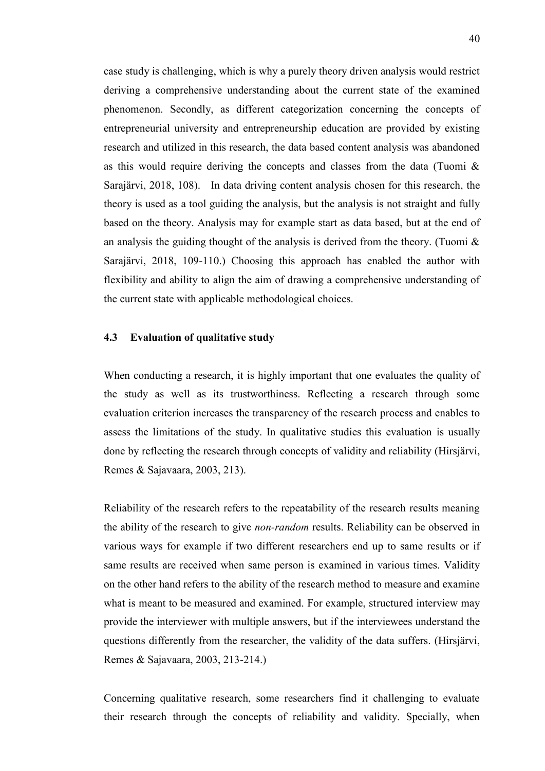case study is challenging, which is why a purely theory driven analysis would restrict deriving a comprehensive understanding about the current state of the examined phenomenon. Secondly, as different categorization concerning the concepts of entrepreneurial university and entrepreneurship education are provided by existing research and utilized in this research, the data based content analysis was abandoned as this would require deriving the concepts and classes from the data (Tuomi & Sarajärvi, 2018, 108). In data driving content analysis chosen for this research, the theory is used as a tool guiding the analysis, but the analysis is not straight and fully based on the theory. Analysis may for example start as data based, but at the end of an analysis the guiding thought of the analysis is derived from the theory. (Tuomi & Sarajärvi, 2018, 109-110.) Choosing this approach has enabled the author with flexibility and ability to align the aim of drawing a comprehensive understanding of the current state with applicable methodological choices.

### 4.3 Evaluation of qualitative study

When conducting a research, it is highly important that one evaluates the quality of the study as well as its trustworthiness. Reflecting a research through some evaluation criterion increases the transparency of the research process and enables to assess the limitations of the study. In qualitative studies this evaluation is usually done by reflecting the research through concepts of validity and reliability (Hirsjärvi, Remes & Sajavaara, 2003, 213).

Reliability of the research refers to the repeatability of the research results meaning the ability of the research to give *non-random* results. Reliability can be observed in various ways for example if two different researchers end up to same results or if same results are received when same person is examined in various times. Validity on the other hand refers to the ability of the research method to measure and examine what is meant to be measured and examined. For example, structured interview may provide the interviewer with multiple answers, but if the interviewees understand the questions differently from the researcher, the validity of the data suffers. (Hirsjärvi, Remes & Sajavaara, 2003, 213-214.)

Concerning qualitative research, some researchers find it challenging to evaluate their research through the concepts of reliability and validity. Specially, when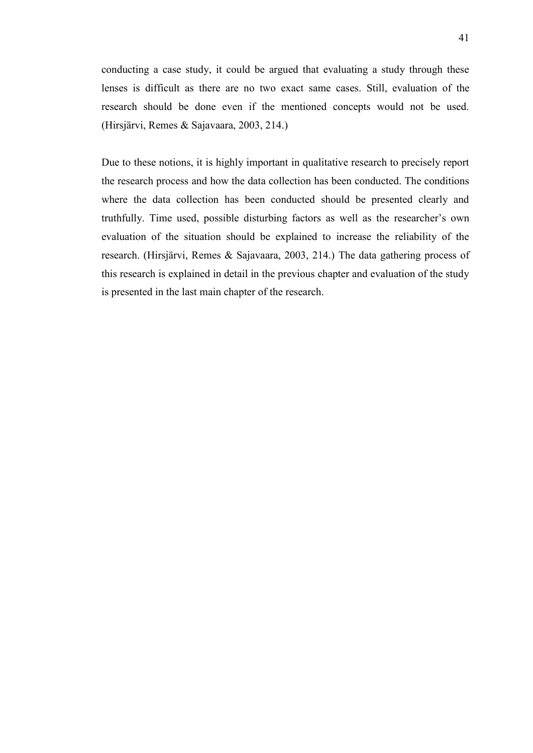conducting a case study, it could be argued that evaluating a study through these lenses is difficult as there are no two exact same cases. Still, evaluation of the research should be done even if the mentioned concepts would not be used. (Hirsjärvi, Remes & Sajavaara, 2003, 214.)

Due to these notions, it is highly important in qualitative research to precisely report the research process and how the data collection has been conducted. The conditions where the data collection has been conducted should be presented clearly and truthfully. Time used, possible disturbing factors as well as the researcher's own evaluation of the situation should be explained to increase the reliability of the research. (Hirsjärvi, Remes & Sajavaara, 2003, 214.) The data gathering process of this research is explained in detail in the previous chapter and evaluation of the study is presented in the last main chapter of the research.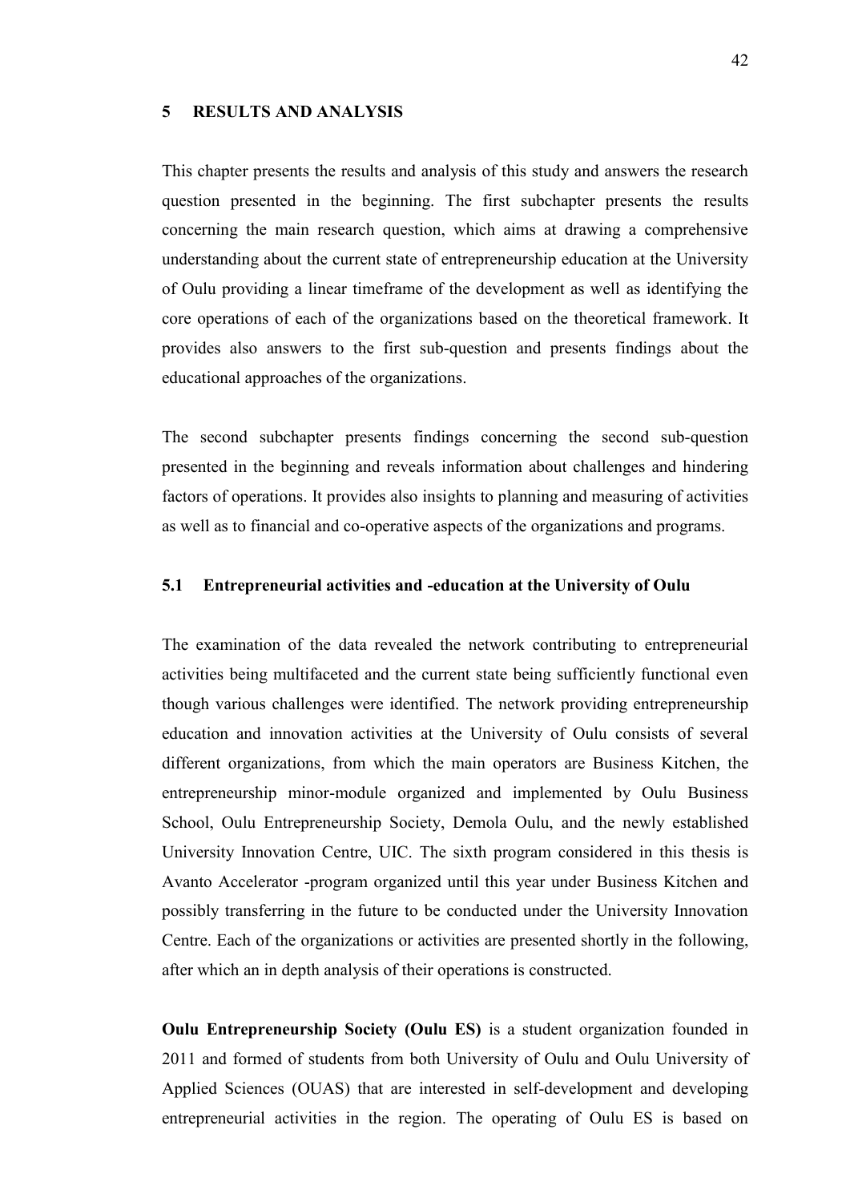# 5 RESULTS AND ANALYSIS

This chapter presents the results and analysis of this study and answers the research question presented in the beginning. The first subchapter presents the results concerning the main research question, which aims at drawing a comprehensive understanding about the current state of entrepreneurship education at the University of Oulu providing a linear timeframe of the development as well as identifying the core operations of each of the organizations based on the theoretical framework. It provides also answers to the first sub-question and presents findings about the educational approaches of the organizations.

The second subchapter presents findings concerning the second sub-question presented in the beginning and reveals information about challenges and hindering factors of operations. It provides also insights to planning and measuring of activities as well as to financial and co-operative aspects of the organizations and programs.

## 5.1 Entrepreneurial activities and -education at the University of Oulu

The examination of the data revealed the network contributing to entrepreneurial activities being multifaceted and the current state being sufficiently functional even though various challenges were identified. The network providing entrepreneurship education and innovation activities at the University of Oulu consists of several different organizations, from which the main operators are Business Kitchen, the entrepreneurship minor-module organized and implemented by Oulu Business School, Oulu Entrepreneurship Society, Demola Oulu, and the newly established University Innovation Centre, UIC. The sixth program considered in this thesis is Avanto Accelerator -program organized until this year under Business Kitchen and possibly transferring in the future to be conducted under the University Innovation Centre. Each of the organizations or activities are presented shortly in the following, after which an in depth analysis of their operations is constructed.

**Oulu Entrepreneurship Society (Oulu ES)** is a student organization founded in 2011 and formed of students from both University of Oulu and Oulu University of Applied Sciences (OUAS) that are interested in self-development and developing entrepreneurial activities in the region. The operating of Oulu ES is based on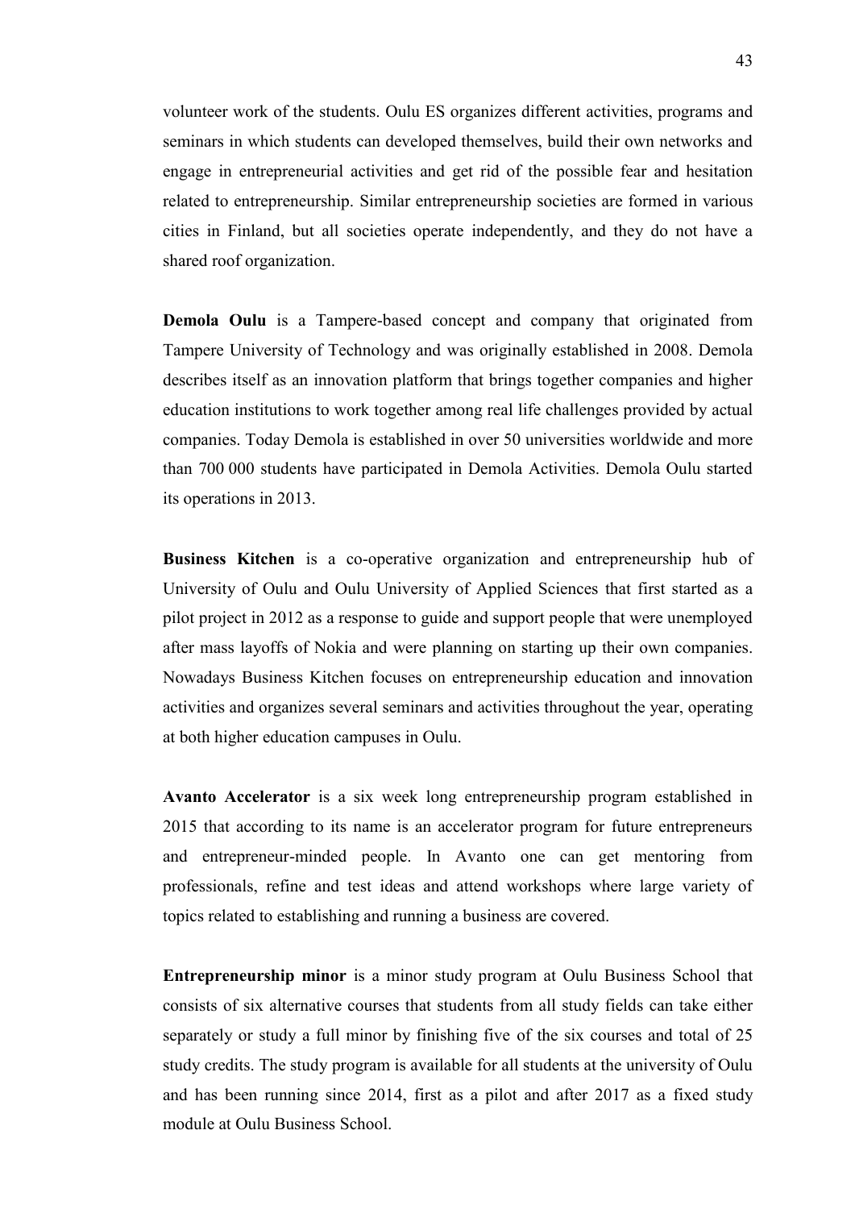volunteer work of the students. Oulu ES organizes different activities, programs and seminars in which students can developed themselves, build their own networks and engage in entrepreneurial activities and get rid of the possible fear and hesitation related to entrepreneurship. Similar entrepreneurship societies are formed in various cities in Finland, but all societies operate independently, and they do not have a shared roof organization.

**Demola Oulu** is a Tampere-based concept and company that originated from Tampere University of Technology and was originally established in 2008. Demola describes itself as an innovation platform that brings together companies and higher education institutions to work together among real life challenges provided by actual companies. Today Demola is established in over 50 universities worldwide and more than 700 000 students have participated in Demola Activities. Demola Oulu started its operations in 2013.

**Business Kitchen** is a co-operative organization and entrepreneurship hub of University of Oulu and Oulu University of Applied Sciences that first started as a pilot project in 2012 as a response to guide and support people that were unemployed after mass layoffs of Nokia and were planning on starting up their own companies. Nowadays Business Kitchen focuses on entrepreneurship education and innovation activities and organizes several seminars and activities throughout the year, operating at both higher education campuses in Oulu.

**Avanto Accelerator** is a six week long entrepreneurship program established in 2015 that according to its name is an accelerator program for future entrepreneurs and entrepreneur-minded people. In Avanto one can get mentoring from professionals, refine and test ideas and attend workshops where large variety of topics related to establishing and running a business are covered.

**Entrepreneurship minor** is a minor study program at Oulu Business School that consists of six alternative courses that students from all study fields can take either separately or study a full minor by finishing five of the six courses and total of 25 study credits. The study program is available for all students at the university of Oulu and has been running since 2014, first as a pilot and after 2017 as a fixed study module at Oulu Business School.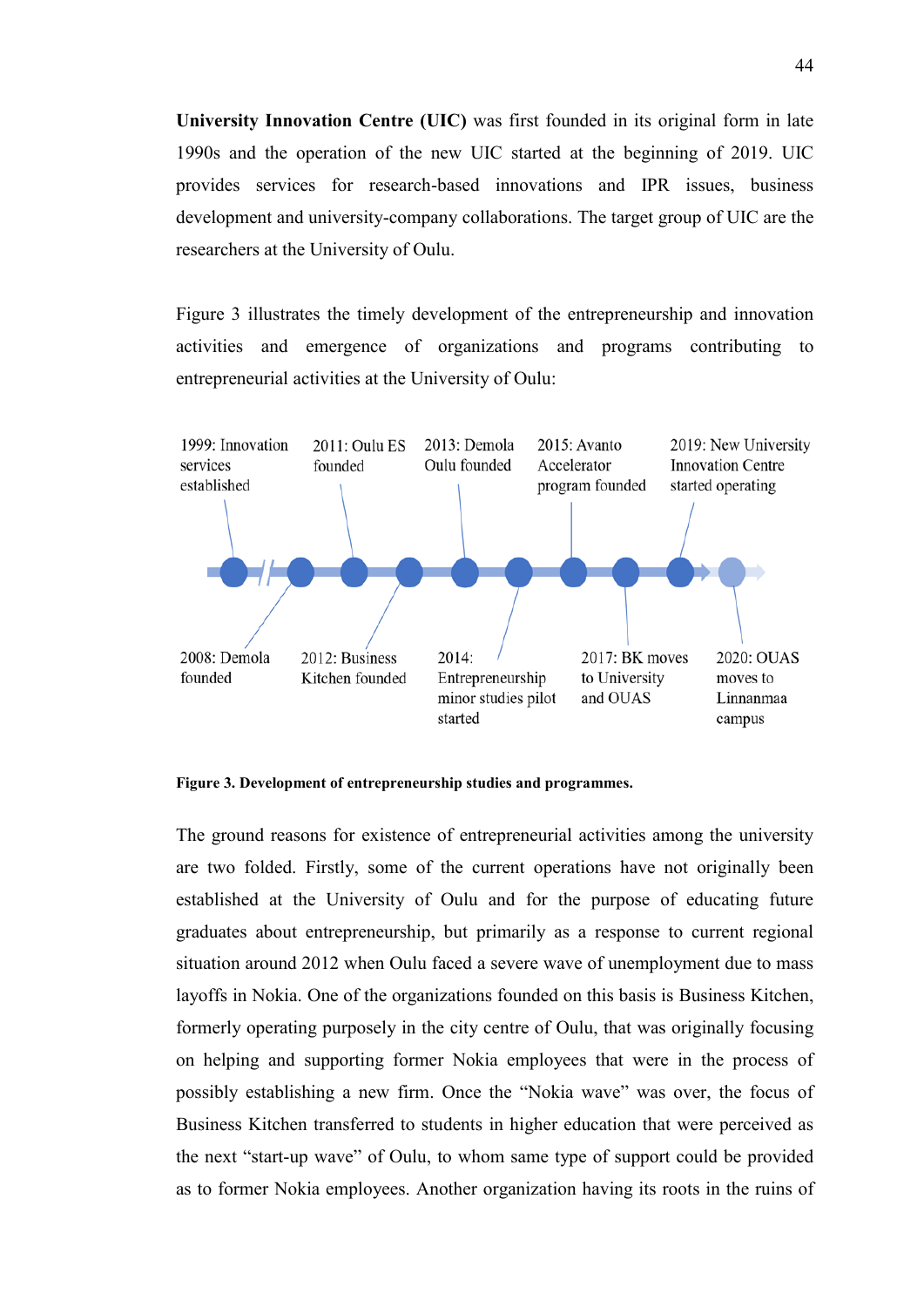**University Innovation Centre (UIC)** was first founded in its original form in late 1990s and the operation of the new UIC started at the beginning of 2019. UIC provides services for research-based innovations and IPR issues, business development and university-company collaborations. The target group of UIC are the researchers at the University of Oulu.

Figure 3 illustrates the timely development of the entrepreneurship and innovation activities and emergence of organizations and programs contributing to entrepreneurial activities at the University of Oulu:

1999: Innovation services established

2008: Demola founded

2011: Oulu ES founded

2012: Business Kitchen founded

2013: Demola Oulu founded

2014: Entrepreneurship minor studies pilot started

2015: Avanto Accelerator program founded

2017: BK moves to University and OUAS

2019: New University Innovation Centre started operating

2020: OUAS moves to Linnanmaa campus

**Figure 3. Development of entrepreneurship studies and programmes.**

The ground reasons for existence of entrepreneurial activities among the university are two folded. Firstly, some of the current operations have not originally been established at the University of Oulu and for the purpose of educating future graduates about entrepreneurship, but primarily as a response to current regional situation around 2012 when Oulu faced a severe wave of unemployment due to mass layoffs in Nokia. One of the organizations founded on this basis is Business Kitchen, formerly operating purposely in the city centre of Oulu, that was originally focusing on helping and supporting former Nokia employees that were in the process of possibly establishing a new firm. Once the "Nokia wave" was over, the focus of Business Kitchen transferred to students in higher education that were perceived as the next "start-up wave" of Oulu, to whom same type of support could be provided as to former Nokia employees. Another organization having its roots in the ruins of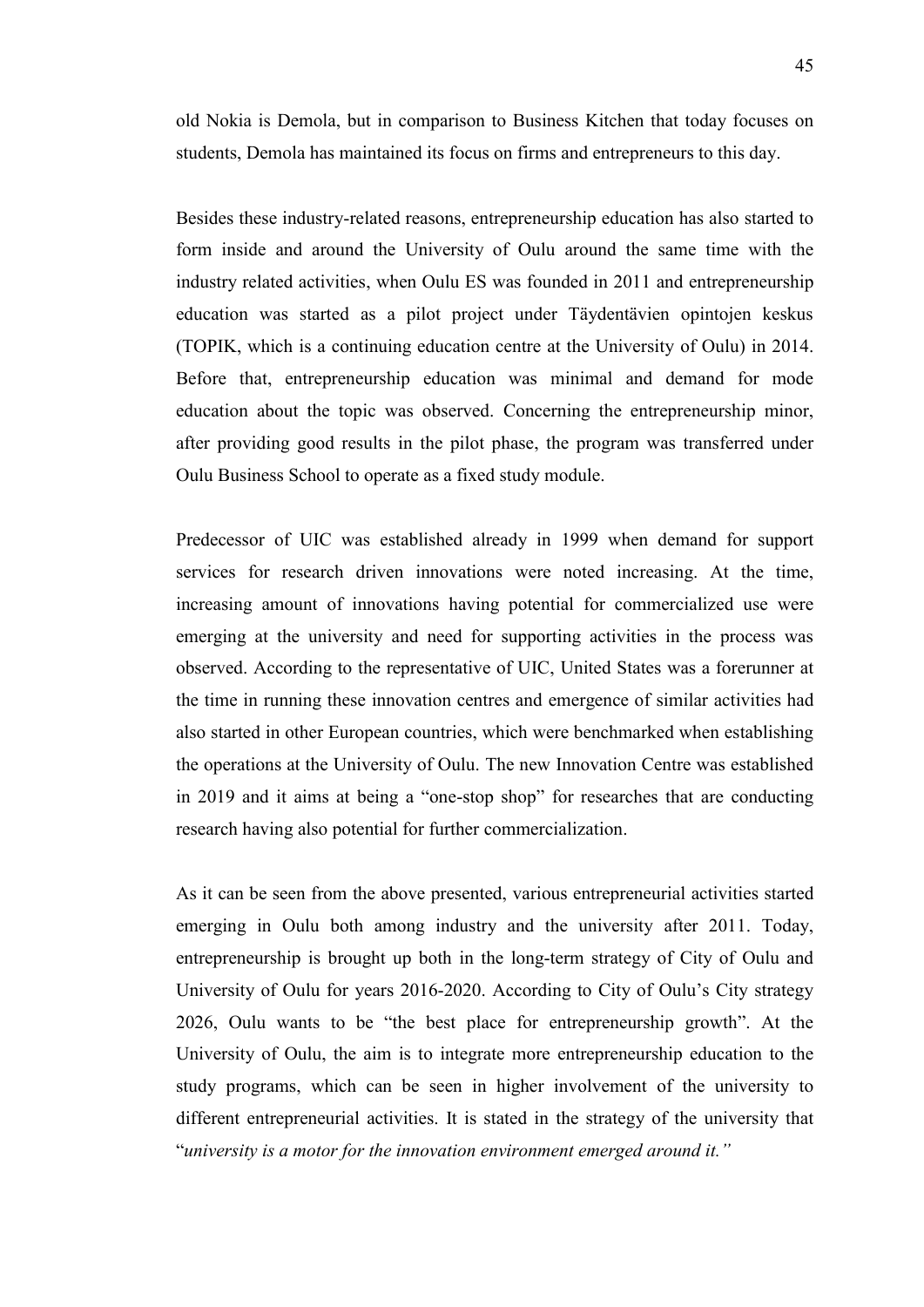old Nokia is Demola, but in comparison to Business Kitchen that today focuses on students, Demola has maintained its focus on firms and entrepreneurs to this day.

Besides these industry-related reasons, entrepreneurship education has also started to form inside and around the University of Oulu around the same time with the industry related activities, when Oulu ES was founded in 2011 and entrepreneurship education was started as a pilot project under Täydentävien opintojen keskus (TOPIK, which is a continuing education centre at the University of Oulu) in 2014. Before that, entrepreneurship education was minimal and demand for mode education about the topic was observed. Concerning the entrepreneurship minor, after providing good results in the pilot phase, the program was transferred under Oulu Business School to operate as a fixed study module.

Predecessor of UIC was established already in 1999 when demand for support services for research driven innovations were noted increasing. At the time, increasing amount of innovations having potential for commercialized use were emerging at the university and need for supporting activities in the process was observed. According to the representative of UIC, United States was a forerunner at the time in running these innovation centres and emergence of similar activities had also started in other European countries, which were benchmarked when establishing the operations at the University of Oulu. The new Innovation Centre was established in 2019 and it aims at being a "one-stop shop" for researches that are conducting research having also potential for further commercialization.

As it can be seen from the above presented, various entrepreneurial activities started emerging in Oulu both among industry and the university after 2011. Today, entrepreneurship is brought up both in the long-term strategy of City of Oulu and University of Oulu for years 2016-2020. According to City of Oulu's City strategy 2026, Oulu wants to be "the best place for entrepreneurship growth". At the University of Oulu, the aim is to integrate more entrepreneurship education to the study programs, which can be seen in higher involvement of the university to different entrepreneurial activities. It is stated in the strategy of the university that "*university is a motor for the innovation environment emerged around it.*"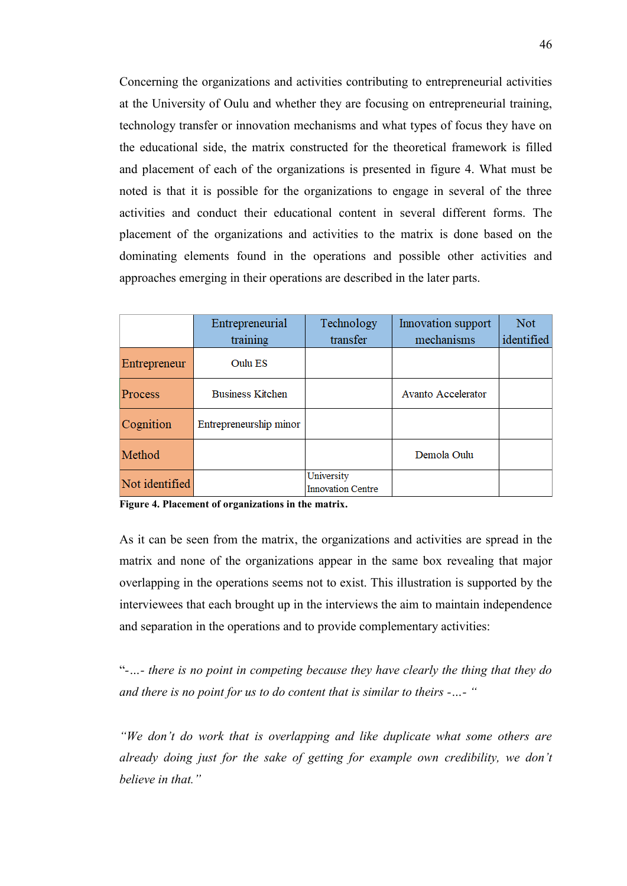Concerning the organizations and activities contributing to entrepreneurial activities at the University of Oulu and whether they are focusing on entrepreneurial training, technology transfer or innovation mechanisms and what types of focus they have on the educational side, the matrix constructed for the theoretical framework is filled and placement of each of the organizations is presented in figure 4. What must be noted is that it is possible for the organizations to engage in several of the three activities and conduct their educational content in several different forms. The placement of the organizations and activities to the matrix is done based on the dominating elements found in the operations and possible other activities and approaches emerging in their operations are described in the later parts.

| | Entrepreneurial training | Technology transfer | Innovation support mechanisms | Not identified |
|---|---|---|---|---|
| Entrepreneur | Oulu ES | | | |
| Process | Business Kitchen | | Avanto Accelerator | |
| Cognition | Entrepreneurship minor | | | |
| Method | | | Demola Oulu | |
| Not identified | | University Innovation Centre | | |

**Figure 4. Placement of organizations in the matrix.**

As it can be seen from the matrix, the organizations and activities are spread in the matrix and none of the organizations appear in the same box revealing that major overlapping in the operations seems not to exist. This illustration is supported by the interviewees that each brought up in the interviews the aim to maintain independence and separation in the operations and to provide complementary activities:

*"-…- there is no point in competing because they have clearly the thing that they do and there is no point for us to do content that is similar to theirs -…- "*

*"We don't do work that is overlapping and like duplicate what some others are already doing just for the sake of getting for example own credibility, we don't believe in that."*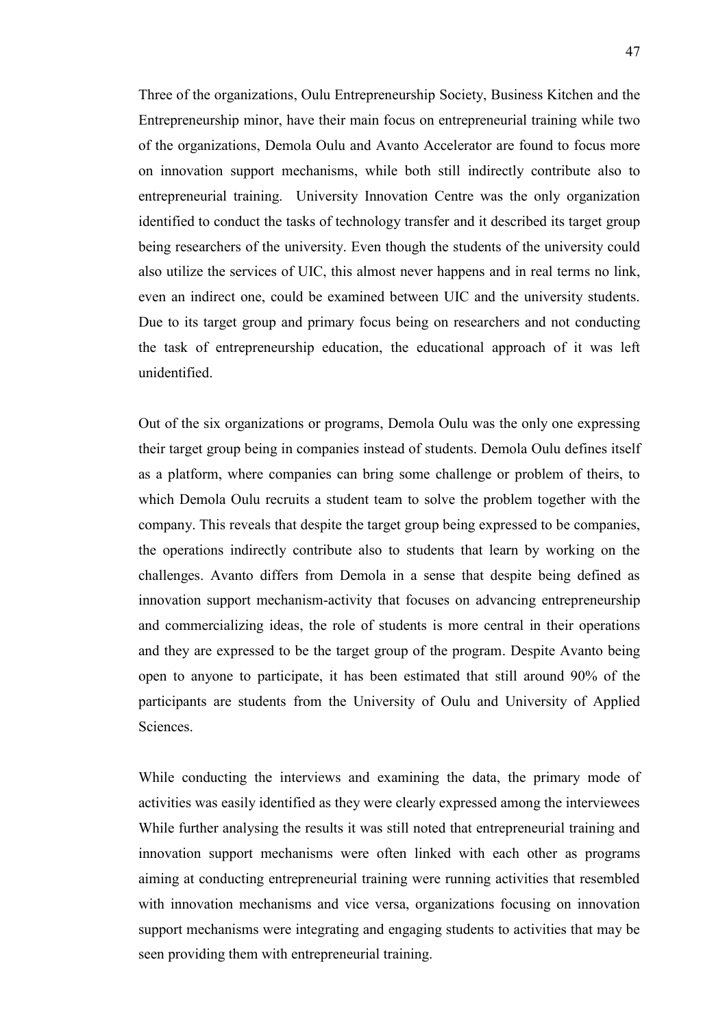Three of the organizations, Oulu Entrepreneurship Society, Business Kitchen and the Entrepreneurship minor, have their main focus on entrepreneurial training while two of the organizations, Demola Oulu and Avanto Accelerator are found to focus more on innovation support mechanisms, while both still indirectly contribute also to entrepreneurial training. University Innovation Centre was the only organization identified to conduct the tasks of technology transfer and it described its target group being researchers of the university. Even though the students of the university could also utilize the services of UIC, this almost never happens and in real terms no link, even an indirect one, could be examined between UIC and the university students. Due to its target group and primary focus being on researchers and not conducting the task of entrepreneurship education, the educational approach of it was left unidentified.

Out of the six organizations or programs, Demola Oulu was the only one expressing their target group being in companies instead of students. Demola Oulu defines itself as a platform, where companies can bring some challenge or problem of theirs, to which Demola Oulu recruits a student team to solve the problem together with the company. This reveals that despite the target group being expressed to be companies, the operations indirectly contribute also to students that learn by working on the challenges. Avanto differs from Demola in a sense that despite being defined as innovation support mechanism-activity that focuses on advancing entrepreneurship and commercializing ideas, the role of students is more central in their operations and they are expressed to be the target group of the program. Despite Avanto being open to anyone to participate, it has been estimated that still around 90% of the participants are students from the University of Oulu and University of Applied Sciences.

While conducting the interviews and examining the data, the primary mode of activities was easily identified as they were clearly expressed among the interviewees While further analysing the results it was still noted that entrepreneurial training and innovation support mechanisms were often linked with each other as programs aiming at conducting entrepreneurial training were running activities that resembled with innovation mechanisms and vice versa, organizations focusing on innovation support mechanisms were integrating and engaging students to activities that may be seen providing them with entrepreneurial training.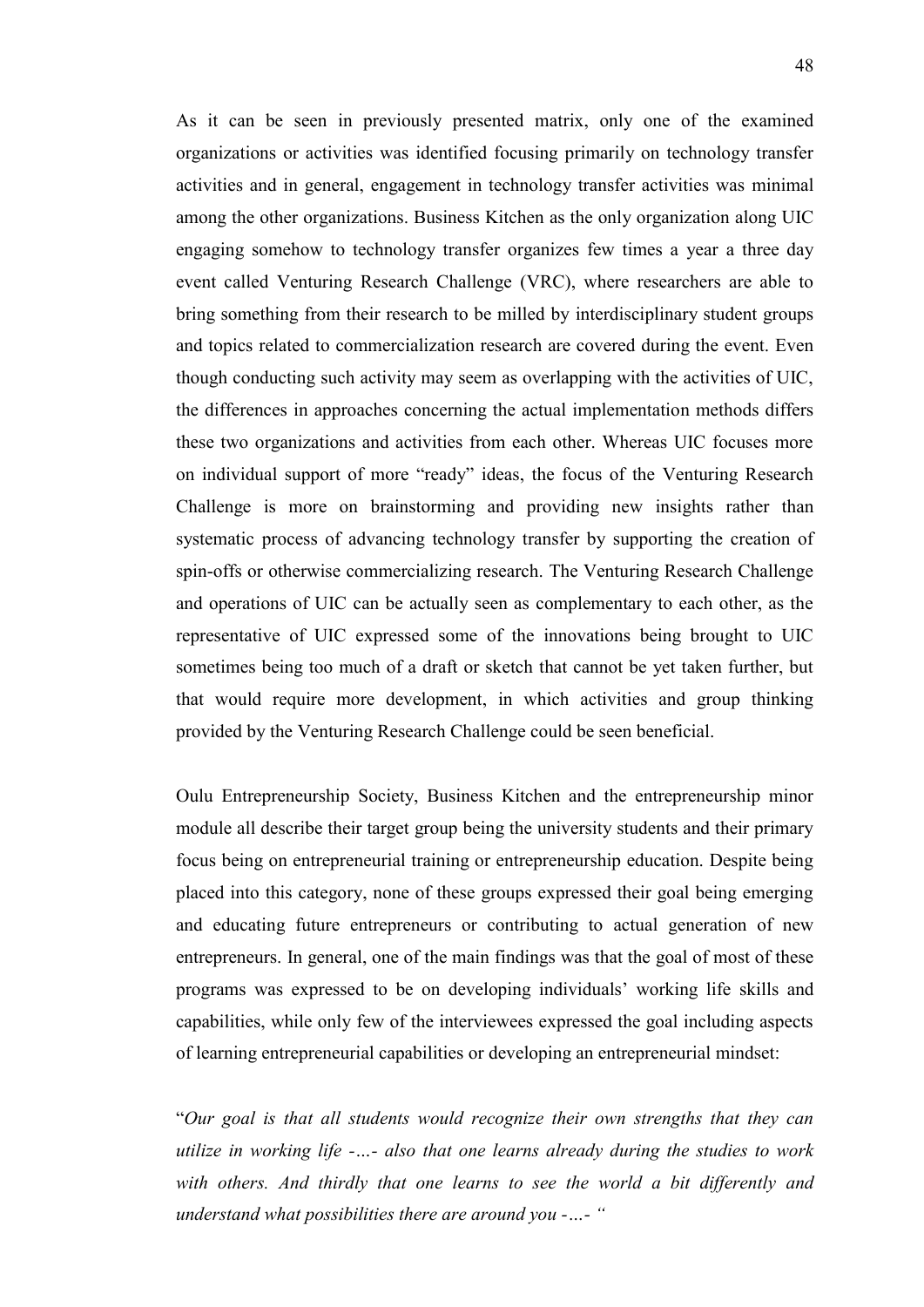As it can be seen in previously presented matrix, only one of the examined organizations or activities was identified focusing primarily on technology transfer activities and in general, engagement in technology transfer activities was minimal among the other organizations. Business Kitchen as the only organization along UIC engaging somehow to technology transfer organizes few times a year a three day event called Venturing Research Challenge (VRC), where researchers are able to bring something from their research to be milled by interdisciplinary student groups and topics related to commercialization research are covered during the event. Even though conducting such activity may seem as overlapping with the activities of UIC, the differences in approaches concerning the actual implementation methods differs these two organizations and activities from each other. Whereas UIC focuses more on individual support of more "ready" ideas, the focus of the Venturing Research Challenge is more on brainstorming and providing new insights rather than systematic process of advancing technology transfer by supporting the creation of spin-offs or otherwise commercializing research. The Venturing Research Challenge and operations of UIC can be actually seen as complementary to each other, as the representative of UIC expressed some of the innovations being brought to UIC sometimes being too much of a draft or sketch that cannot be yet taken further, but that would require more development, in which activities and group thinking provided by the Venturing Research Challenge could be seen beneficial.

Oulu Entrepreneurship Society, Business Kitchen and the entrepreneurship minor module all describe their target group being the university students and their primary focus being on entrepreneurial training or entrepreneurship education. Despite being placed into this category, none of these groups expressed their goal being emerging and educating future entrepreneurs or contributing to actual generation of new entrepreneurs. In general, one of the main findings was that the goal of most of these programs was expressed to be on developing individuals' working life skills and capabilities, while only few of the interviewees expressed the goal including aspects of learning entrepreneurial capabilities or developing an entrepreneurial mindset:

"*Our goal is that all students would recognize their own strengths that they can utilize in working life -…- also that one learns already during the studies to work with others. And thirdly that one learns to see the world a bit differently and understand what possibilities there are around you -…-* "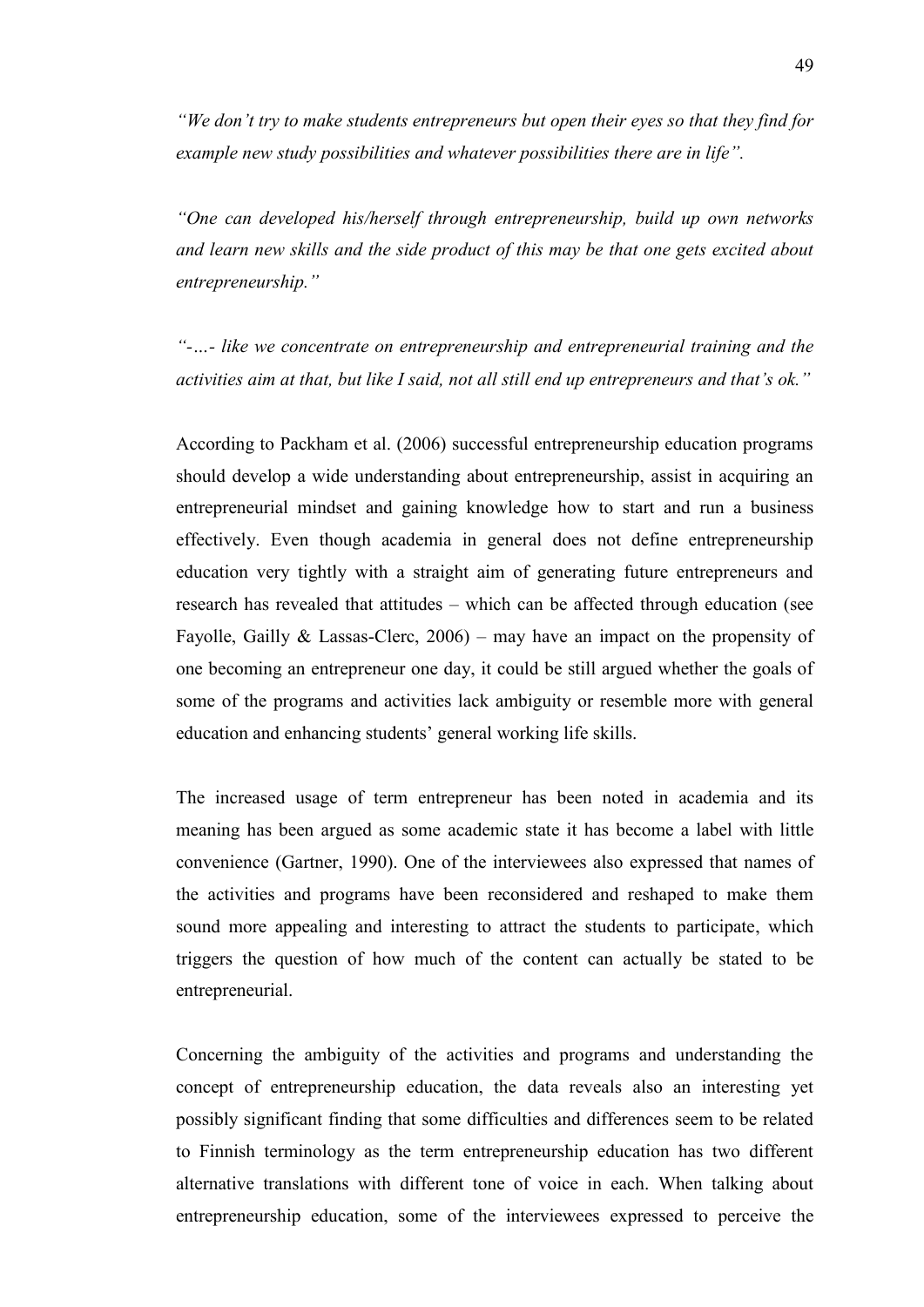*"We don't try to make students entrepreneurs but open their eyes so that they find for example new study possibilities and whatever possibilities there are in life".*

*"One can developed his/herself through entrepreneurship, build up own networks and learn new skills and the side product of this may be that one gets excited about entrepreneurship."*

*"-…- like we concentrate on entrepreneurship and entrepreneurial training and the activities aim at that, but like I said, not all still end up entrepreneurs and that's ok."*

According to Packham et al. (2006) successful entrepreneurship education programs should develop a wide understanding about entrepreneurship, assist in acquiring an entrepreneurial mindset and gaining knowledge how to start and run a business effectively. Even though academia in general does not define entrepreneurship education very tightly with a straight aim of generating future entrepreneurs and research has revealed that attitudes – which can be affected through education (see Fayolle, Gailly & Lassas-Clerc, 2006) – may have an impact on the propensity of one becoming an entrepreneur one day, it could be still argued whether the goals of some of the programs and activities lack ambiguity or resemble more with general education and enhancing students' general working life skills.

The increased usage of term entrepreneur has been noted in academia and its meaning has been argued as some academic state it has become a label with little convenience (Gartner, 1990). One of the interviewees also expressed that names of the activities and programs have been reconsidered and reshaped to make them sound more appealing and interesting to attract the students to participate, which triggers the question of how much of the content can actually be stated to be entrepreneurial.

Concerning the ambiguity of the activities and programs and understanding the concept of entrepreneurship education, the data reveals also an interesting yet possibly significant finding that some difficulties and differences seem to be related to Finnish terminology as the term entrepreneurship education has two different alternative translations with different tone of voice in each. When talking about entrepreneurship education, some of the interviewees expressed to perceive the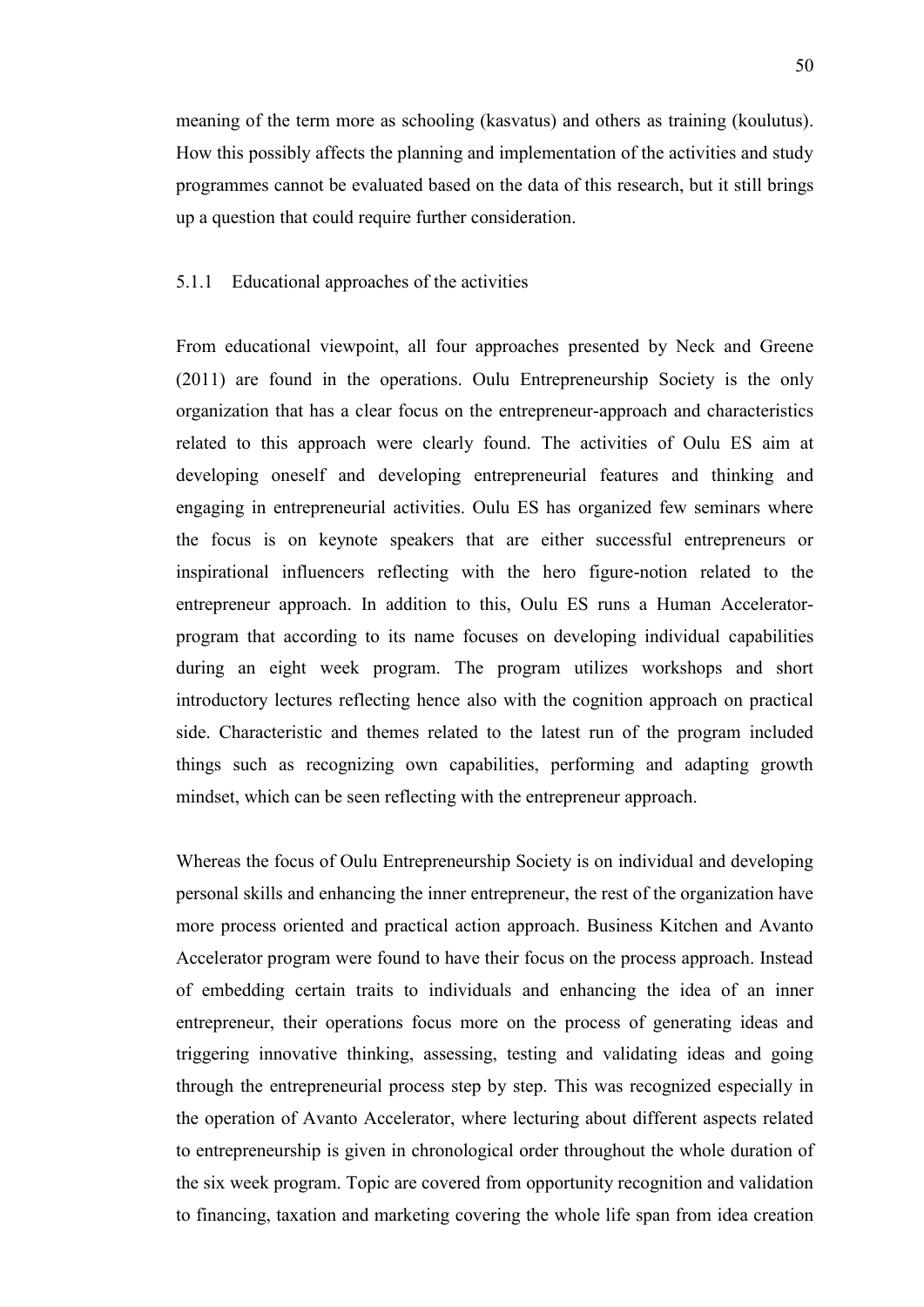meaning of the term more as schooling (kasvatus) and others as training (koulutus). How this possibly affects the planning and implementation of the activities and study programmes cannot be evaluated based on the data of this research, but it still brings up a question that could require further consideration.

### 5.1.1 Educational approaches of the activities

From educational viewpoint, all four approaches presented by Neck and Greene (2011) are found in the operations. Oulu Entrepreneurship Society is the only organization that has a clear focus on the entrepreneur-approach and characteristics related to this approach were clearly found. The activities of Oulu ES aim at developing oneself and developing entrepreneurial features and thinking and engaging in entrepreneurial activities. Oulu ES has organized few seminars where the focus is on keynote speakers that are either successful entrepreneurs or inspirational influencers reflecting with the hero figure-notion related to the entrepreneur approach. In addition to this, Oulu ES runs a Human Accelerator-program that according to its name focuses on developing individual capabilities during an eight week program. The program utilizes workshops and short introductory lectures reflecting hence also with the cognition approach on practical side. Characteristic and themes related to the latest run of the program included things such as recognizing own capabilities, performing and adapting growth mindset, which can be seen reflecting with the entrepreneur approach.

Whereas the focus of Oulu Entrepreneurship Society is on individual and developing personal skills and enhancing the inner entrepreneur, the rest of the organization have more process oriented and practical action approach. Business Kitchen and Avanto Accelerator program were found to have their focus on the process approach. Instead of embedding certain traits to individuals and enhancing the idea of an inner entrepreneur, their operations focus more on the process of generating ideas and triggering innovative thinking, assessing, testing and validating ideas and going through the entrepreneurial process step by step. This was recognized especially in the operation of Avanto Accelerator, where lecturing about different aspects related to entrepreneurship is given in chronological order throughout the whole duration of the six week program. Topic are covered from opportunity recognition and validation to financing, taxation and marketing covering the whole life span from idea creation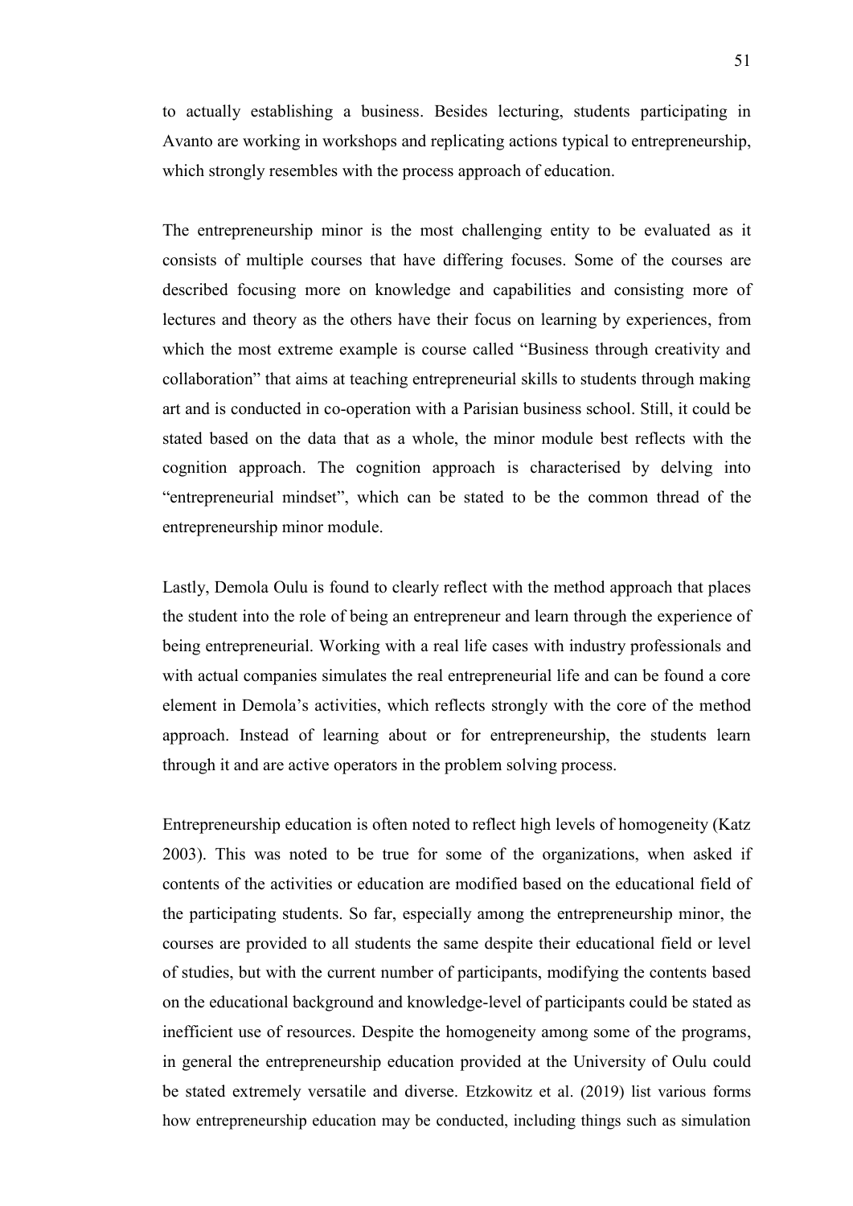to actually establishing a business. Besides lecturing, students participating in Avanto are working in workshops and replicating actions typical to entrepreneurship, which strongly resembles with the process approach of education.

The entrepreneurship minor is the most challenging entity to be evaluated as it consists of multiple courses that have differing focuses. Some of the courses are described focusing more on knowledge and capabilities and consisting more of lectures and theory as the others have their focus on learning by experiences, from which the most extreme example is course called "Business through creativity and collaboration" that aims at teaching entrepreneurial skills to students through making art and is conducted in co-operation with a Parisian business school. Still, it could be stated based on the data that as a whole, the minor module best reflects with the cognition approach. The cognition approach is characterised by delving into "entrepreneurial mindset", which can be stated to be the common thread of the entrepreneurship minor module.

Lastly, Demola Oulu is found to clearly reflect with the method approach that places the student into the role of being an entrepreneur and learn through the experience of being entrepreneurial. Working with a real life cases with industry professionals and with actual companies simulates the real entrepreneurial life and can be found a core element in Demola's activities, which reflects strongly with the core of the method approach. Instead of learning about or for entrepreneurship, the students learn through it and are active operators in the problem solving process.

Entrepreneurship education is often noted to reflect high levels of homogeneity (Katz 2003). This was noted to be true for some of the organizations, when asked if contents of the activities or education are modified based on the educational field of the participating students. So far, especially among the entrepreneurship minor, the courses are provided to all students the same despite their educational field or level of studies, but with the current number of participants, modifying the contents based on the educational background and knowledge-level of participants could be stated as inefficient use of resources. Despite the homogeneity among some of the programs, in general the entrepreneurship education provided at the University of Oulu could be stated extremely versatile and diverse. Etzkowitz et al. (2019) list various forms how entrepreneurship education may be conducted, including things such as simulation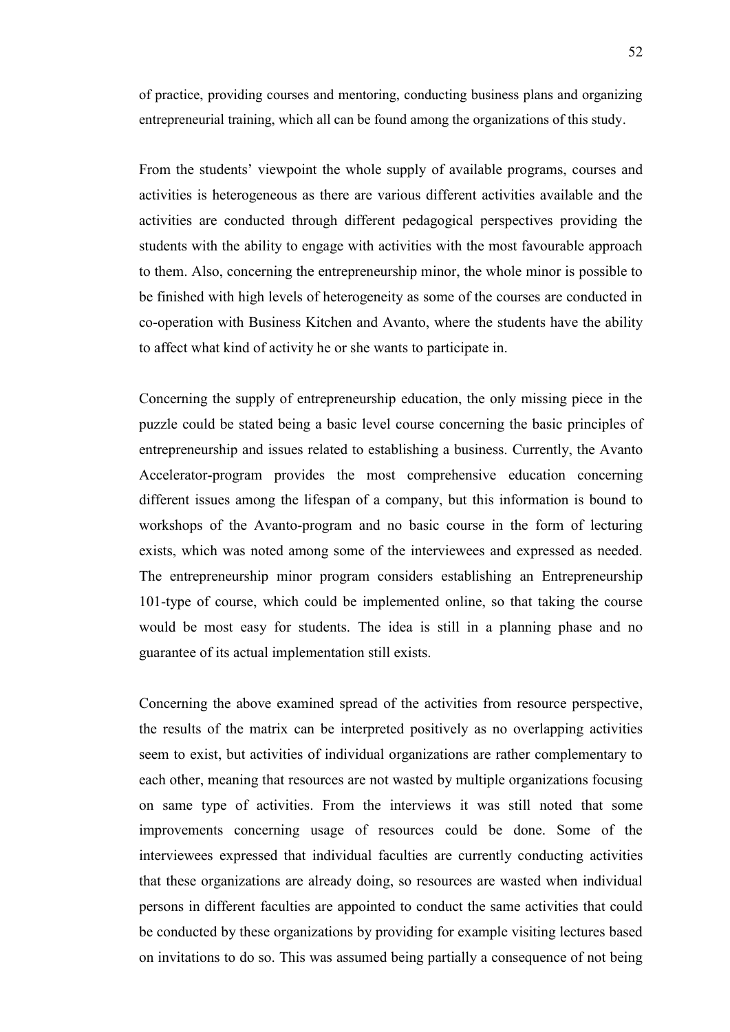of practice, providing courses and mentoring, conducting business plans and organizing entrepreneurial training, which all can be found among the organizations of this study.

From the students' viewpoint the whole supply of available programs, courses and activities is heterogeneous as there are various different activities available and the activities are conducted through different pedagogical perspectives providing the students with the ability to engage with activities with the most favourable approach to them. Also, concerning the entrepreneurship minor, the whole minor is possible to be finished with high levels of heterogeneity as some of the courses are conducted in co-operation with Business Kitchen and Avanto, where the students have the ability to affect what kind of activity he or she wants to participate in.

Concerning the supply of entrepreneurship education, the only missing piece in the puzzle could be stated being a basic level course concerning the basic principles of entrepreneurship and issues related to establishing a business. Currently, the Avanto Accelerator-program provides the most comprehensive education concerning different issues among the lifespan of a company, but this information is bound to workshops of the Avanto-program and no basic course in the form of lecturing exists, which was noted among some of the interviewees and expressed as needed. The entrepreneurship minor program considers establishing an Entrepreneurship 101-type of course, which could be implemented online, so that taking the course would be most easy for students. The idea is still in a planning phase and no guarantee of its actual implementation still exists.

Concerning the above examined spread of the activities from resource perspective, the results of the matrix can be interpreted positively as no overlapping activities seem to exist, but activities of individual organizations are rather complementary to each other, meaning that resources are not wasted by multiple organizations focusing on same type of activities. From the interviews it was still noted that some improvements concerning usage of resources could be done. Some of the interviewees expressed that individual faculties are currently conducting activities that these organizations are already doing, so resources are wasted when individual persons in different faculties are appointed to conduct the same activities that could be conducted by these organizations by providing for example visiting lectures based on invitations to do so. This was assumed being partially a consequence of not being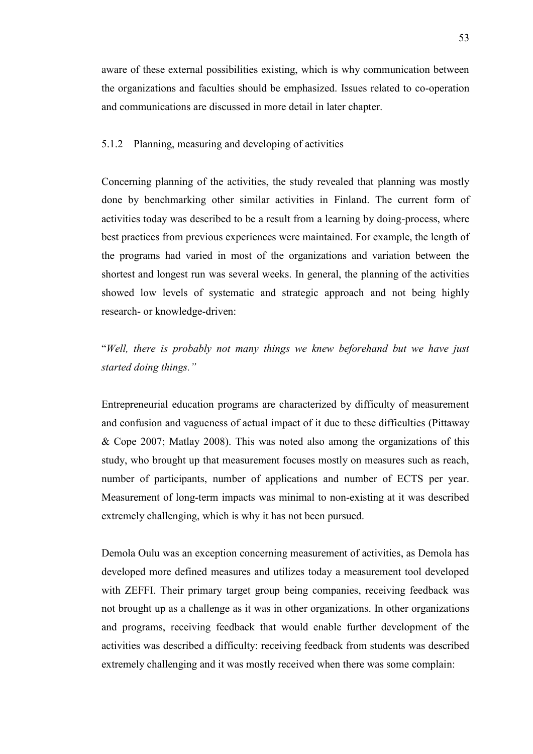aware of these external possibilities existing, which is why communication between the organizations and faculties should be emphasized. Issues related to co-operation and communications are discussed in more detail in later chapter.

### 5.1.2 Planning, measuring and developing of activities

Concerning planning of the activities, the study revealed that planning was mostly done by benchmarking other similar activities in Finland. The current form of activities today was described to be a result from a learning by doing-process, where best practices from previous experiences were maintained. For example, the length of the programs had varied in most of the organizations and variation between the shortest and longest run was several weeks. In general, the planning of the activities showed low levels of systematic and strategic approach and not being highly research- or knowledge-driven:

"*Well, there is probably not many things we knew beforehand but we have just started doing things.*"

Entrepreneurial education programs are characterized by difficulty of measurement and confusion and vagueness of actual impact of it due to these difficulties (Pittaway & Cope 2007; Matlay 2008). This was noted also among the organizations of this study, who brought up that measurement focuses mostly on measures such as reach, number of participants, number of applications and number of ECTS per year. Measurement of long-term impacts was minimal to non-existing at it was described extremely challenging, which is why it has not been pursued.

Demola Oulu was an exception concerning measurement of activities, as Demola has developed more defined measures and utilizes today a measurement tool developed with ZEFFI. Their primary target group being companies, receiving feedback was not brought up as a challenge as it was in other organizations. In other organizations and programs, receiving feedback that would enable further development of the activities was described a difficulty: receiving feedback from students was described extremely challenging and it was mostly received when there was some complain: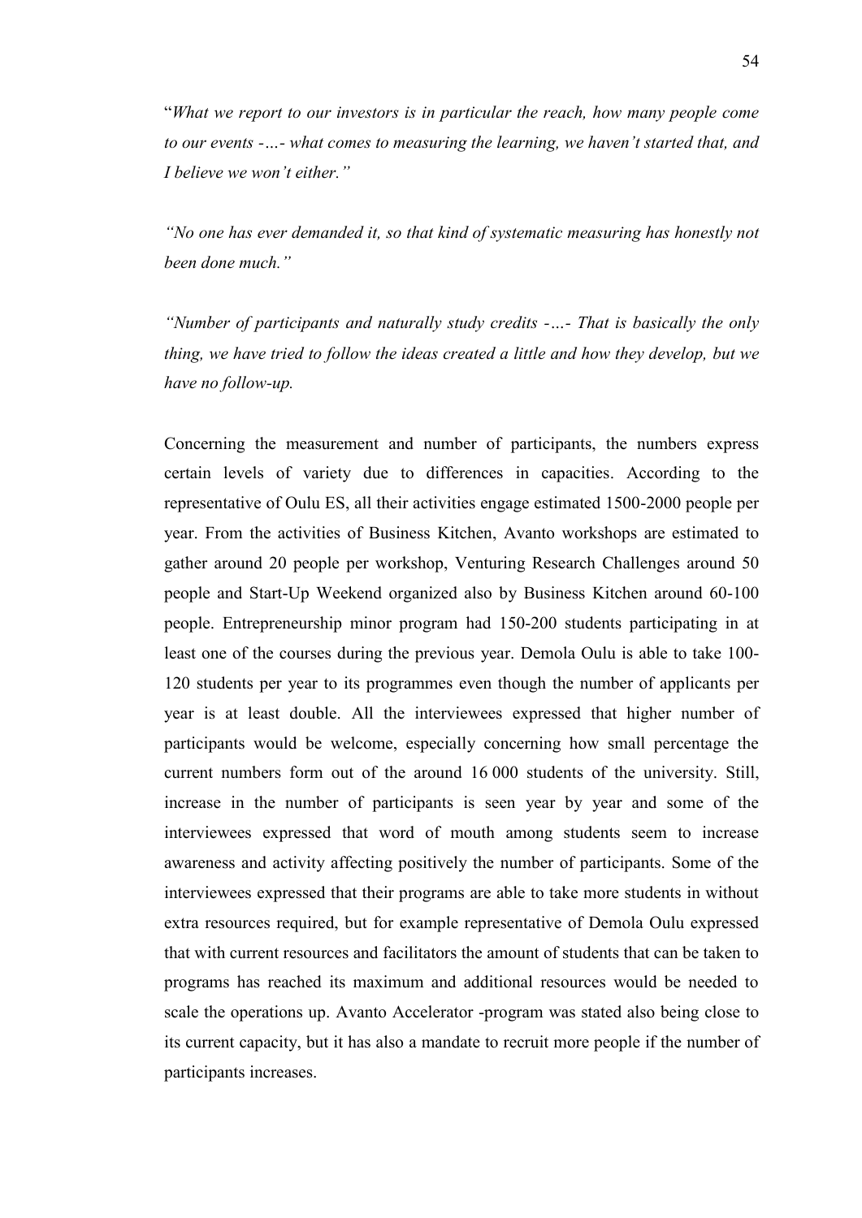"*What we report to our investors is in particular the reach, how many people come to our events -…- what comes to measuring the learning, we haven't started that, and I believe we won't either."*

*"No one has ever demanded it, so that kind of systematic measuring has honestly not been done much."*

*"Number of participants and naturally study credits -…- That is basically the only thing, we have tried to follow the ideas created a little and how they develop, but we have no follow-up.*

Concerning the measurement and number of participants, the numbers express certain levels of variety due to differences in capacities. According to the representative of Oulu ES, all their activities engage estimated 1500-2000 people per year. From the activities of Business Kitchen, Avanto workshops are estimated to gather around 20 people per workshop, Venturing Research Challenges around 50 people and Start-Up Weekend organized also by Business Kitchen around 60-100 people. Entrepreneurship minor program had 150-200 students participating in at least one of the courses during the previous year. Demola Oulu is able to take 100-120 students per year to its programmes even though the number of applicants per year is at least double. All the interviewees expressed that higher number of participants would be welcome, especially concerning how small percentage the current numbers form out of the around 16 000 students of the university. Still, increase in the number of participants is seen year by year and some of the interviewees expressed that word of mouth among students seem to increase awareness and activity affecting positively the number of participants. Some of the interviewees expressed that their programs are able to take more students in without extra resources required, but for example representative of Demola Oulu expressed that with current resources and facilitators the amount of students that can be taken to programs has reached its maximum and additional resources would be needed to scale the operations up. Avanto Accelerator -program was stated also being close to its current capacity, but it has also a mandate to recruit more people if the number of participants increases.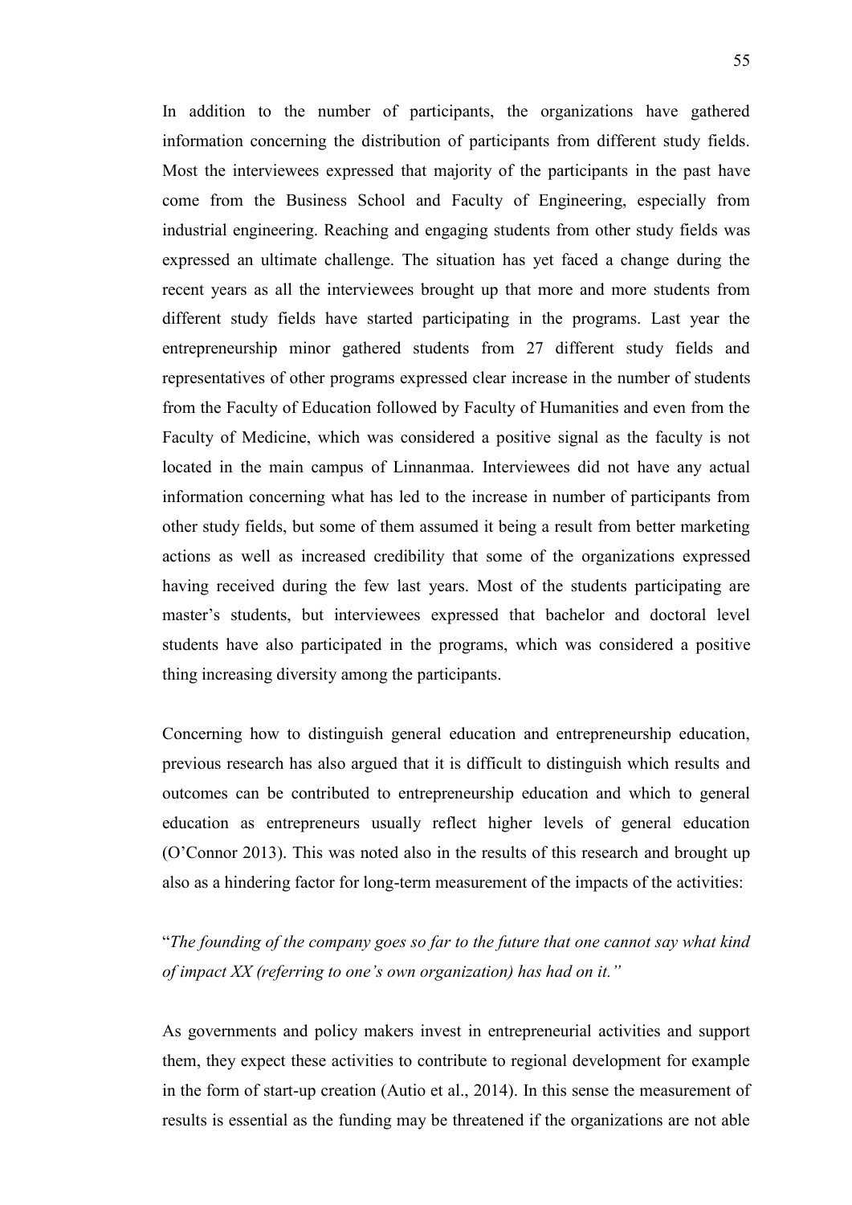In addition to the number of participants, the organizations have gathered information concerning the distribution of participants from different study fields. Most the interviewees expressed that majority of the participants in the past have come from the Business School and Faculty of Engineering, especially from industrial engineering. Reaching and engaging students from other study fields was expressed an ultimate challenge. The situation has yet faced a change during the recent years as all the interviewees brought up that more and more students from different study fields have started participating in the programs. Last year the entrepreneurship minor gathered students from 27 different study fields and representatives of other programs expressed clear increase in the number of students from the Faculty of Education followed by Faculty of Humanities and even from the Faculty of Medicine, which was considered a positive signal as the faculty is not located in the main campus of Linnanmaa. Interviewees did not have any actual information concerning what has led to the increase in number of participants from other study fields, but some of them assumed it being a result from better marketing actions as well as increased credibility that some of the organizations expressed having received during the few last years. Most of the students participating are master's students, but interviewees expressed that bachelor and doctoral level students have also participated in the programs, which was considered a positive thing increasing diversity among the participants.

Concerning how to distinguish general education and entrepreneurship education, previous research has also argued that it is difficult to distinguish which results and outcomes can be contributed to entrepreneurship education and which to general education as entrepreneurs usually reflect higher levels of general education (O'Connor 2013). This was noted also in the results of this research and brought up also as a hindering factor for long-term measurement of the impacts of the activities:

"*The founding of the company goes so far to the future that one cannot say what kind of impact XX (referring to one's own organization) has had on it.*"

As governments and policy makers invest in entrepreneurial activities and support them, they expect these activities to contribute to regional development for example in the form of start-up creation (Autio et al., 2014). In this sense the measurement of results is essential as the funding may be threatened if the organizations are not able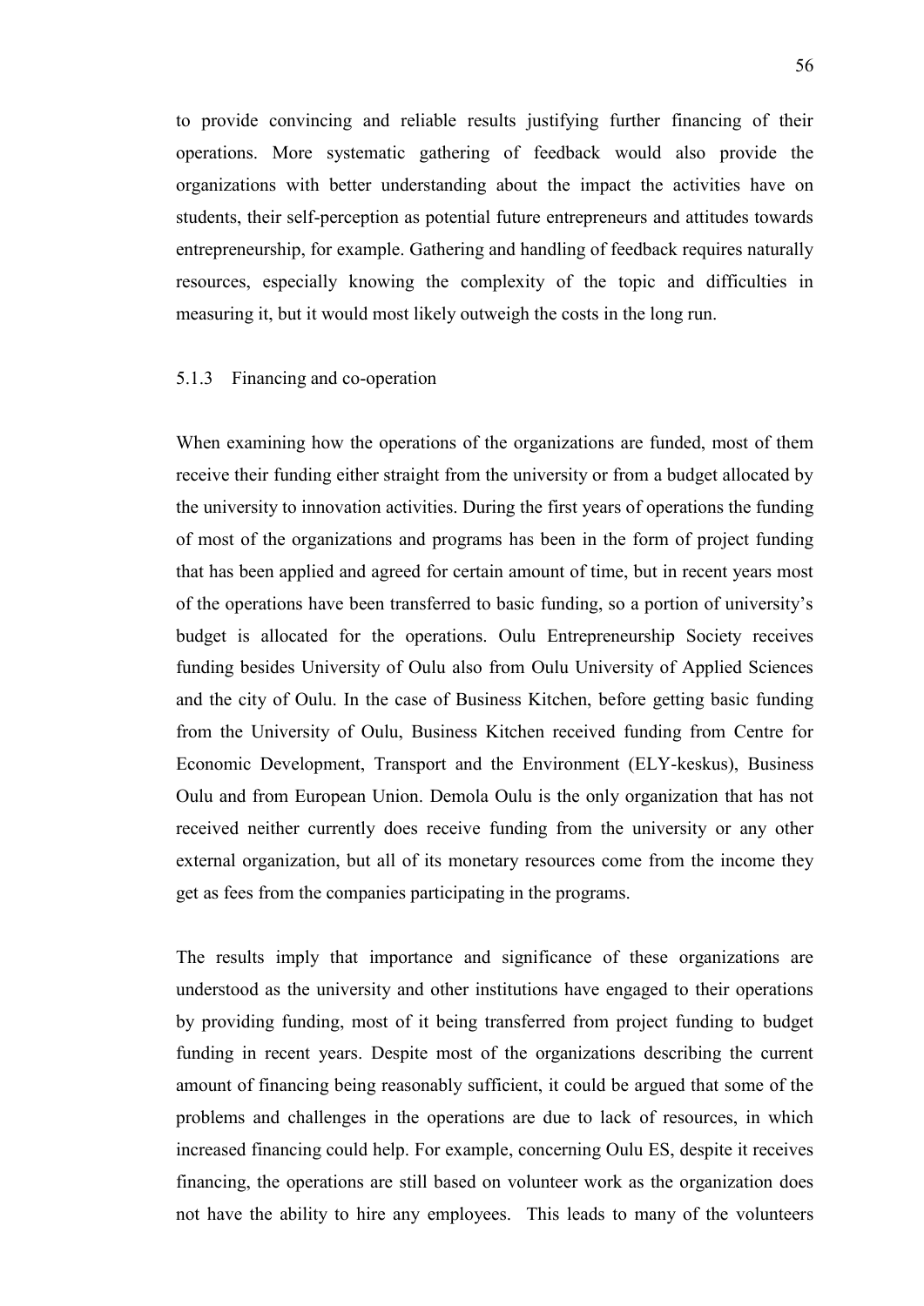to provide convincing and reliable results justifying further financing of their operations. More systematic gathering of feedback would also provide the organizations with better understanding about the impact the activities have on students, their self-perception as potential future entrepreneurs and attitudes towards entrepreneurship, for example. Gathering and handling of feedback requires naturally resources, especially knowing the complexity of the topic and difficulties in measuring it, but it would most likely outweigh the costs in the long run.

### 5.1.3 Financing and co-operation

When examining how the operations of the organizations are funded, most of them receive their funding either straight from the university or from a budget allocated by the university to innovation activities. During the first years of operations the funding of most of the organizations and programs has been in the form of project funding that has been applied and agreed for certain amount of time, but in recent years most of the operations have been transferred to basic funding, so a portion of university's budget is allocated for the operations. Oulu Entrepreneurship Society receives funding besides University of Oulu also from Oulu University of Applied Sciences and the city of Oulu. In the case of Business Kitchen, before getting basic funding from the University of Oulu, Business Kitchen received funding from Centre for Economic Development, Transport and the Environment (ELY-keskus), Business Oulu and from European Union. Demola Oulu is the only organization that has not received neither currently does receive funding from the university or any other external organization, but all of its monetary resources come from the income they get as fees from the companies participating in the programs.

The results imply that importance and significance of these organizations are understood as the university and other institutions have engaged to their operations by providing funding, most of it being transferred from project funding to budget funding in recent years. Despite most of the organizations describing the current amount of financing being reasonably sufficient, it could be argued that some of the problems and challenges in the operations are due to lack of resources, in which increased financing could help. For example, concerning Oulu ES, despite it receives financing, the operations are still based on volunteer work as the organization does not have the ability to hire any employees. This leads to many of the volunteers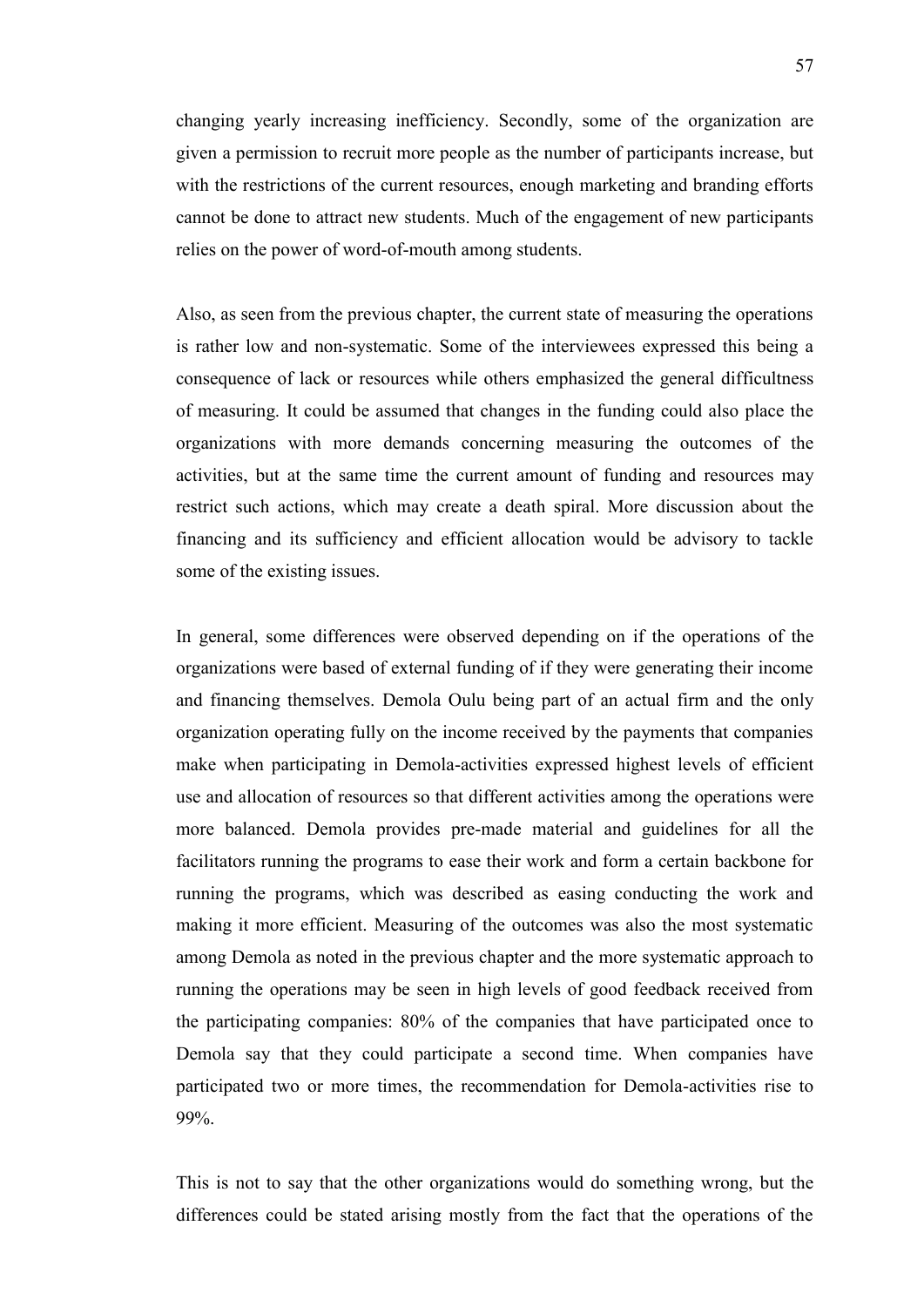changing yearly increasing inefficiency. Secondly, some of the organization are given a permission to recruit more people as the number of participants increase, but with the restrictions of the current resources, enough marketing and branding efforts cannot be done to attract new students. Much of the engagement of new participants relies on the power of word-of-mouth among students.

Also, as seen from the previous chapter, the current state of measuring the operations is rather low and non-systematic. Some of the interviewees expressed this being a consequence of lack or resources while others emphasized the general difficultness of measuring. It could be assumed that changes in the funding could also place the organizations with more demands concerning measuring the outcomes of the activities, but at the same time the current amount of funding and resources may restrict such actions, which may create a death spiral. More discussion about the financing and its sufficiency and efficient allocation would be advisory to tackle some of the existing issues.

In general, some differences were observed depending on if the operations of the organizations were based of external funding of if they were generating their income and financing themselves. Demola Oulu being part of an actual firm and the only organization operating fully on the income received by the payments that companies make when participating in Demola-activities expressed highest levels of efficient use and allocation of resources so that different activities among the operations were more balanced. Demola provides pre-made material and guidelines for all the facilitators running the programs to ease their work and form a certain backbone for running the programs, which was described as easing conducting the work and making it more efficient. Measuring of the outcomes was also the most systematic among Demola as noted in the previous chapter and the more systematic approach to running the operations may be seen in high levels of good feedback received from the participating companies: 80% of the companies that have participated once to Demola say that they could participate a second time. When companies have participated two or more times, the recommendation for Demola-activities rise to 99%.

This is not to say that the other organizations would do something wrong, but the differences could be stated arising mostly from the fact that the operations of the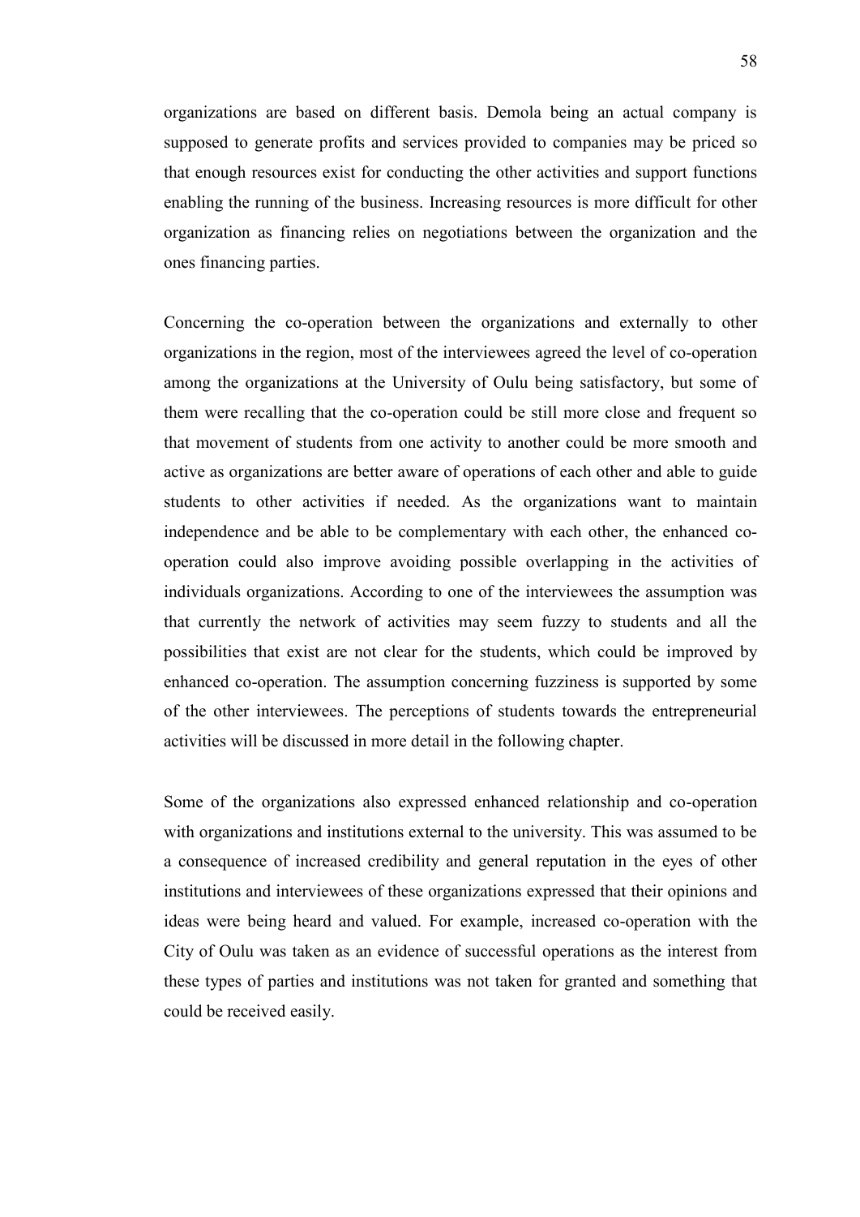organizations are based on different basis. Demola being an actual company is supposed to generate profits and services provided to companies may be priced so that enough resources exist for conducting the other activities and support functions enabling the running of the business. Increasing resources is more difficult for other organization as financing relies on negotiations between the organization and the ones financing parties.

Concerning the co-operation between the organizations and externally to other organizations in the region, most of the interviewees agreed the level of co-operation among the organizations at the University of Oulu being satisfactory, but some of them were recalling that the co-operation could be still more close and frequent so that movement of students from one activity to another could be more smooth and active as organizations are better aware of operations of each other and able to guide students to other activities if needed. As the organizations want to maintain independence and be able to be complementary with each other, the enhanced co-operation could also improve avoiding possible overlapping in the activities of individuals organizations. According to one of the interviewees the assumption was that currently the network of activities may seem fuzzy to students and all the possibilities that exist are not clear for the students, which could be improved by enhanced co-operation. The assumption concerning fuzziness is supported by some of the other interviewees. The perceptions of students towards the entrepreneurial activities will be discussed in more detail in the following chapter.

Some of the organizations also expressed enhanced relationship and co-operation with organizations and institutions external to the university. This was assumed to be a consequence of increased credibility and general reputation in the eyes of other institutions and interviewees of these organizations expressed that their opinions and ideas were being heard and valued. For example, increased co-operation with the City of Oulu was taken as an evidence of successful operations as the interest from these types of parties and institutions was not taken for granted and something that could be received easily.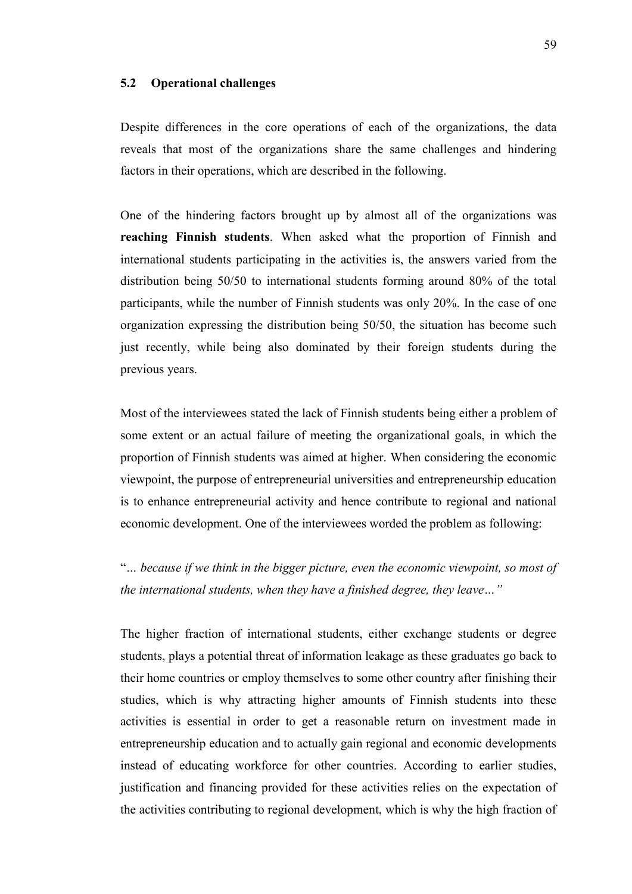### 5.2 Operational challenges

Despite differences in the core operations of each of the organizations, the data reveals that most of the organizations share the same challenges and hindering factors in their operations, which are described in the following.

One of the hindering factors brought up by almost all of the organizations was **reaching Finnish students**. When asked what the proportion of Finnish and international students participating in the activities is, the answers varied from the distribution being 50/50 to international students forming around 80% of the total participants, while the number of Finnish students was only 20%. In the case of one organization expressing the distribution being 50/50, the situation has become such just recently, while being also dominated by their foreign students during the previous years.

Most of the interviewees stated the lack of Finnish students being either a problem of some extent or an actual failure of meeting the organizational goals, in which the proportion of Finnish students was aimed at higher. When considering the economic viewpoint, the purpose of entrepreneurial universities and entrepreneurship education is to enhance entrepreneurial activity and hence contribute to regional and national economic development. One of the interviewees worded the problem as following:

"*… because if we think in the bigger picture, even the economic viewpoint, so most of the international students, when they have a finished degree, they leave…"*

The higher fraction of international students, either exchange students or degree students, plays a potential threat of information leakage as these graduates go back to their home countries or employ themselves to some other country after finishing their studies, which is why attracting higher amounts of Finnish students into these activities is essential in order to get a reasonable return on investment made in entrepreneurship education and to actually gain regional and economic developments instead of educating workforce for other countries. According to earlier studies, justification and financing provided for these activities relies on the expectation of the activities contributing to regional development, which is why the high fraction of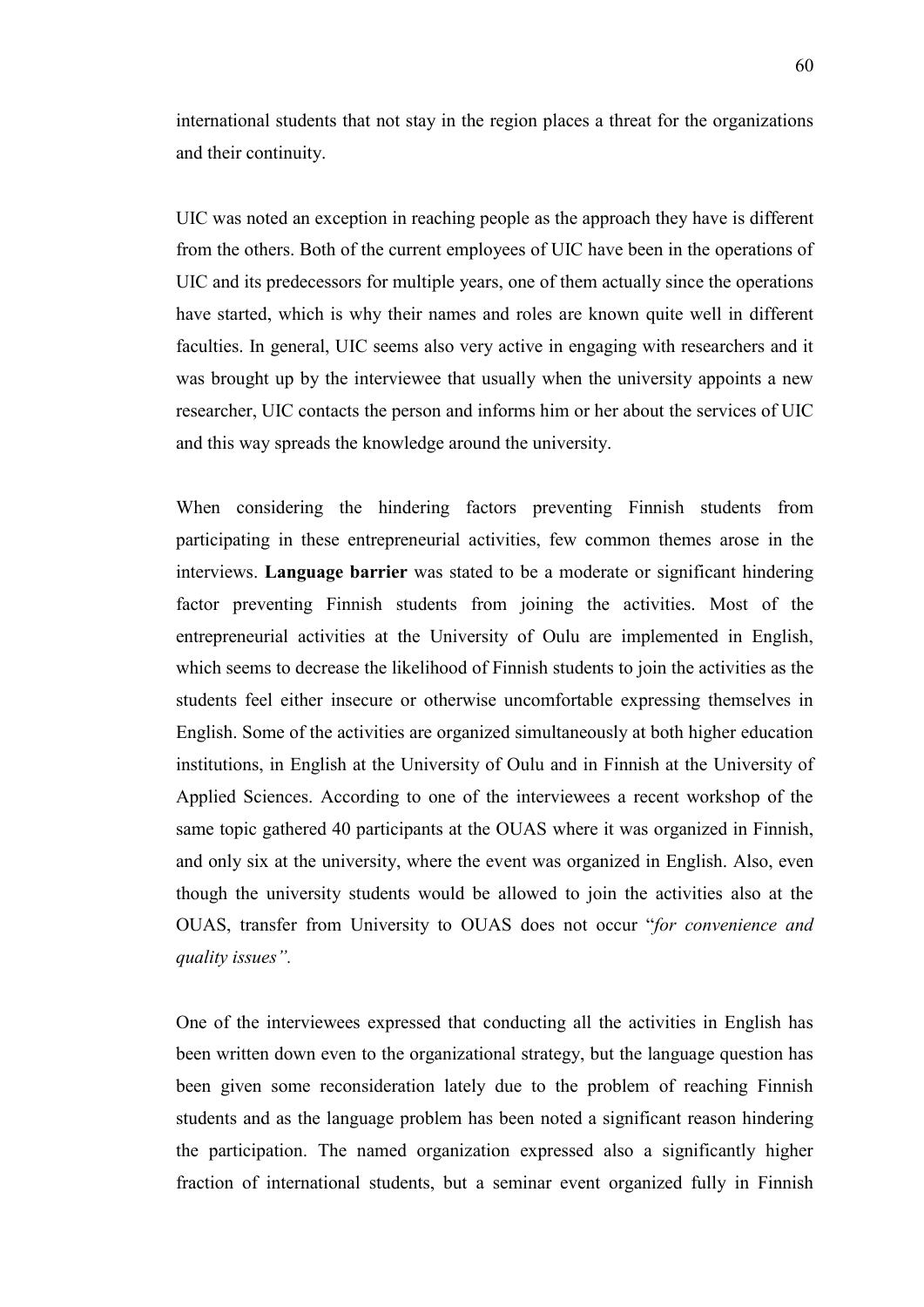international students that not stay in the region places a threat for the organizations and their continuity.

UIC was noted an exception in reaching people as the approach they have is different from the others. Both of the current employees of UIC have been in the operations of UIC and its predecessors for multiple years, one of them actually since the operations have started, which is why their names and roles are known quite well in different faculties. In general, UIC seems also very active in engaging with researchers and it was brought up by the interviewee that usually when the university appoints a new researcher, UIC contacts the person and informs him or her about the services of UIC and this way spreads the knowledge around the university.

When considering the hindering factors preventing Finnish students from participating in these entrepreneurial activities, few common themes arose in the interviews. **Language barrier** was stated to be a moderate or significant hindering factor preventing Finnish students from joining the activities. Most of the entrepreneurial activities at the University of Oulu are implemented in English, which seems to decrease the likelihood of Finnish students to join the activities as the students feel either insecure or otherwise uncomfortable expressing themselves in English. Some of the activities are organized simultaneously at both higher education institutions, in English at the University of Oulu and in Finnish at the University of Applied Sciences. According to one of the interviewees a recent workshop of the same topic gathered 40 participants at the OUAS where it was organized in Finnish, and only six at the university, where the event was organized in English. Also, even though the university students would be allowed to join the activities also at the OUAS, transfer from University to OUAS does not occur "*for convenience and quality issues".*

One of the interviewees expressed that conducting all the activities in English has been written down even to the organizational strategy, but the language question has been given some reconsideration lately due to the problem of reaching Finnish students and as the language problem has been noted a significant reason hindering the participation. The named organization expressed also a significantly higher fraction of international students, but a seminar event organized fully in Finnish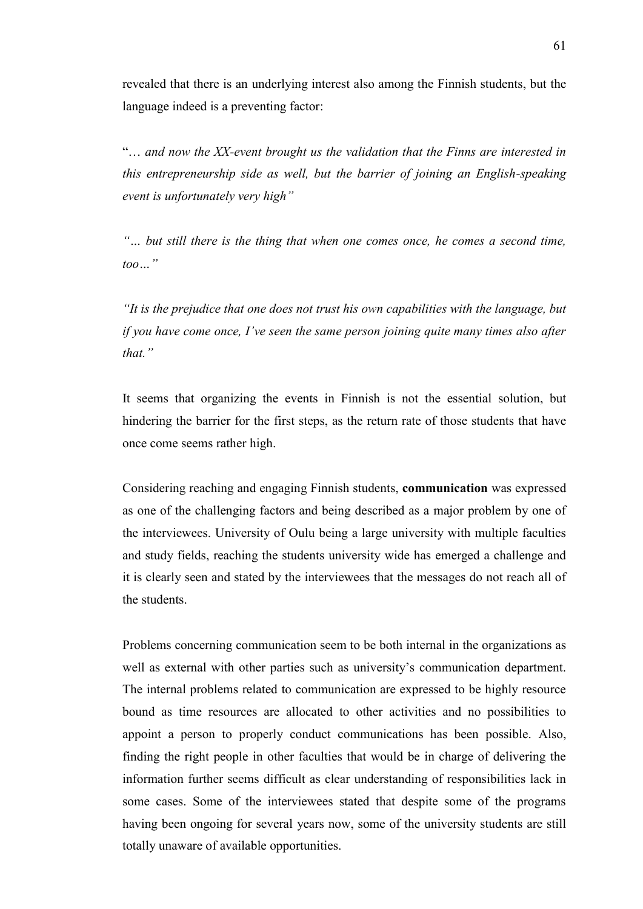revealed that there is an underlying interest also among the Finnish students, but the language indeed is a preventing factor:

"*… and now the XX-event brought us the validation that the Finns are interested in this entrepreneurship side as well, but the barrier of joining an English-speaking event is unfortunately very high"*

*"… but still there is the thing that when one comes once, he comes a second time, too…"*

*"It is the prejudice that one does not trust his own capabilities with the language, but if you have come once, I've seen the same person joining quite many times also after that."*

It seems that organizing the events in Finnish is not the essential solution, but hindering the barrier for the first steps, as the return rate of those students that have once come seems rather high.

Considering reaching and engaging Finnish students, **communication** was expressed as one of the challenging factors and being described as a major problem by one of the interviewees. University of Oulu being a large university with multiple faculties and study fields, reaching the students university wide has emerged a challenge and it is clearly seen and stated by the interviewees that the messages do not reach all of the students.

Problems concerning communication seem to be both internal in the organizations as well as external with other parties such as university's communication department. The internal problems related to communication are expressed to be highly resource bound as time resources are allocated to other activities and no possibilities to appoint a person to properly conduct communications has been possible. Also, finding the right people in other faculties that would be in charge of delivering the information further seems difficult as clear understanding of responsibilities lack in some cases. Some of the interviewees stated that despite some of the programs having been ongoing for several years now, some of the university students are still totally unaware of available opportunities.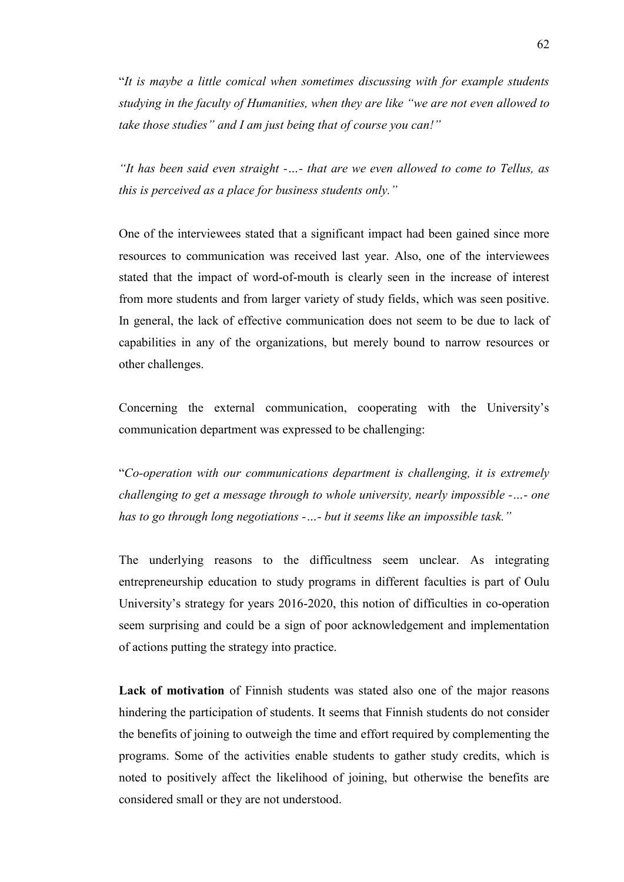"*It is maybe a little comical when sometimes discussing with for example students studying in the faculty of Humanities, when they are like "we are not even allowed to take those studies" and I am just being that of course you can!"*

*"It has been said even straight -…- that are we even allowed to come to Tellus, as this is perceived as a place for business students only."*

One of the interviewees stated that a significant impact had been gained since more resources to communication was received last year. Also, one of the interviewees stated that the impact of word-of-mouth is clearly seen in the increase of interest from more students and from larger variety of study fields, which was seen positive. In general, the lack of effective communication does not seem to be due to lack of capabilities in any of the organizations, but merely bound to narrow resources or other challenges.

Concerning the external communication, cooperating with the University's communication department was expressed to be challenging:

"*Co-operation with our communications department is challenging, it is extremely challenging to get a message through to whole university, nearly impossible -…- one has to go through long negotiations -…- but it seems like an impossible task."*

The underlying reasons to the difficultness seem unclear. As integrating entrepreneurship education to study programs in different faculties is part of Oulu University's strategy for years 2016-2020, this notion of difficulties in co-operation seem surprising and could be a sign of poor acknowledgement and implementation of actions putting the strategy into practice.

**Lack of motivation** of Finnish students was stated also one of the major reasons hindering the participation of students. It seems that Finnish students do not consider the benefits of joining to outweigh the time and effort required by complementing the programs. Some of the activities enable students to gather study credits, which is noted to positively affect the likelihood of joining, but otherwise the benefits are considered small or they are not understood.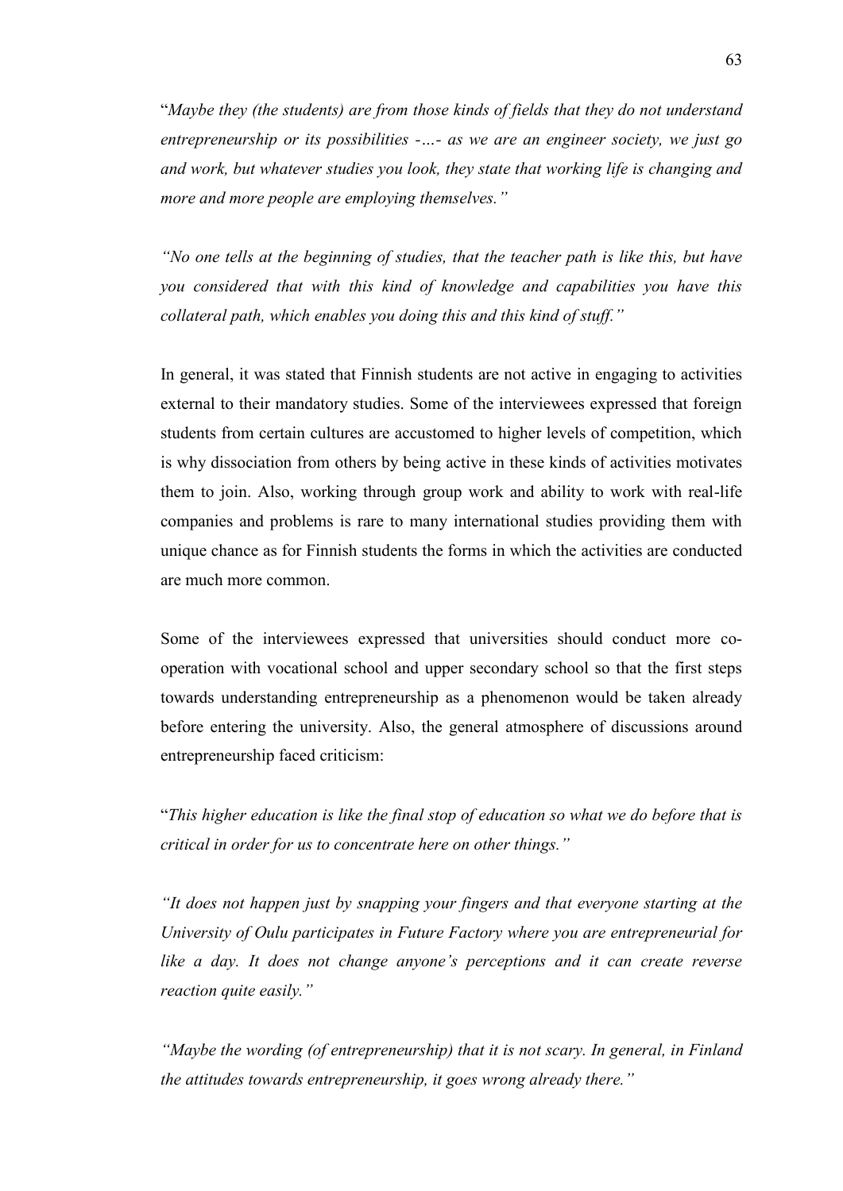"*Maybe they (the students) are from those kinds of fields that they do not understand entrepreneurship or its possibilities -…- as we are an engineer society, we just go and work, but whatever studies you look, they state that working life is changing and more and more people are employing themselves.*"

*"No one tells at the beginning of studies, that the teacher path is like this, but have you considered that with this kind of knowledge and capabilities you have this collateral path, which enables you doing this and this kind of stuff."*

In general, it was stated that Finnish students are not active in engaging to activities external to their mandatory studies. Some of the interviewees expressed that foreign students from certain cultures are accustomed to higher levels of competition, which is why dissociation from others by being active in these kinds of activities motivates them to join. Also, working through group work and ability to work with real-life companies and problems is rare to many international studies providing them with unique chance as for Finnish students the forms in which the activities are conducted are much more common.

Some of the interviewees expressed that universities should conduct more co-operation with vocational school and upper secondary school so that the first steps towards understanding entrepreneurship as a phenomenon would be taken already before entering the university. Also, the general atmosphere of discussions around entrepreneurship faced criticism:

"*This higher education is like the final stop of education so what we do before that is critical in order for us to concentrate here on other things."*

*"It does not happen just by snapping your fingers and that everyone starting at the University of Oulu participates in Future Factory where you are entrepreneurial for like a day. It does not change anyone's perceptions and it can create reverse reaction quite easily."*

*"Maybe the wording (of entrepreneurship) that it is not scary. In general, in Finland the attitudes towards entrepreneurship, it goes wrong already there."*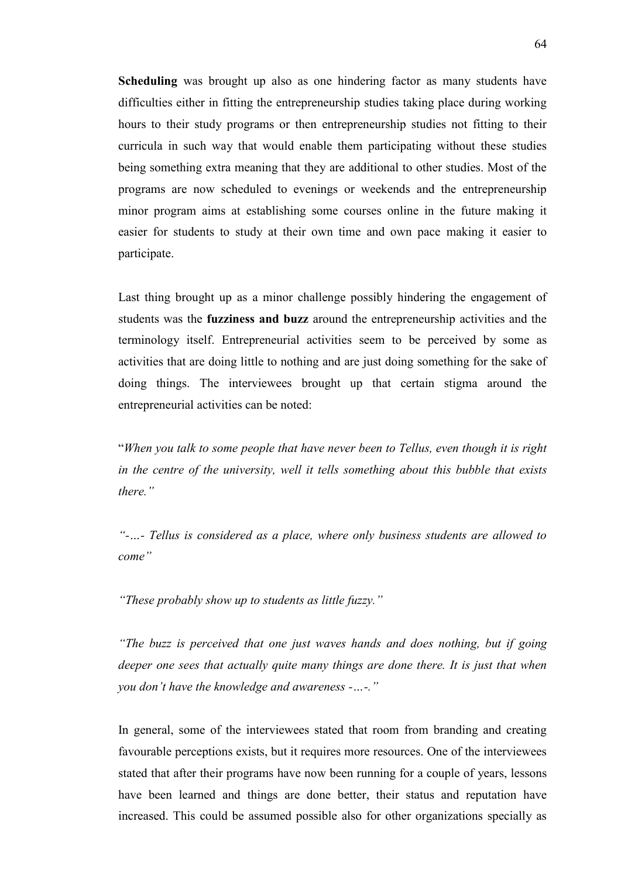**Scheduling** was brought up also as one hindering factor as many students have difficulties either in fitting the entrepreneurship studies taking place during working hours to their study programs or then entrepreneurship studies not fitting to their curricula in such way that would enable them participating without these studies being something extra meaning that they are additional to other studies. Most of the programs are now scheduled to evenings or weekends and the entrepreneurship minor program aims at establishing some courses online in the future making it easier for students to study at their own time and own pace making it easier to participate.

Last thing brought up as a minor challenge possibly hindering the engagement of students was the **fuzziness and buzz** around the entrepreneurship activities and the terminology itself. Entrepreneurial activities seem to be perceived by some as activities that are doing little to nothing and are just doing something for the sake of doing things. The interviewees brought up that certain stigma around the entrepreneurial activities can be noted:

"*When you talk to some people that have never been to Tellus, even though it is right in the centre of the university, well it tells something about this bubble that exists there."*

*"-…- Tellus is considered as a place, where only business students are allowed to come"*

*"These probably show up to students as little fuzzy."*

*"The buzz is perceived that one just waves hands and does nothing, but if going deeper one sees that actually quite many things are done there. It is just that when you don't have the knowledge and awareness -…-."*

In general, some of the interviewees stated that room from branding and creating favourable perceptions exists, but it requires more resources. One of the interviewees stated that after their programs have now been running for a couple of years, lessons have been learned and things are done better, their status and reputation have increased. This could be assumed possible also for other organizations specially as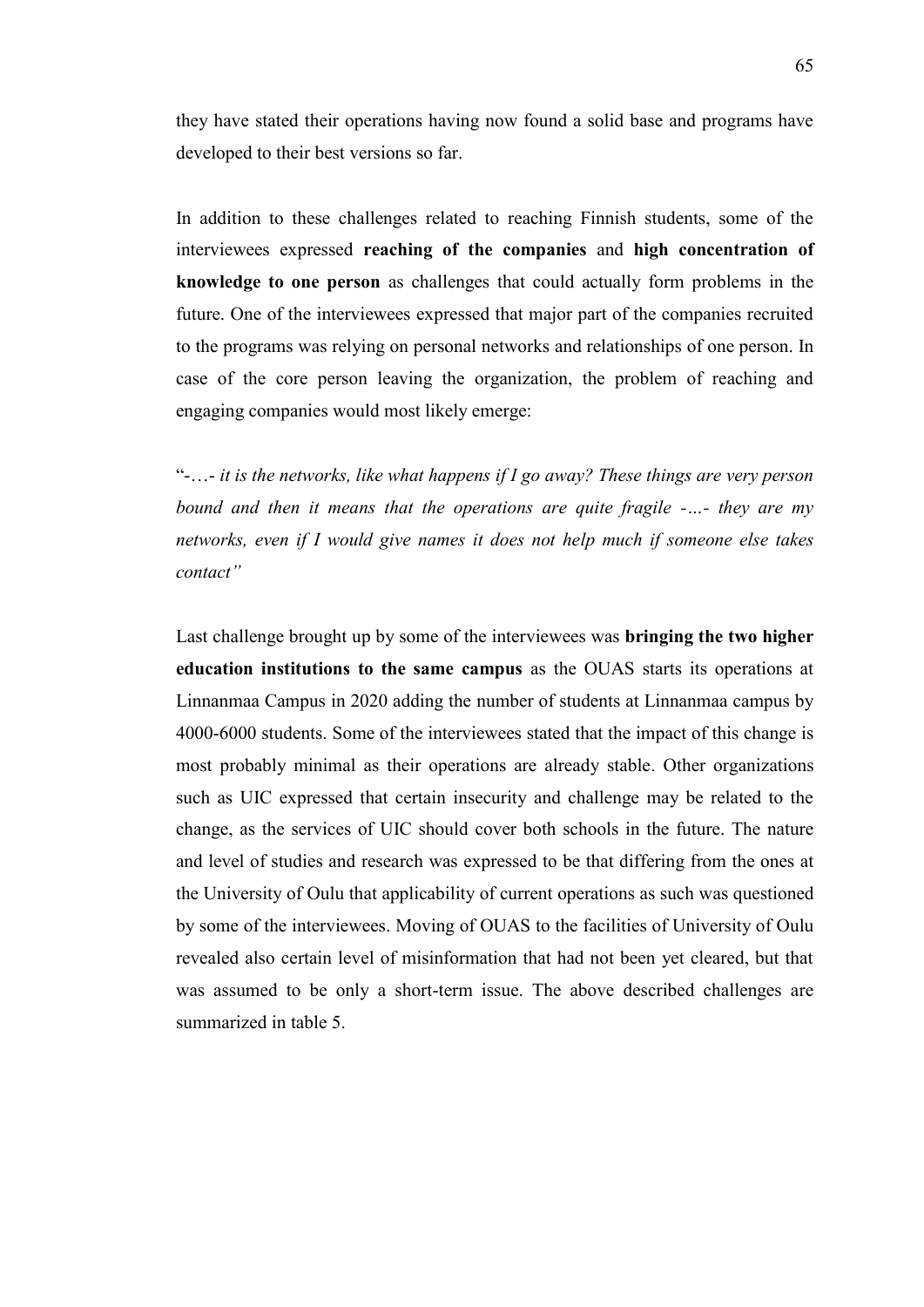they have stated their operations having now found a solid base and programs have developed to their best versions so far.

In addition to these challenges related to reaching Finnish students, some of the interviewees expressed **reaching of the companies** and **high concentration of knowledge to one person** as challenges that could actually form problems in the future. One of the interviewees expressed that major part of the companies recruited to the programs was relying on personal networks and relationships of one person. In case of the core person leaving the organization, the problem of reaching and engaging companies would most likely emerge:

"-…- *it is the networks, like what happens if I go away? These things are very person bound and then it means that the operations are quite fragile -…- they are my networks, even if I would give names it does not help much if someone else takes contact"*

Last challenge brought up by some of the interviewees was **bringing the two higher education institutions to the same campus** as the OUAS starts its operations at Linnanmaa Campus in 2020 adding the number of students at Linnanmaa campus by 4000-6000 students. Some of the interviewees stated that the impact of this change is most probably minimal as their operations are already stable. Other organizations such as UIC expressed that certain insecurity and challenge may be related to the change, as the services of UIC should cover both schools in the future. The nature and level of studies and research was expressed to be that differing from the ones at the University of Oulu that applicability of current operations as such was questioned by some of the interviewees. Moving of OUAS to the facilities of University of Oulu revealed also certain level of misinformation that had not been yet cleared, but that was assumed to be only a short-term issue. The above described challenges are summarized in table 5.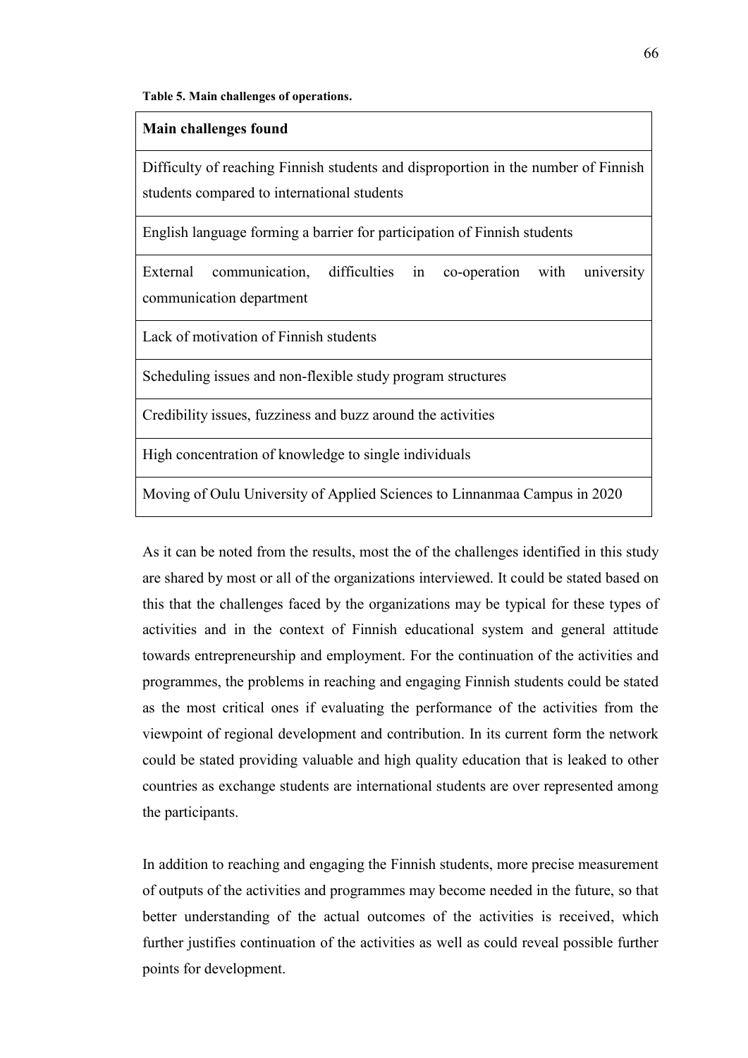**Table 5. Main challenges of operations.**

| Main challenges found |
| --- |
| Difficulty of reaching Finnish students and disproportion in the number of Finnish students compared to international students |
| English language forming a barrier for participation of Finnish students |
| External communication, difficulties in co-operation with university communication department |
| Lack of motivation of Finnish students |
| Scheduling issues and non-flexible study program structures |
| Credibility issues, fuzziness and buzz around the activities |
| High concentration of knowledge to single individuals |
| Moving of Oulu University of Applied Sciences to Linnanmaa Campus in 2020 |

As it can be noted from the results, most the of the challenges identified in this study are shared by most or all of the organizations interviewed. It could be stated based on this that the challenges faced by the organizations may be typical for these types of activities and in the context of Finnish educational system and general attitude towards entrepreneurship and employment. For the continuation of the activities and programmes, the problems in reaching and engaging Finnish students could be stated as the most critical ones if evaluating the performance of the activities from the viewpoint of regional development and contribution. In its current form the network could be stated providing valuable and high quality education that is leaked to other countries as exchange students are international students are over represented among the participants.

In addition to reaching and engaging the Finnish students, more precise measurement of outputs of the activities and programmes may become needed in the future, so that better understanding of the actual outcomes of the activities is received, which further justifies continuation of the activities as well as could reveal possible further points for development.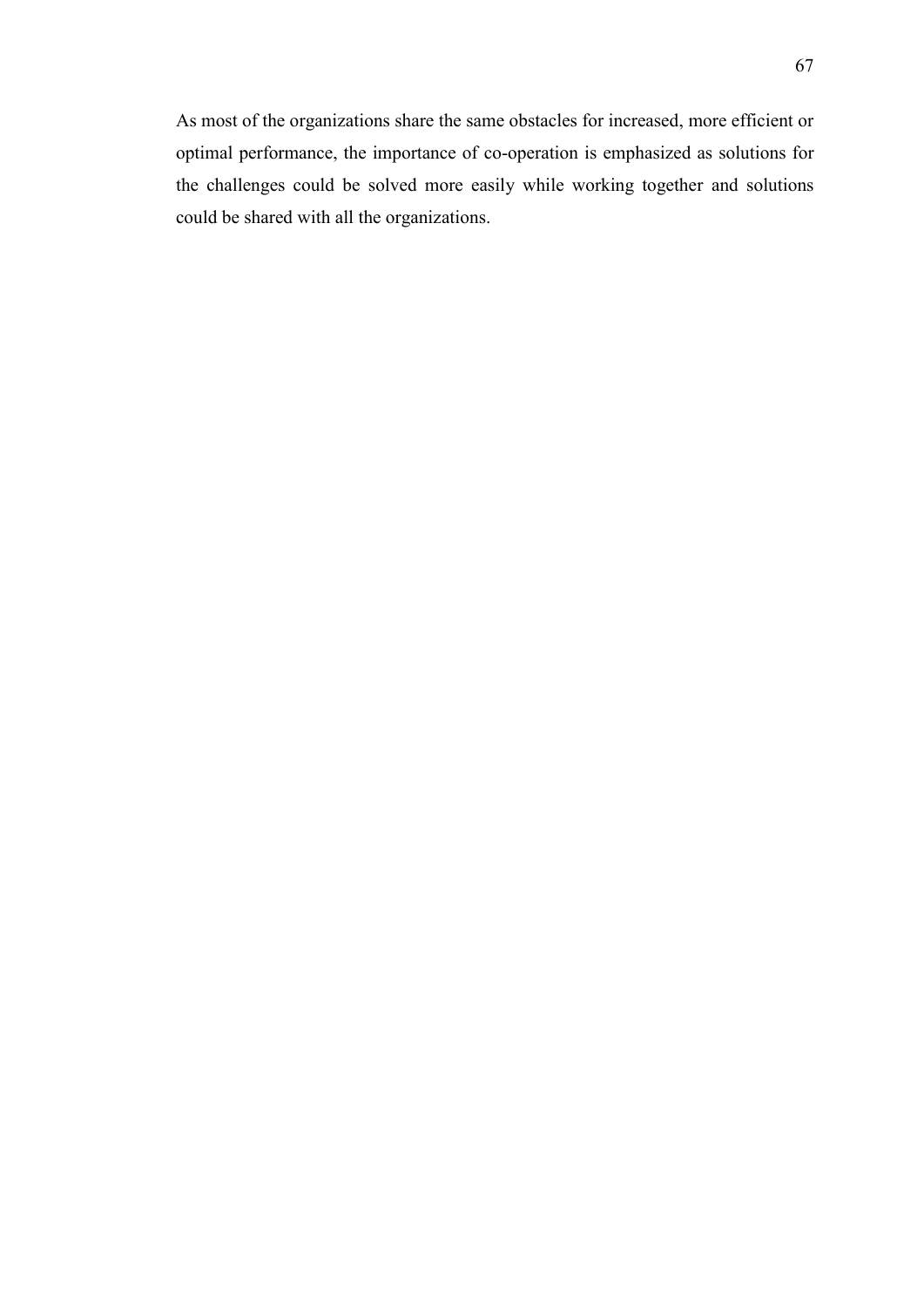As most of the organizations share the same obstacles for increased, more efficient or optimal performance, the importance of co-operation is emphasized as solutions for the challenges could be solved more easily while working together and solutions could be shared with all the organizations.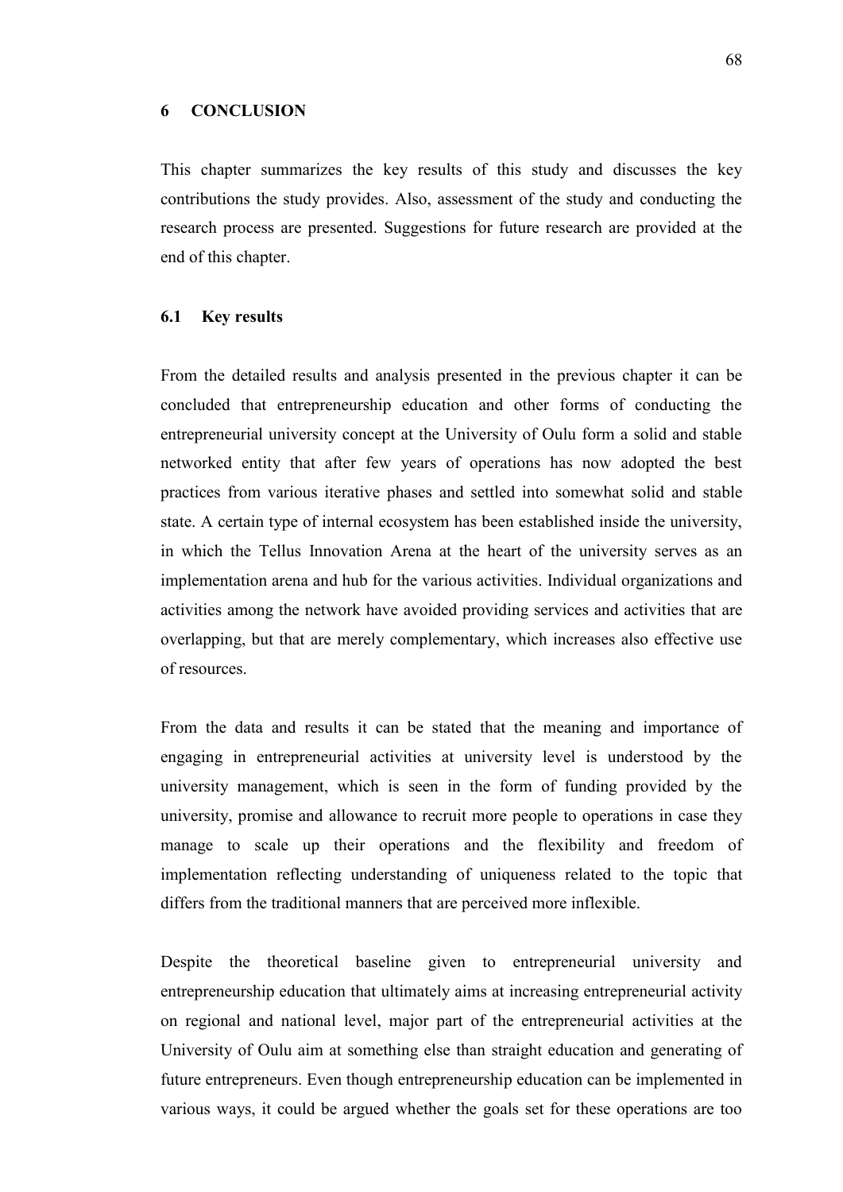# 6 CONCLUSION

This chapter summarizes the key results of this study and discusses the key contributions the study provides. Also, assessment of the study and conducting the research process are presented. Suggestions for future research are provided at the end of this chapter.

## 6.1 Key results

From the detailed results and analysis presented in the previous chapter it can be concluded that entrepreneurship education and other forms of conducting the entrepreneurial university concept at the University of Oulu form a solid and stable networked entity that after few years of operations has now adopted the best practices from various iterative phases and settled into somewhat solid and stable state. A certain type of internal ecosystem has been established inside the university, in which the Tellus Innovation Arena at the heart of the university serves as an implementation arena and hub for the various activities. Individual organizations and activities among the network have avoided providing services and activities that are overlapping, but that are merely complementary, which increases also effective use of resources.

From the data and results it can be stated that the meaning and importance of engaging in entrepreneurial activities at university level is understood by the university management, which is seen in the form of funding provided by the university, promise and allowance to recruit more people to operations in case they manage to scale up their operations and the flexibility and freedom of implementation reflecting understanding of uniqueness related to the topic that differs from the traditional manners that are perceived more inflexible.

Despite the theoretical baseline given to entrepreneurial university and entrepreneurship education that ultimately aims at increasing entrepreneurial activity on regional and national level, major part of the entrepreneurial activities at the University of Oulu aim at something else than straight education and generating of future entrepreneurs. Even though entrepreneurship education can be implemented in various ways, it could be argued whether the goals set for these operations are too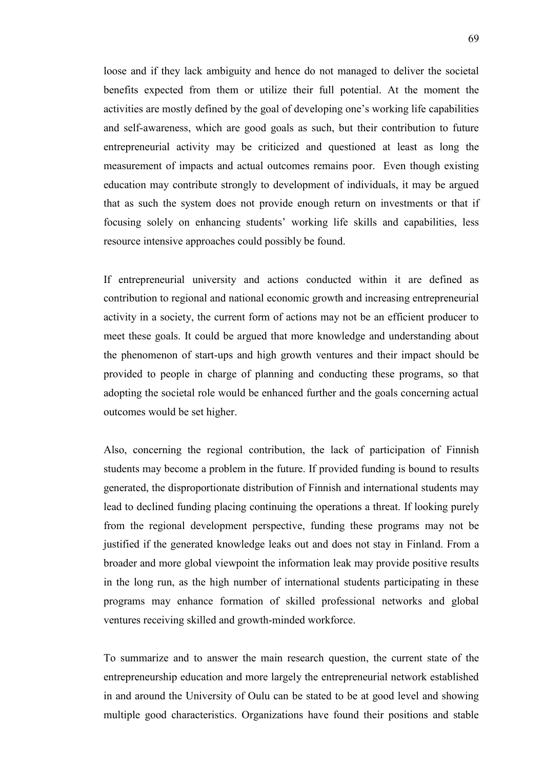loose and if they lack ambiguity and hence do not managed to deliver the societal benefits expected from them or utilize their full potential. At the moment the activities are mostly defined by the goal of developing one's working life capabilities and self-awareness, which are good goals as such, but their contribution to future entrepreneurial activity may be criticized and questioned at least as long the measurement of impacts and actual outcomes remains poor. Even though existing education may contribute strongly to development of individuals, it may be argued that as such the system does not provide enough return on investments or that if focusing solely on enhancing students' working life skills and capabilities, less resource intensive approaches could possibly be found.

If entrepreneurial university and actions conducted within it are defined as contribution to regional and national economic growth and increasing entrepreneurial activity in a society, the current form of actions may not be an efficient producer to meet these goals. It could be argued that more knowledge and understanding about the phenomenon of start-ups and high growth ventures and their impact should be provided to people in charge of planning and conducting these programs, so that adopting the societal role would be enhanced further and the goals concerning actual outcomes would be set higher.

Also, concerning the regional contribution, the lack of participation of Finnish students may become a problem in the future. If provided funding is bound to results generated, the disproportionate distribution of Finnish and international students may lead to declined funding placing continuing the operations a threat. If looking purely from the regional development perspective, funding these programs may not be justified if the generated knowledge leaks out and does not stay in Finland. From a broader and more global viewpoint the information leak may provide positive results in the long run, as the high number of international students participating in these programs may enhance formation of skilled professional networks and global ventures receiving skilled and growth-minded workforce.

To summarize and to answer the main research question, the current state of the entrepreneurship education and more largely the entrepreneurial network established in and around the University of Oulu can be stated to be at good level and showing multiple good characteristics. Organizations have found their positions and stable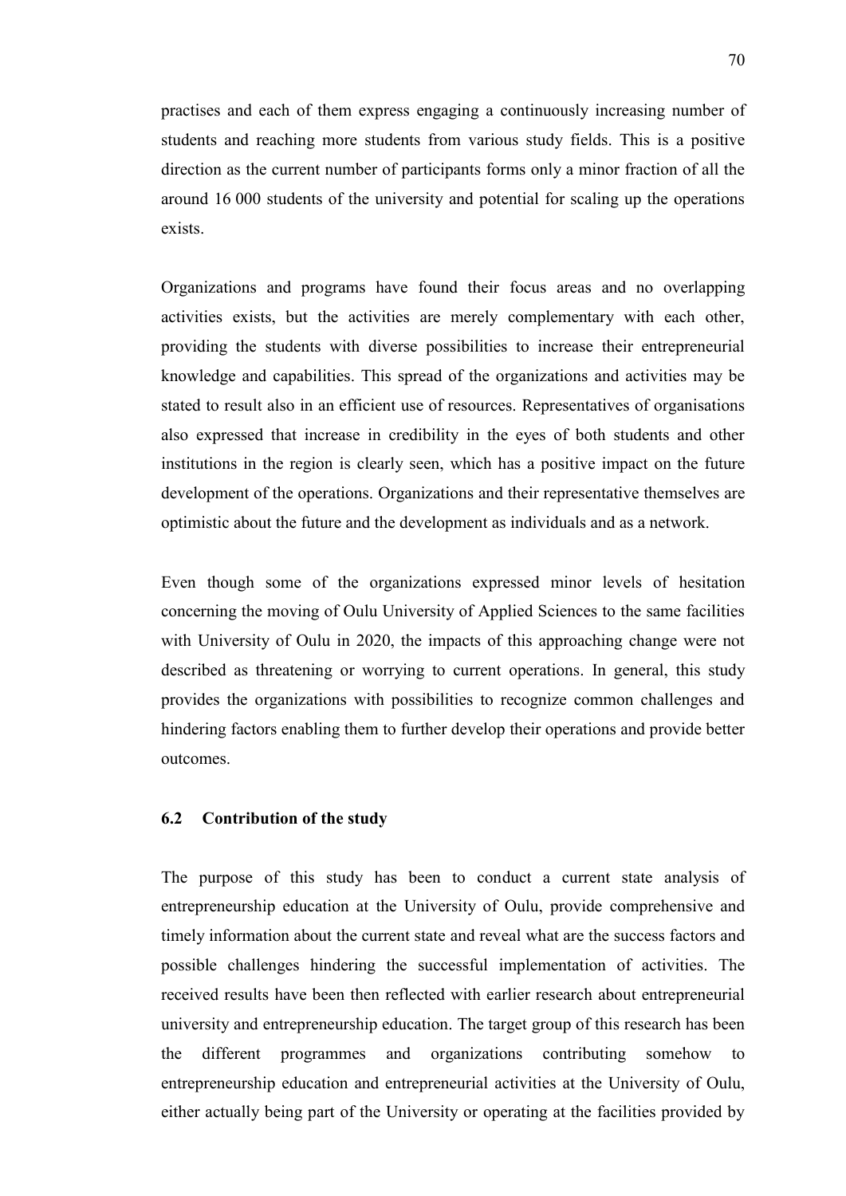practises and each of them express engaging a continuously increasing number of students and reaching more students from various study fields. This is a positive direction as the current number of participants forms only a minor fraction of all the around 16 000 students of the university and potential for scaling up the operations exists.

Organizations and programs have found their focus areas and no overlapping activities exists, but the activities are merely complementary with each other, providing the students with diverse possibilities to increase their entrepreneurial knowledge and capabilities. This spread of the organizations and activities may be stated to result also in an efficient use of resources. Representatives of organisations also expressed that increase in credibility in the eyes of both students and other institutions in the region is clearly seen, which has a positive impact on the future development of the operations. Organizations and their representative themselves are optimistic about the future and the development as individuals and as a network.

Even though some of the organizations expressed minor levels of hesitation concerning the moving of Oulu University of Applied Sciences to the same facilities with University of Oulu in 2020, the impacts of this approaching change were not described as threatening or worrying to current operations. In general, this study provides the organizations with possibilities to recognize common challenges and hindering factors enabling them to further develop their operations and provide better outcomes.

### 6.2 Contribution of the study

The purpose of this study has been to conduct a current state analysis of entrepreneurship education at the University of Oulu, provide comprehensive and timely information about the current state and reveal what are the success factors and possible challenges hindering the successful implementation of activities. The received results have been then reflected with earlier research about entrepreneurial university and entrepreneurship education. The target group of this research has been the different programmes and organizations contributing somehow to entrepreneurship education and entrepreneurial activities at the University of Oulu, either actually being part of the University or operating at the facilities provided by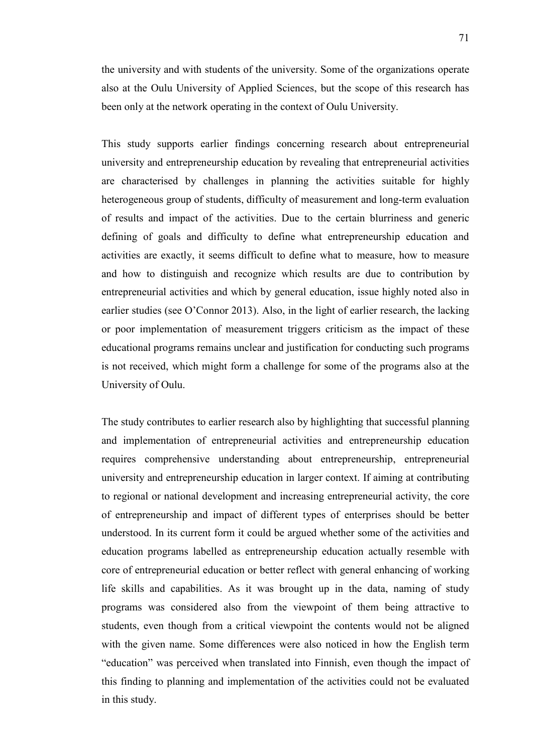the university and with students of the university. Some of the organizations operate also at the Oulu University of Applied Sciences, but the scope of this research has been only at the network operating in the context of Oulu University.

This study supports earlier findings concerning research about entrepreneurial university and entrepreneurship education by revealing that entrepreneurial activities are characterised by challenges in planning the activities suitable for highly heterogeneous group of students, difficulty of measurement and long-term evaluation of results and impact of the activities. Due to the certain blurriness and generic defining of goals and difficulty to define what entrepreneurship education and activities are exactly, it seems difficult to define what to measure, how to measure and how to distinguish and recognize which results are due to contribution by entrepreneurial activities and which by general education, issue highly noted also in earlier studies (see O'Connor 2013). Also, in the light of earlier research, the lacking or poor implementation of measurement triggers criticism as the impact of these educational programs remains unclear and justification for conducting such programs is not received, which might form a challenge for some of the programs also at the University of Oulu.

The study contributes to earlier research also by highlighting that successful planning and implementation of entrepreneurial activities and entrepreneurship education requires comprehensive understanding about entrepreneurship, entrepreneurial university and entrepreneurship education in larger context. If aiming at contributing to regional or national development and increasing entrepreneurial activity, the core of entrepreneurship and impact of different types of enterprises should be better understood. In its current form it could be argued whether some of the activities and education programs labelled as entrepreneurship education actually resemble with core of entrepreneurial education or better reflect with general enhancing of working life skills and capabilities. As it was brought up in the data, naming of study programs was considered also from the viewpoint of them being attractive to students, even though from a critical viewpoint the contents would not be aligned with the given name. Some differences were also noticed in how the English term "education" was perceived when translated into Finnish, even though the impact of this finding to planning and implementation of the activities could not be evaluated in this study.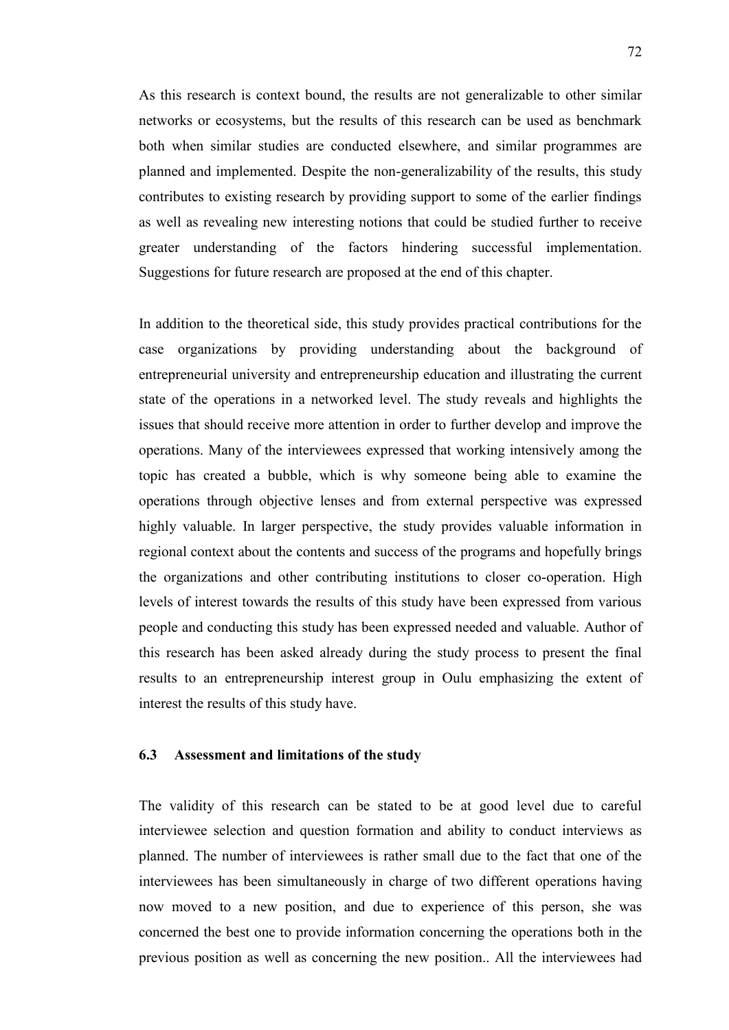As this research is context bound, the results are not generalizable to other similar networks or ecosystems, but the results of this research can be used as benchmark both when similar studies are conducted elsewhere, and similar programmes are planned and implemented. Despite the non-generalizability of the results, this study contributes to existing research by providing support to some of the earlier findings as well as revealing new interesting notions that could be studied further to receive greater understanding of the factors hindering successful implementation. Suggestions for future research are proposed at the end of this chapter.

In addition to the theoretical side, this study provides practical contributions for the case organizations by providing understanding about the background of entrepreneurial university and entrepreneurship education and illustrating the current state of the operations in a networked level. The study reveals and highlights the issues that should receive more attention in order to further develop and improve the operations. Many of the interviewees expressed that working intensively among the topic has created a bubble, which is why someone being able to examine the operations through objective lenses and from external perspective was expressed highly valuable. In larger perspective, the study provides valuable information in regional context about the contents and success of the programs and hopefully brings the organizations and other contributing institutions to closer co-operation. High levels of interest towards the results of this study have been expressed from various people and conducting this study has been expressed needed and valuable. Author of this research has been asked already during the study process to present the final results to an entrepreneurship interest group in Oulu emphasizing the extent of interest the results of this study have.

### 6.3 Assessment and limitations of the study

The validity of this research can be stated to be at good level due to careful interviewee selection and question formation and ability to conduct interviews as planned. The number of interviewees is rather small due to the fact that one of the interviewees has been simultaneously in charge of two different operations having now moved to a new position, and due to experience of this person, she was concerned the best one to provide information concerning the operations both in the previous position as well as concerning the new position.. All the interviewees had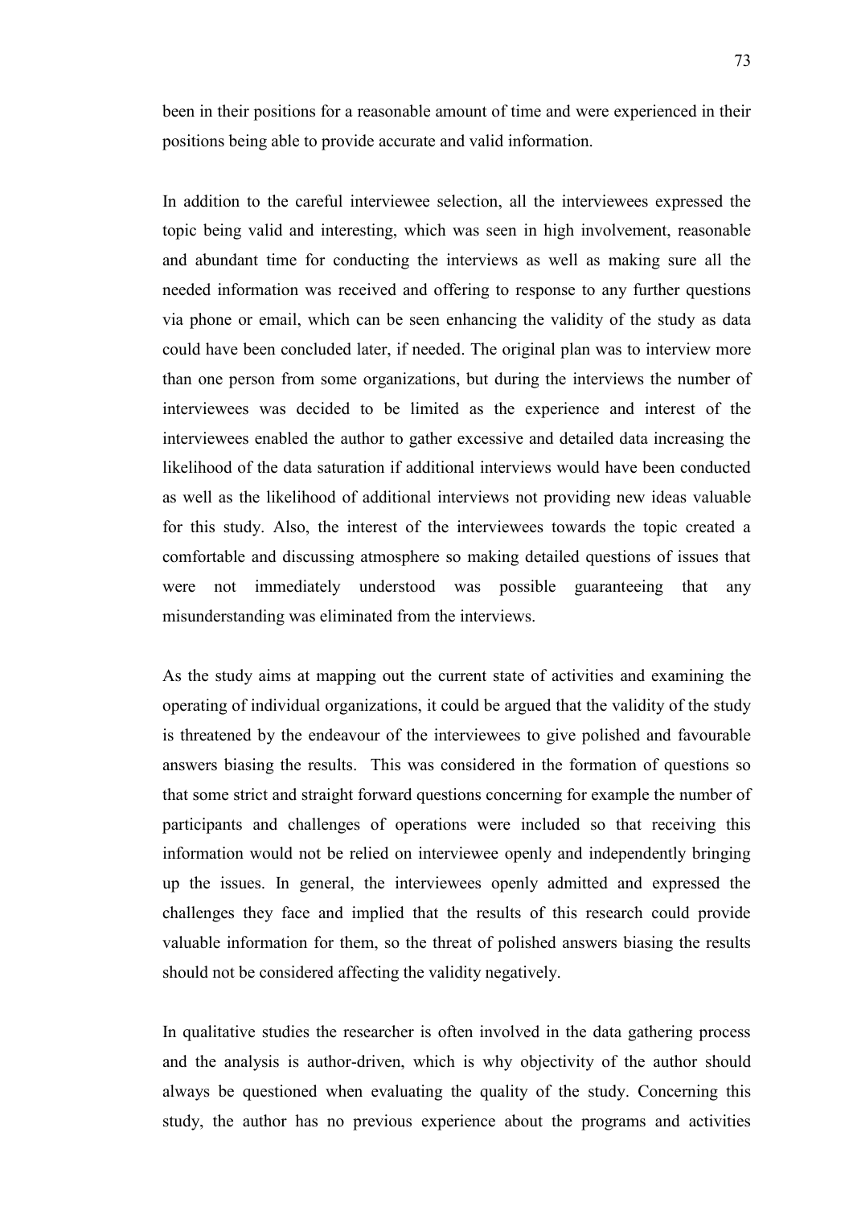been in their positions for a reasonable amount of time and were experienced in their positions being able to provide accurate and valid information.

In addition to the careful interviewee selection, all the interviewees expressed the topic being valid and interesting, which was seen in high involvement, reasonable and abundant time for conducting the interviews as well as making sure all the needed information was received and offering to response to any further questions via phone or email, which can be seen enhancing the validity of the study as data could have been concluded later, if needed. The original plan was to interview more than one person from some organizations, but during the interviews the number of interviewees was decided to be limited as the experience and interest of the interviewees enabled the author to gather excessive and detailed data increasing the likelihood of the data saturation if additional interviews would have been conducted as well as the likelihood of additional interviews not providing new ideas valuable for this study. Also, the interest of the interviewees towards the topic created a comfortable and discussing atmosphere so making detailed questions of issues that were not immediately understood was possible guaranteeing that any misunderstanding was eliminated from the interviews.

As the study aims at mapping out the current state of activities and examining the operating of individual organizations, it could be argued that the validity of the study is threatened by the endeavour of the interviewees to give polished and favourable answers biasing the results.  This was considered in the formation of questions so that some strict and straight forward questions concerning for example the number of participants and challenges of operations were included so that receiving this information would not be relied on interviewee openly and independently bringing up the issues. In general, the interviewees openly admitted and expressed the challenges they face and implied that the results of this research could provide valuable information for them, so the threat of polished answers biasing the results should not be considered affecting the validity negatively.

In qualitative studies the researcher is often involved in the data gathering process and the analysis is author-driven, which is why objectivity of the author should always be questioned when evaluating the quality of the study. Concerning this study, the author has no previous experience about the programs and activities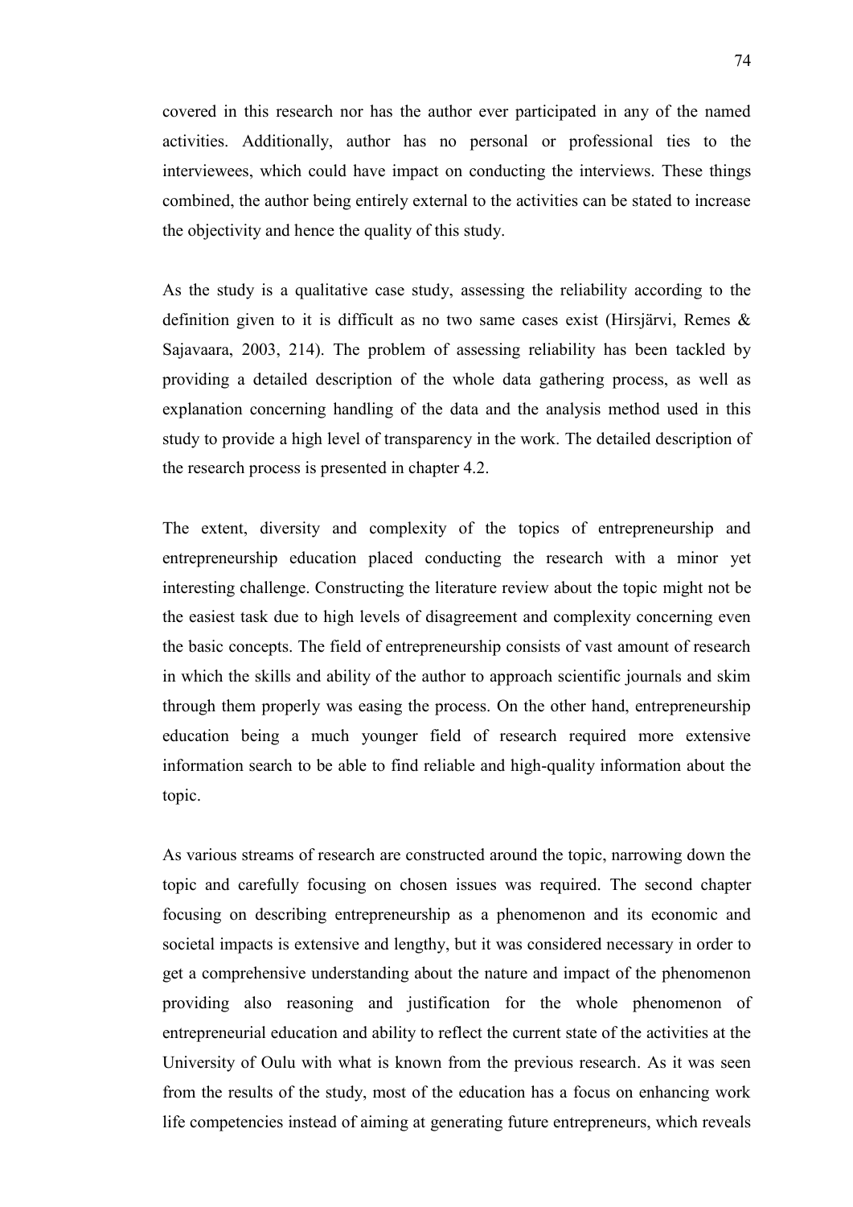covered in this research nor has the author ever participated in any of the named activities. Additionally, author has no personal or professional ties to the interviewees, which could have impact on conducting the interviews. These things combined, the author being entirely external to the activities can be stated to increase the objectivity and hence the quality of this study.

As the study is a qualitative case study, assessing the reliability according to the definition given to it is difficult as no two same cases exist (Hirsjärvi, Remes & Sajavaara, 2003, 214). The problem of assessing reliability has been tackled by providing a detailed description of the whole data gathering process, as well as explanation concerning handling of the data and the analysis method used in this study to provide a high level of transparency in the work. The detailed description of the research process is presented in chapter 4.2.

The extent, diversity and complexity of the topics of entrepreneurship and entrepreneurship education placed conducting the research with a minor yet interesting challenge. Constructing the literature review about the topic might not be the easiest task due to high levels of disagreement and complexity concerning even the basic concepts. The field of entrepreneurship consists of vast amount of research in which the skills and ability of the author to approach scientific journals and skim through them properly was easing the process. On the other hand, entrepreneurship education being a much younger field of research required more extensive information search to be able to find reliable and high-quality information about the topic.

As various streams of research are constructed around the topic, narrowing down the topic and carefully focusing on chosen issues was required. The second chapter focusing on describing entrepreneurship as a phenomenon and its economic and societal impacts is extensive and lengthy, but it was considered necessary in order to get a comprehensive understanding about the nature and impact of the phenomenon providing also reasoning and justification for the whole phenomenon of entrepreneurial education and ability to reflect the current state of the activities at the University of Oulu with what is known from the previous research. As it was seen from the results of the study, most of the education has a focus on enhancing work life competencies instead of aiming at generating future entrepreneurs, which reveals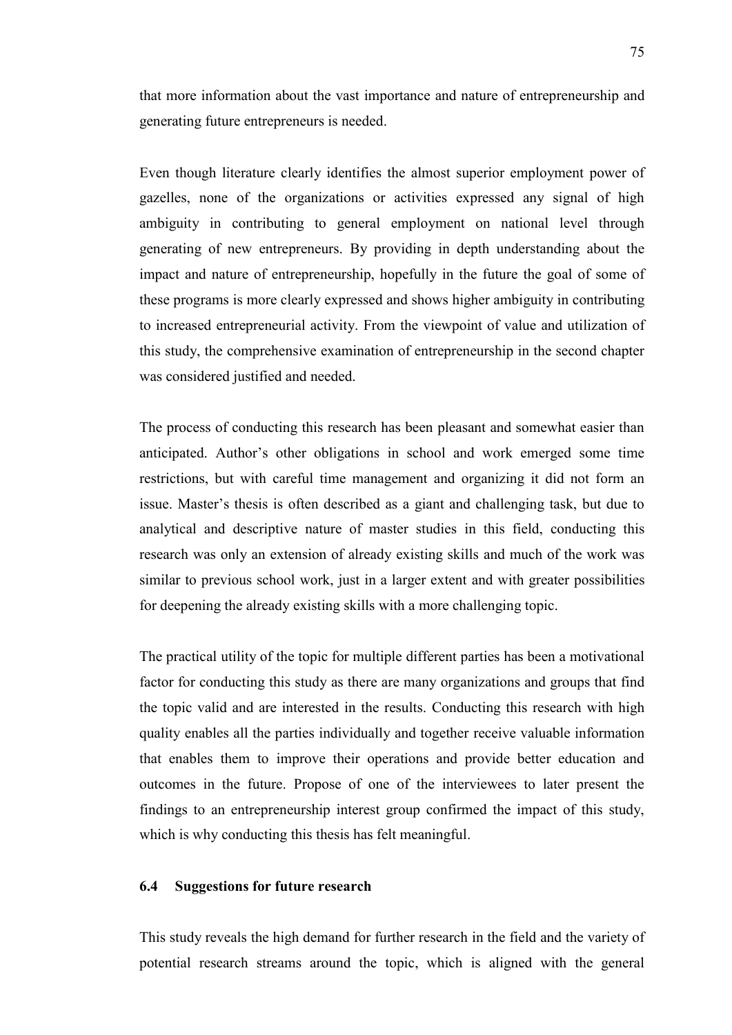that more information about the vast importance and nature of entrepreneurship and generating future entrepreneurs is needed.

Even though literature clearly identifies the almost superior employment power of gazelles, none of the organizations or activities expressed any signal of high ambiguity in contributing to general employment on national level through generating of new entrepreneurs. By providing in depth understanding about the impact and nature of entrepreneurship, hopefully in the future the goal of some of these programs is more clearly expressed and shows higher ambiguity in contributing to increased entrepreneurial activity. From the viewpoint of value and utilization of this study, the comprehensive examination of entrepreneurship in the second chapter was considered justified and needed.

The process of conducting this research has been pleasant and somewhat easier than anticipated. Author's other obligations in school and work emerged some time restrictions, but with careful time management and organizing it did not form an issue. Master's thesis is often described as a giant and challenging task, but due to analytical and descriptive nature of master studies in this field, conducting this research was only an extension of already existing skills and much of the work was similar to previous school work, just in a larger extent and with greater possibilities for deepening the already existing skills with a more challenging topic.

The practical utility of the topic for multiple different parties has been a motivational factor for conducting this study as there are many organizations and groups that find the topic valid and are interested in the results. Conducting this research with high quality enables all the parties individually and together receive valuable information that enables them to improve their operations and provide better education and outcomes in the future. Propose of one of the interviewees to later present the findings to an entrepreneurship interest group confirmed the impact of this study, which is why conducting this thesis has felt meaningful.

### 6.4 Suggestions for future research

This study reveals the high demand for further research in the field and the variety of potential research streams around the topic, which is aligned with the general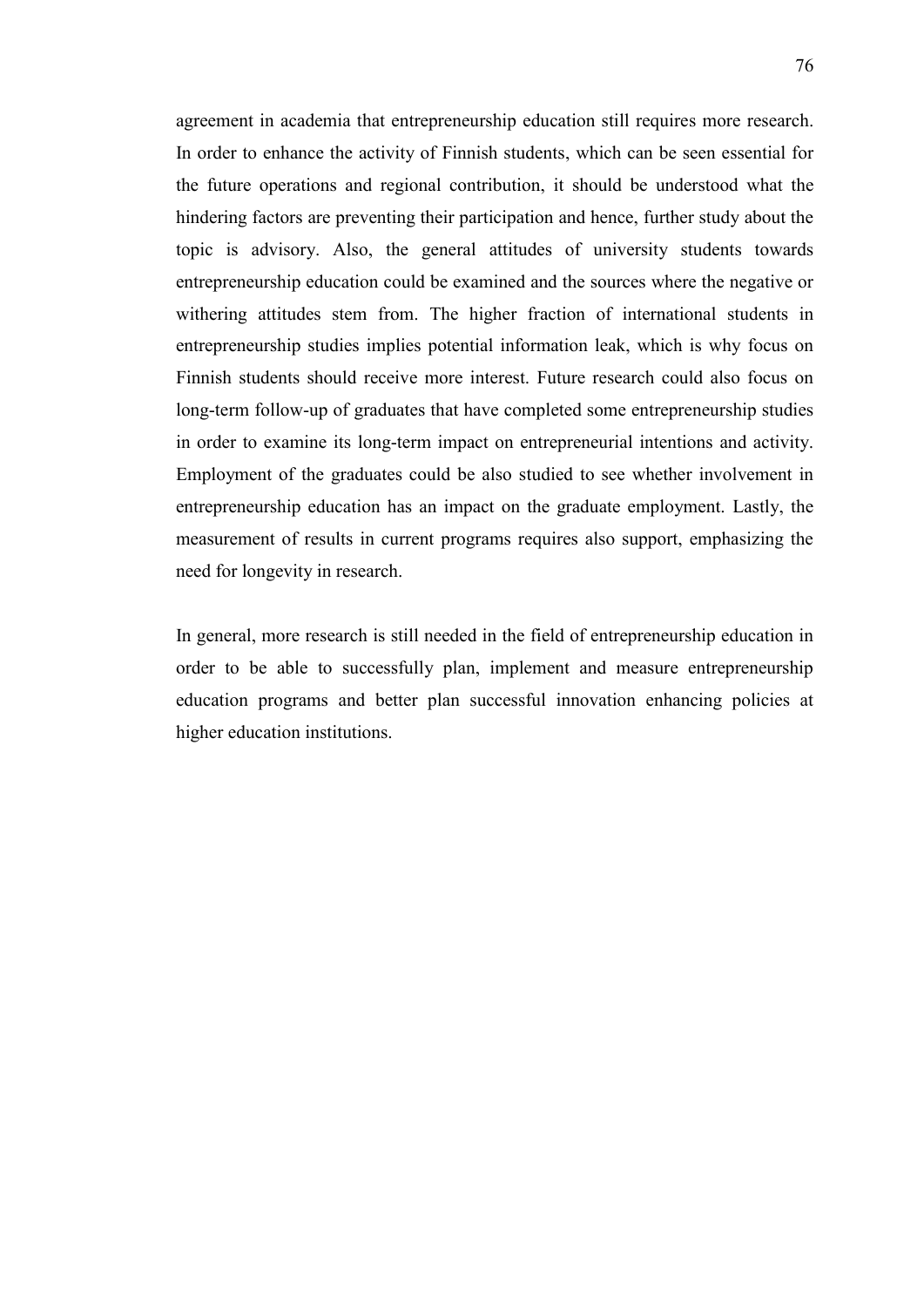agreement in academia that entrepreneurship education still requires more research. In order to enhance the activity of Finnish students, which can be seen essential for the future operations and regional contribution, it should be understood what the hindering factors are preventing their participation and hence, further study about the topic is advisory. Also, the general attitudes of university students towards entrepreneurship education could be examined and the sources where the negative or withering attitudes stem from. The higher fraction of international students in entrepreneurship studies implies potential information leak, which is why focus on Finnish students should receive more interest. Future research could also focus on long-term follow-up of graduates that have completed some entrepreneurship studies in order to examine its long-term impact on entrepreneurial intentions and activity. Employment of the graduates could be also studied to see whether involvement in entrepreneurship education has an impact on the graduate employment. Lastly, the measurement of results in current programs requires also support, emphasizing the need for longevity in research.

In general, more research is still needed in the field of entrepreneurship education in order to be able to successfully plan, implement and measure entrepreneurship education programs and better plan successful innovation enhancing policies at higher education institutions.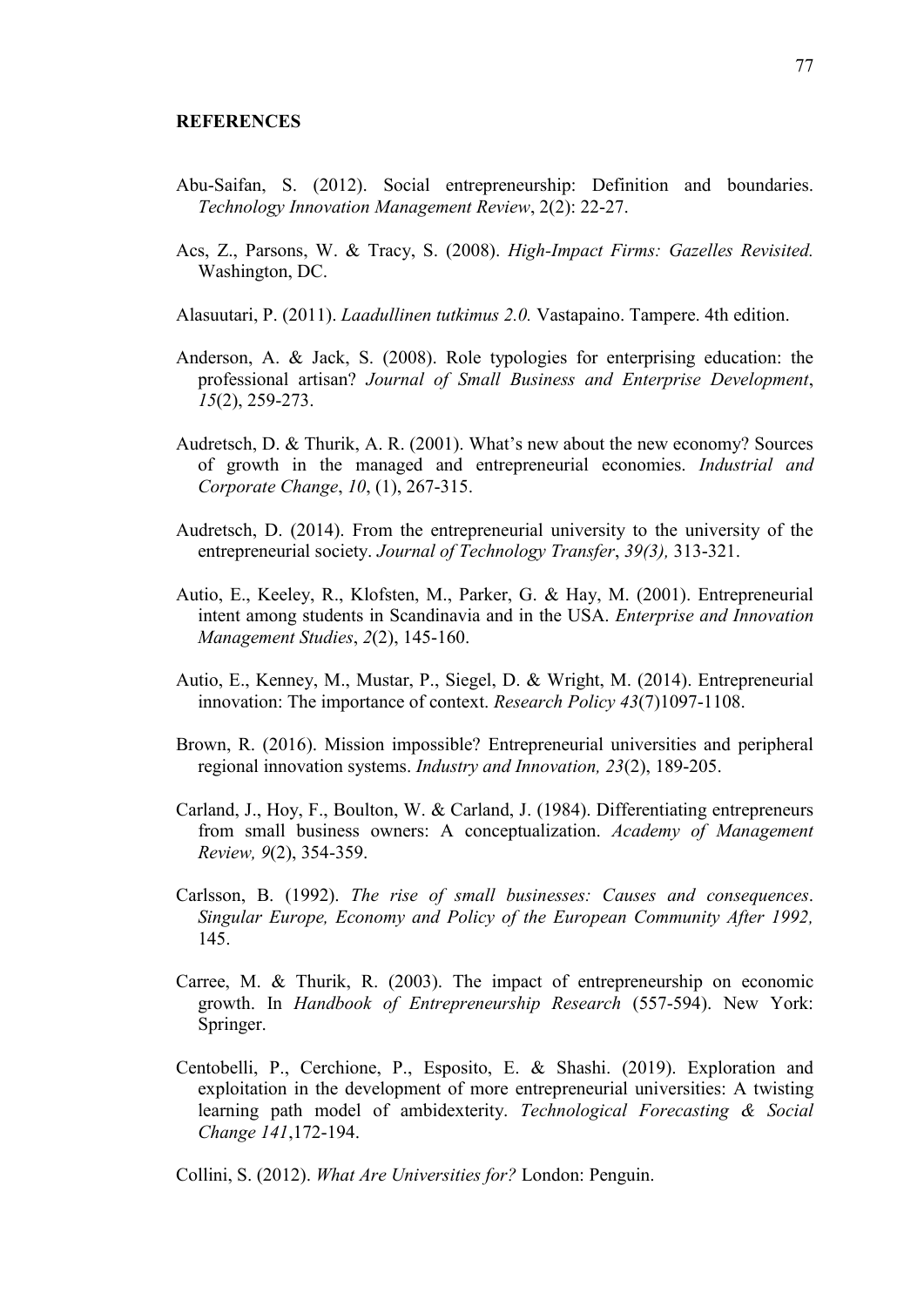**REFERENCES**

Abu-Saifan, S. (2012). Social entrepreneurship: Definition and boundaries. *Technology Innovation Management Review*, 2(2): 22-27.

Acs, Z., Parsons, W. & Tracy, S. (2008). *High-Impact Firms: Gazelles Revisited.* Washington, DC.

Alasuutari, P. (2011). *Laadullinen tutkimus 2.0.* Vastapaino. Tampere. 4th edition.

Anderson, A. & Jack, S. (2008). Role typologies for enterprising education: the professional artisan? *Journal of Small Business and Enterprise Development*, *15*(2), 259-273.

Audretsch, D. & Thurik, A. R. (2001). What's new about the new economy? Sources of growth in the managed and entrepreneurial economies. *Industrial and Corporate Change*, *10*, (1), 267-315.

Audretsch, D. (2014). From the entrepreneurial university to the university of the entrepreneurial society. *Journal of Technology Transfer*, *39(3),* 313-321.

Autio, E., Keeley, R., Klofsten, M., Parker, G. & Hay, M. (2001). Entrepreneurial intent among students in Scandinavia and in the USA. *Enterprise and Innovation Management Studies*, *2*(2), 145-160.

Autio, E., Kenney, M., Mustar, P., Siegel, D. & Wright, M. (2014). Entrepreneurial innovation: The importance of context. *Research Policy 43*(7)1097-1108.

Brown, R. (2016). Mission impossible? Entrepreneurial universities and peripheral regional innovation systems. *Industry and Innovation, 23*(2), 189-205.

Carland, J., Hoy, F., Boulton, W. & Carland, J. (1984). Differentiating entrepreneurs from small business owners: A conceptualization. *Academy of Management Review, 9*(2), 354-359.

Carlsson, B. (1992). *The rise of small businesses: Causes and consequences*. *Singular Europe, Economy and Policy of the European Community After 1992,* 145.

Carree, M. & Thurik, R. (2003). The impact of entrepreneurship on economic growth. In *Handbook of Entrepreneurship Research* (557-594). New York: Springer.

Centobelli, P., Cerchione, P., Esposito, E. & Shashi. (2019). Exploration and exploitation in the development of more entrepreneurial universities: A twisting learning path model of ambidexterity. *Technological Forecasting & Social Change 141*,172-194.

Collini, S. (2012). *What Are Universities for?* London: Penguin.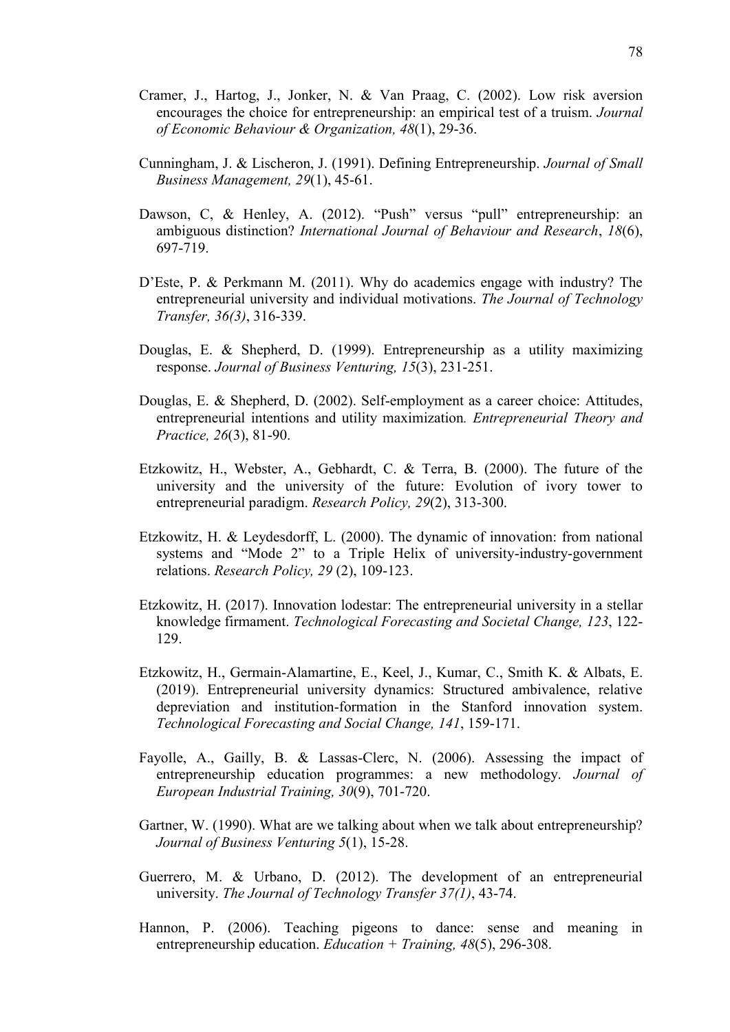Cramer, J., Hartog, J., Jonker, N. & Van Praag, C. (2002). Low risk aversion encourages the choice for entrepreneurship: an empirical test of a truism. *Journal of Economic Behaviour & Organization, 48*(1), 29-36.

Cunningham, J. & Lischeron, J. (1991). Defining Entrepreneurship. *Journal of Small Business Management, 29*(1), 45-61.

Dawson, C, & Henley, A. (2012). "Push" versus "pull" entrepreneurship: an ambiguous distinction? *International Journal of Behaviour and Research*, *18*(6), 697-719.

D'Este, P. & Perkmann M. (2011). Why do academics engage with industry? The entrepreneurial university and individual motivations. *The Journal of Technology Transfer, 36(3)*, 316-339.

Douglas, E. & Shepherd, D. (1999). Entrepreneurship as a utility maximizing response. *Journal of Business Venturing, 15*(3), 231-251.

Douglas, E. & Shepherd, D. (2002). Self-employment as a career choice: Attitudes, entrepreneurial intentions and utility maximization*. Entrepreneurial Theory and Practice, 26*(3), 81-90.

Etzkowitz, H., Webster, A., Gebhardt, C. & Terra, B. (2000). The future of the university and the university of the future: Evolution of ivory tower to entrepreneurial paradigm. *Research Policy, 29*(2), 313-300.

Etzkowitz, H. & Leydesdorff, L. (2000). The dynamic of innovation: from national systems and "Mode 2" to a Triple Helix of university-industry-government relations. *Research Policy, 29* (2), 109-123.

Etzkowitz, H. (2017). Innovation lodestar: The entrepreneurial university in a stellar knowledge firmament. *Technological Forecasting and Societal Change, 123*, 122-129.

Etzkowitz, H., Germain-Alamartine, E., Keel, J., Kumar, C., Smith K. & Albats, E. (2019). Entrepreneurial university dynamics: Structured ambivalence, relative depreviation and institution-formation in the Stanford innovation system. *Technological Forecasting and Social Change, 141*, 159-171.

Fayolle, A., Gailly, B. & Lassas-Clerc, N. (2006). Assessing the impact of entrepreneurship education programmes: a new methodology. *Journal of European Industrial Training, 30*(9), 701-720.

Gartner, W. (1990). What are we talking about when we talk about entrepreneurship? *Journal of Business Venturing 5*(1), 15-28.

Guerrero, M. & Urbano, D. (2012). The development of an entrepreneurial university. *The Journal of Technology Transfer 37(1)*, 43-74.

Hannon, P. (2006). Teaching pigeons to dance: sense and meaning in entrepreneurship education. *Education + Training, 48*(5), 296-308.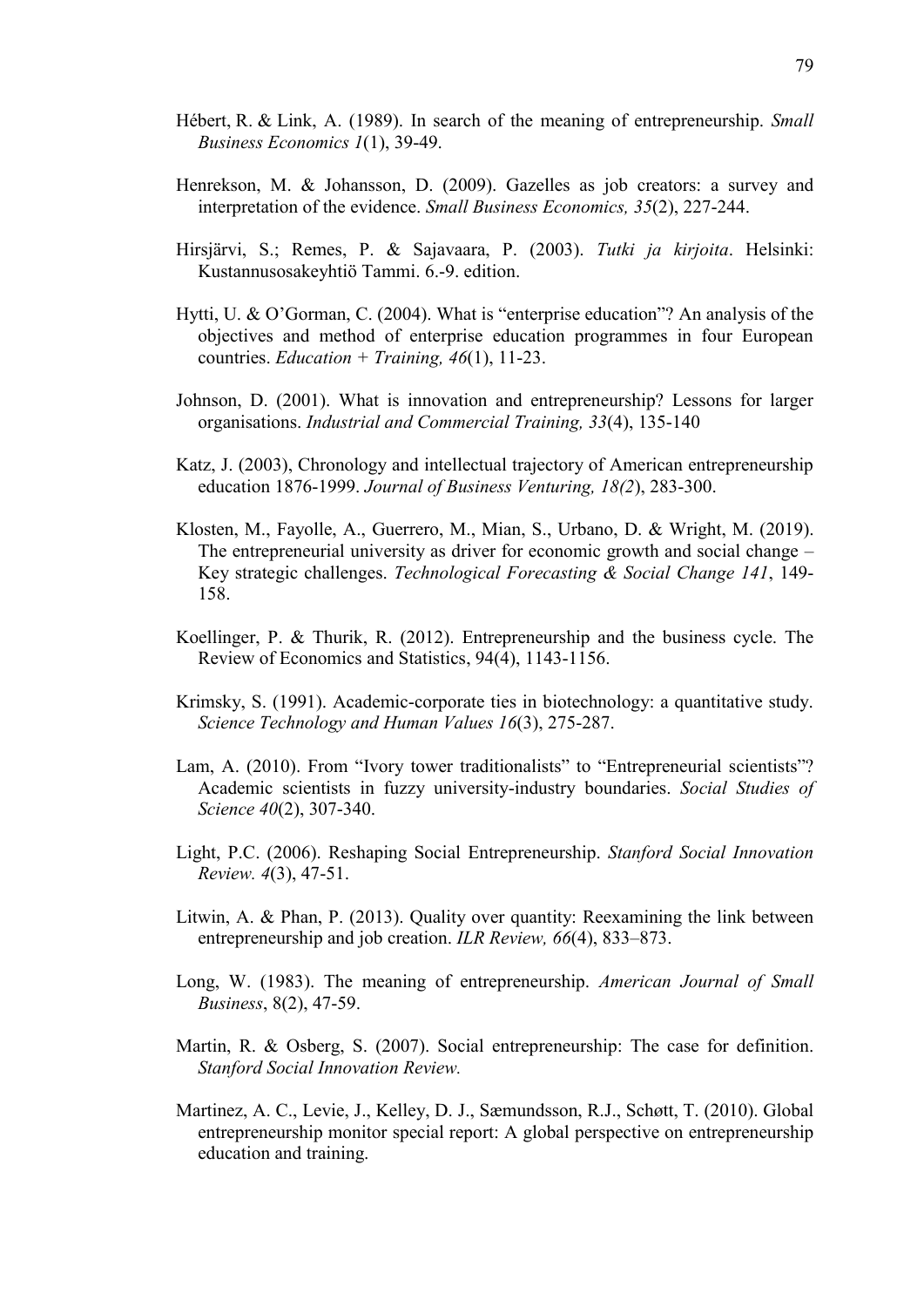Hébert, R. & Link, A. (1989). In search of the meaning of entrepreneurship. *Small Business Economics 1*(1), 39-49.

Henrekson, M. & Johansson, D. (2009). Gazelles as job creators: a survey and interpretation of the evidence. *Small Business Economics, 35*(2), 227-244.

Hirsjärvi, S.; Remes, P. & Sajavaara, P. (2003). *Tutki ja kirjoita*. Helsinki: Kustannusosakeyhtiö Tammi. 6.-9. edition.

Hytti, U. & O'Gorman, C. (2004). What is "enterprise education"? An analysis of the objectives and method of enterprise education programmes in four European countries. *Education + Training, 46*(1), 11-23.

Johnson, D. (2001). What is innovation and entrepreneurship? Lessons for larger organisations. *Industrial and Commercial Training, 33*(4), 135-140

Katz, J. (2003), Chronology and intellectual trajectory of American entrepreneurship education 1876-1999. *Journal of Business Venturing, 18(2*), 283-300.

Klosten, M., Fayolle, A., Guerrero, M., Mian, S., Urbano, D. & Wright, M. (2019). The entrepreneurial university as driver for economic growth and social change – Key strategic challenges. *Technological Forecasting & Social Change 141*, 149-158.

Koellinger, P. & Thurik, R. (2012). Entrepreneurship and the business cycle. The Review of Economics and Statistics, 94(4), 1143-1156.

Krimsky, S. (1991). Academic-corporate ties in biotechnology: a quantitative study. *Science Technology and Human Values 16*(3), 275-287.

Lam, A. (2010). From "Ivory tower traditionalists" to "Entrepreneurial scientists"? Academic scientists in fuzzy university-industry boundaries. *Social Studies of Science 40*(2), 307-340.

Light, P.C. (2006). Reshaping Social Entrepreneurship. *Stanford Social Innovation Review. 4*(3), 47-51.

Litwin, A. & Phan, P. (2013). Quality over quantity: Reexamining the link between entrepreneurship and job creation. *ILR Review, 66*(4), 833–873.

Long, W. (1983). The meaning of entrepreneurship. *American Journal of Small Business*, 8(2), 47-59.

Martin, R. & Osberg, S. (2007). Social entrepreneurship: The case for definition. *Stanford Social Innovation Review.*

Martinez, A. C., Levie, J., Kelley, D. J., Sæmundsson, R.J., Schøtt, T. (2010). Global entrepreneurship monitor special report: A global perspective on entrepreneurship education and training.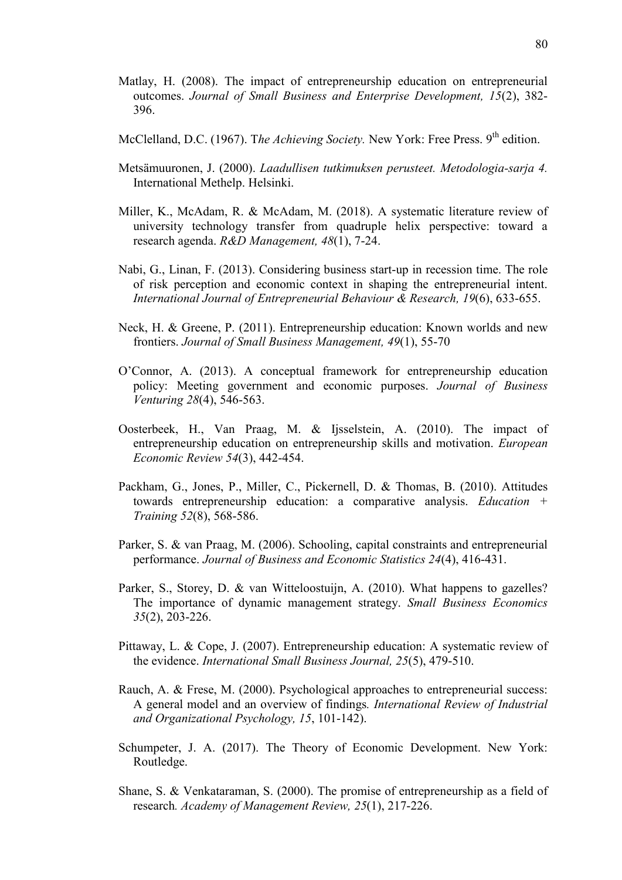Matlay, H. (2008). The impact of entrepreneurship education on entrepreneurial outcomes. *Journal of Small Business and Enterprise Development, 15*(2), 382-396.

McClelland, D.C. (1967). T*he Achieving Society.* New York: Free Press. 9th edition.

Metsämuuronen, J. (2000). *Laadullisen tutkimuksen perusteet. Metodologia-sarja 4.* International Methelp. Helsinki.

Miller, K., McAdam, R. & McAdam, M. (2018). A systematic literature review of university technology transfer from quadruple helix perspective: toward a research agenda. *R&D Management, 48*(1), 7-24.

Nabi, G., Linan, F. (2013). Considering business start-up in recession time. The role of risk perception and economic context in shaping the entrepreneurial intent. *International Journal of Entrepreneurial Behaviour & Research, 19*(6), 633-655.

Neck, H. & Greene, P. (2011). Entrepreneurship education: Known worlds and new frontiers. *Journal of Small Business Management, 49*(1), 55-70

O'Connor, A. (2013). A conceptual framework for entrepreneurship education policy: Meeting government and economic purposes. *Journal of Business Venturing 28*(4), 546-563.

Oosterbeek, H., Van Praag, M. & Ijsselstein, A. (2010). The impact of entrepreneurship education on entrepreneurship skills and motivation. *European Economic Review 54*(3), 442-454.

Packham, G., Jones, P., Miller, C., Pickernell, D. & Thomas, B. (2010). Attitudes towards entrepreneurship education: a comparative analysis. *Education + Training 52*(8), 568-586.

Parker, S. & van Praag, M. (2006). Schooling, capital constraints and entrepreneurial performance. *Journal of Business and Economic Statistics 24*(4), 416-431.

Parker, S., Storey, D. & van Witteloostuijn, A. (2010). What happens to gazelles? The importance of dynamic management strategy. *Small Business Economics 35*(2), 203-226.

Pittaway, L. & Cope, J. (2007). Entrepreneurship education: A systematic review of the evidence. *International Small Business Journal, 25*(5), 479-510.

Rauch, A. & Frese, M. (2000). Psychological approaches to entrepreneurial success: A general model and an overview of findings*. International Review of Industrial and Organizational Psychology, 15*, 101-142).

Schumpeter, J. A. (2017). The Theory of Economic Development. New York: Routledge.

Shane, S. & Venkataraman, S. (2000). The promise of entrepreneurship as a field of research*. Academy of Management Review, 25*(1), 217-226.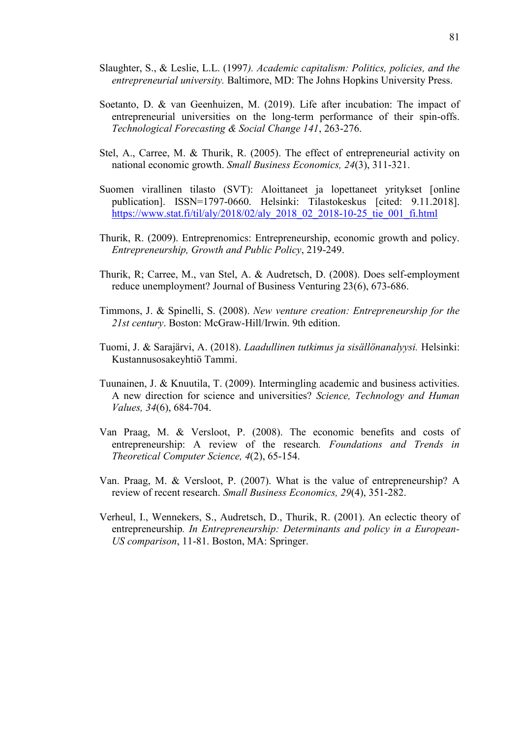Slaughter, S., & Leslie, L.L. (1997*). Academic capitalism: Politics, policies, and the entrepreneurial university.* Baltimore, MD: The Johns Hopkins University Press.

Soetanto, D. & van Geenhuizen, M. (2019). Life after incubation: The impact of entrepreneurial universities on the long-term performance of their spin-offs. *Technological Forecasting & Social Change 141*, 263-276.

Stel, A., Carree, M. & Thurik, R. (2005). The effect of entrepreneurial activity on national economic growth. *Small Business Economics, 24*(3), 311-321.

Suomen virallinen tilasto (SVT): Aloittaneet ja lopettaneet yritykset [online publication]. ISSN=1797-0660. Helsinki: Tilastokeskus [cited: 9.11.2018]. https://www.stat.fi/til/aly/2018/02/aly_2018_02_2018-10-25_tie_001_fi.html

Thurik, R. (2009). Entreprenomics: Entrepreneurship, economic growth and policy. *Entrepreneurship, Growth and Public Policy*, 219-249.

Thurik, R; Carree, M., van Stel, A. & Audretsch, D. (2008). Does self-employment reduce unemployment? Journal of Business Venturing 23(6), 673-686.

Timmons, J. & Spinelli, S. (2008). *New venture creation: Entrepreneurship for the 21st century*. Boston: McGraw-Hill/Irwin. 9th edition.

Tuomi, J. & Sarajärvi, A. (2018). *Laadullinen tutkimus ja sisällönanalyysi.* Helsinki: Kustannusosakeyhtiö Tammi.

Tuunainen, J. & Knuutila, T. (2009). Intermingling academic and business activities. A new direction for science and universities? *Science, Technology and Human Values, 34*(6), 684-704.

Van Praag, M. & Versloot, P. (2008). The economic benefits and costs of entrepreneurship: A review of the research*.* *Foundations and Trends in Theoretical Computer Science, 4*(2), 65-154.

Van. Praag, M. & Versloot, P. (2007). What is the value of entrepreneurship? A review of recent research. *Small Business Economics, 29*(4), 351-282.

Verheul, I., Wennekers, S., Audretsch, D., Thurik, R. (2001). An eclectic theory of entrepreneurship*. In Entrepreneurship: Determinants and policy in a European-US comparison*, 11-81. Boston, MA: Springer.